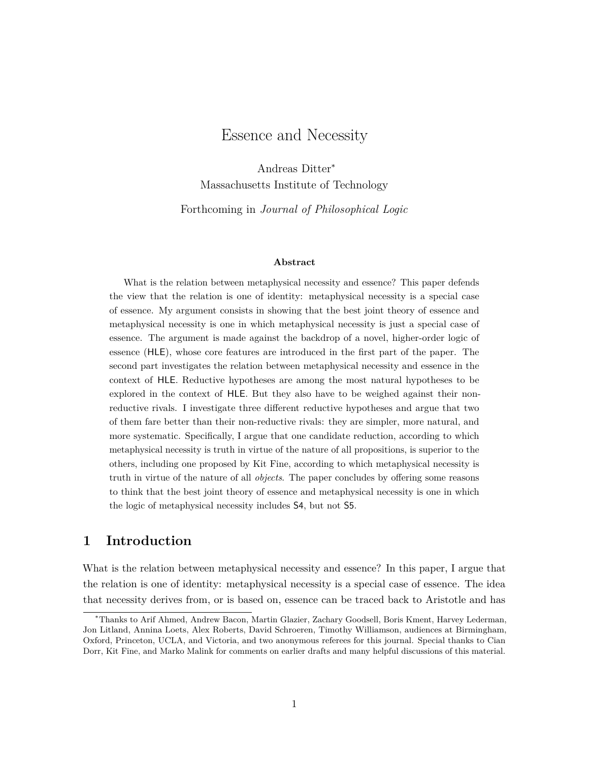# Essence and Necessity

Andreas Ditter*
Massachusetts Institute of Technology

Forthcoming in *Journal of Philosophical Logic*

**Abstract**

What is the relation between metaphysical necessity and essence? This paper defends the view that the relation is one of identity: metaphysical necessity is a special case of essence. My argument consists in showing that the best joint theory of essence and metaphysical necessity is one in which metaphysical necessity is just a special case of essence. The argument is made against the backdrop of a novel, higher-order logic of essence (HLE), whose core features are introduced in the first part of the paper. The second part investigates the relation between metaphysical necessity and essence in the context of HLE. Reductive hypotheses are among the most natural hypotheses to be explored in the context of HLE. But they also have to be weighed against their non-reductive rivals. I investigate three different reductive hypotheses and argue that two of them fare better than their non-reductive rivals: they are simpler, more natural, and more systematic. Specifically, I argue that one candidate reduction, according to which metaphysical necessity is truth in virtue of the nature of all propositions, is superior to the others, including one proposed by Kit Fine, according to which metaphysical necessity is truth in virtue of the nature of all *objects*. The paper concludes by offering some reasons to think that the best joint theory of essence and metaphysical necessity is one in which the logic of metaphysical necessity includes S4, but not S5.

## 1 Introduction

What is the relation between metaphysical necessity and essence? In this paper, I argue that the relation is one of identity: metaphysical necessity is a special case of essence. The idea that necessity derives from, or is based on, essence can be traced back to Aristotle and has

*Thanks to Arif Ahmed, Andrew Bacon, Martin Glazier, Zachary Goodsell, Harvey Lederman, Jon Litland, Annina Loets, Alex Roberts, David Schroeren, Timothy Williamson, audiences at Birmingham, Oxford, Princeton, UCLA, and Victoria, and two anonymous referees for this journal. Special thanks to Cian Dorr, Kit Fine, and Marko Malink for comments on earlier drafts and many helpful discussions of this material.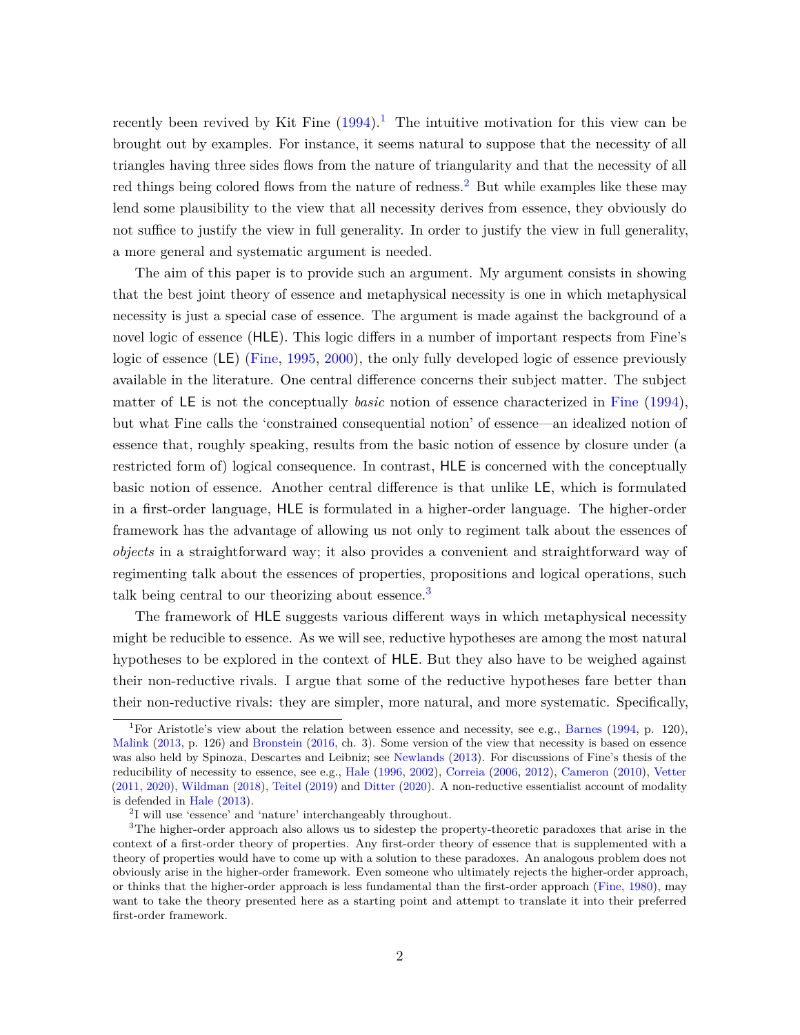recently been revived by Kit Fine (1994).[1] The intuitive motivation for this view can be brought out by examples. For instance, it seems natural to suppose that the necessity of all triangles having three sides flows from the nature of triangularity and that the necessity of all red things being colored flows from the nature of redness.[2] But while examples like these may lend some plausibility to the view that all necessity derives from essence, they obviously do not suffice to justify the view in full generality. In order to justify the view in full generality, a more general and systematic argument is needed.

The aim of this paper is to provide such an argument. My argument consists in showing that the best joint theory of essence and metaphysical necessity is one in which metaphysical necessity is just a special case of essence. The argument is made against the background of a novel logic of essence (HLE). This logic differs in a number of important respects from Fine's logic of essence (LE) (Fine, 1995, 2000), the only fully developed logic of essence previously available in the literature. One central difference concerns their subject matter. The subject matter of LE is not the conceptually *basic* notion of essence characterized in Fine (1994), but what Fine calls the 'constrained consequential notion' of essence—an idealized notion of essence that, roughly speaking, results from the basic notion of essence by closure under (a restricted form of) logical consequence. In contrast, HLE is concerned with the conceptually basic notion of essence. Another central difference is that unlike LE, which is formulated in a first-order language, HLE is formulated in a higher-order language. The higher-order framework has the advantage of allowing us not only to regiment talk about the essences of *objects* in a straightforward way; it also provides a convenient and straightforward way of regimenting talk about the essences of properties, propositions and logical operations, such talk being central to our theorizing about essence.[3]

The framework of HLE suggests various different ways in which metaphysical necessity might be reducible to essence. As we will see, reductive hypotheses are among the most natural hypotheses to be explored in the context of HLE. But they also have to be weighed against their non-reductive rivals. I argue that some of the reductive hypotheses fare better than their non-reductive rivals: they are simpler, more natural, and more systematic. Specifically,

[1] For Aristotle's view about the relation between essence and necessity, see e.g., Barnes (1994, p. 120), Malink (2013, p. 126) and Bronstein (2016, ch. 3). Some version of the view that necessity is based on essence was also held by Spinoza, Descartes and Leibniz; see Newlands (2013). For discussions of Fine's thesis of the reducibility of necessity to essence, see e.g., Hale (1996, 2002), Correia (2006, 2012), Cameron (2010), Vetter (2011, 2020), Wildman (2018), Teitel (2019) and Ditter (2020). A non-reductive essentialist account of modality is defended in Hale (2013).

[2] I will use 'essence' and 'nature' interchangeably throughout.

[3] The higher-order approach also allows us to sidestep the property-theoretic paradoxes that arise in the context of a first-order theory of properties. Any first-order theory of essence that is supplemented with a theory of properties would have to come up with a solution to these paradoxes. An analogous problem does not obviously arise in the higher-order framework. Even someone who ultimately rejects the higher-order approach, or thinks that the higher-order approach is less fundamental than the first-order approach (Fine, 1980), may want to take the theory presented here as a starting point and attempt to translate it into their preferred first-order framework.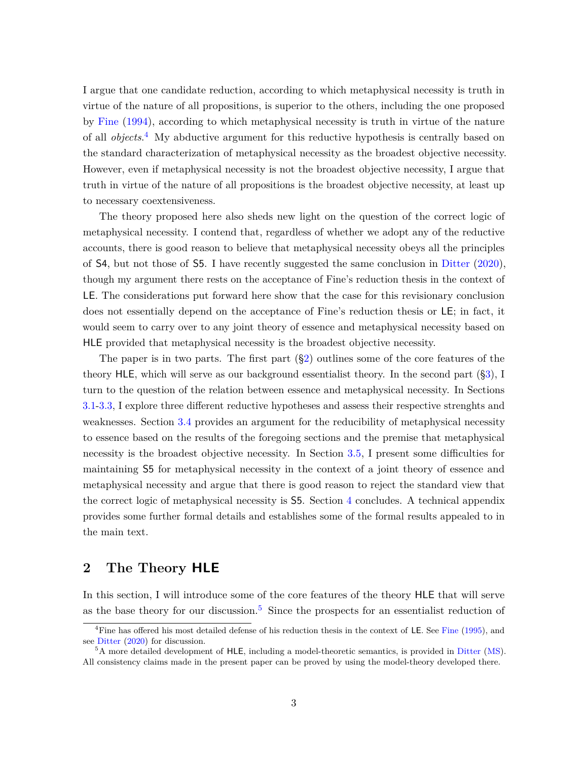I argue that one candidate reduction, according to which metaphysical necessity is truth in virtue of the nature of all propositions, is superior to the others, including the one proposed by Fine (1994), according to which metaphysical necessity is truth in virtue of the nature of all *objects*.[4] My abductive argument for this reductive hypothesis is centrally based on the standard characterization of metaphysical necessity as the broadest objective necessity. However, even if metaphysical necessity is not the broadest objective necessity, I argue that truth in virtue of the nature of all propositions is the broadest objective necessity, at least up to necessary coextensiveness.

The theory proposed here also sheds new light on the question of the correct logic of metaphysical necessity. I contend that, regardless of whether we adopt any of the reductive accounts, there is good reason to believe that metaphysical necessity obeys all the principles of S4, but not those of S5. I have recently suggested the same conclusion in Ditter (2020), though my argument there rests on the acceptance of Fine's reduction thesis in the context of LE. The considerations put forward here show that the case for this revisionary conclusion does not essentially depend on the acceptance of Fine's reduction thesis or LE; in fact, it would seem to carry over to any joint theory of essence and metaphysical necessity based on HLE provided that metaphysical necessity is the broadest objective necessity.

The paper is in two parts. The first part (§2) outlines some of the core features of the theory HLE, which will serve as our background essentialist theory. In the second part (§3), I turn to the question of the relation between essence and metaphysical necessity. In Sections 3.1-3.3, I explore three different reductive hypotheses and assess their respective strenghts and weaknesses. Section 3.4 provides an argument for the reducibility of metaphysical necessity to essence based on the results of the foregoing sections and the premise that metaphysical necessity is the broadest objective necessity. In Section 3.5, I present some difficulties for maintaining S5 for metaphysical necessity in the context of a joint theory of essence and metaphysical necessity and argue that there is good reason to reject the standard view that the correct logic of metaphysical necessity is S5. Section 4 concludes. A technical appendix provides some further formal details and establishes some of the formal results appealed to in the main text.

## 2 The Theory HLE

In this section, I will introduce some of the core features of the theory HLE that will serve as the base theory for our discussion.[5] Since the prospects for an essentialist reduction of

---

[4] Fine has offered his most detailed defense of his reduction thesis in the context of LE. See Fine (1995), and see Ditter (2020) for discussion.

[5] A more detailed development of HLE, including a model-theoretic semantics, is provided in Ditter (MS). All consistency claims made in the present paper can be proved by using the model-theory developed there.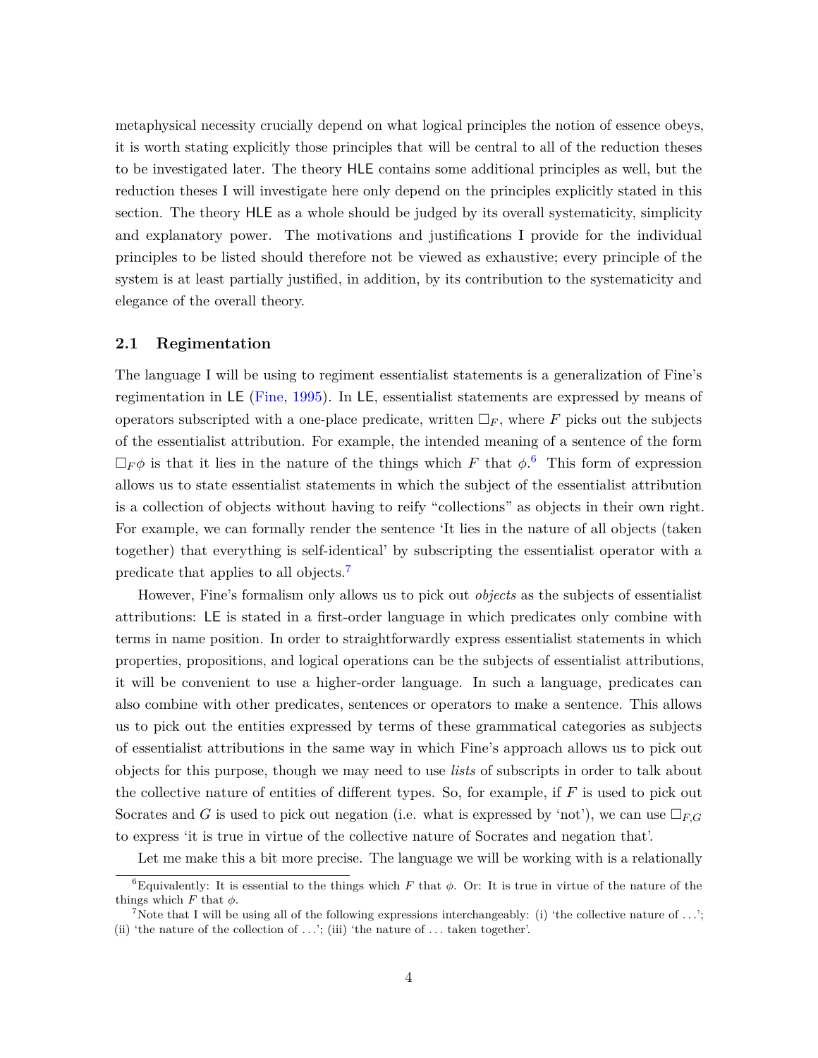metaphysical necessity crucially depend on what logical principles the notion of essence obeys, it is worth stating explicitly those principles that will be central to all of the reduction theses to be investigated later. The theory HLE contains some additional principles as well, but the reduction theses I will investigate here only depend on the principles explicitly stated in this section. The theory HLE as a whole should be judged by its overall systematicity, simplicity and explanatory power. The motivations and justifications I provide for the individual principles to be listed should therefore not be viewed as exhaustive; every principle of the system is at least partially justified, in addition, by its contribution to the systematicity and elegance of the overall theory.

### 2.1 Regimentation

The language I will be using to regiment essentialist statements is a generalization of Fine's regimentation in LE (Fine, 1995). In LE, essentialist statements are expressed by means of operators subscripted with a one-place predicate, written $\Box_F$, where $F$ picks out the subjects of the essentialist attribution. For example, the intended meaning of a sentence of the form $\Box_F \phi$ is that it lies in the nature of the things which $F$ that $\phi$.[6] This form of expression allows us to state essentialist statements in which the subject of the essentialist attribution is a collection of objects without having to reify "collections" as objects in their own right. For example, we can formally render the sentence 'It lies in the nature of all objects (taken together) that everything is self-identical' by subscripting the essentialist operator with a predicate that applies to all objects.[7]

However, Fine's formalism only allows us to pick out *objects* as the subjects of essentialist attributions: LE is stated in a first-order language in which predicates only combine with terms in name position. In order to straightforwardly express essentialist statements in which properties, propositions, and logical operations can be the subjects of essentialist attributions, it will be convenient to use a higher-order language. In such a language, predicates can also combine with other predicates, sentences or operators to make a sentence. This allows us to pick out the entities expressed by terms of these grammatical categories as subjects of essentialist attributions in the same way in which Fine's approach allows us to pick out objects for this purpose, though we may need to use *lists* of subscripts in order to talk about the collective nature of entities of different types. So, for example, if $F$ is used to pick out Socrates and $G$ is used to pick out negation (i.e. what is expressed by 'not'), we can use $\Box_{F,G}$ to express 'it is true in virtue of the collective nature of Socrates and negation that'.

Let me make this a bit more precise. The language we will be working with is a relationally

[6] Equivalently: It is essential to the things which $F$ that $\phi$. Or: It is true in virtue of the nature of the things which $F$ that $\phi$.

[7] Note that I will be using all of the following expressions interchangeably: (i) 'the collective nature of ...'; (ii) 'the nature of the collection of ...'; (iii) 'the nature of ... taken together'.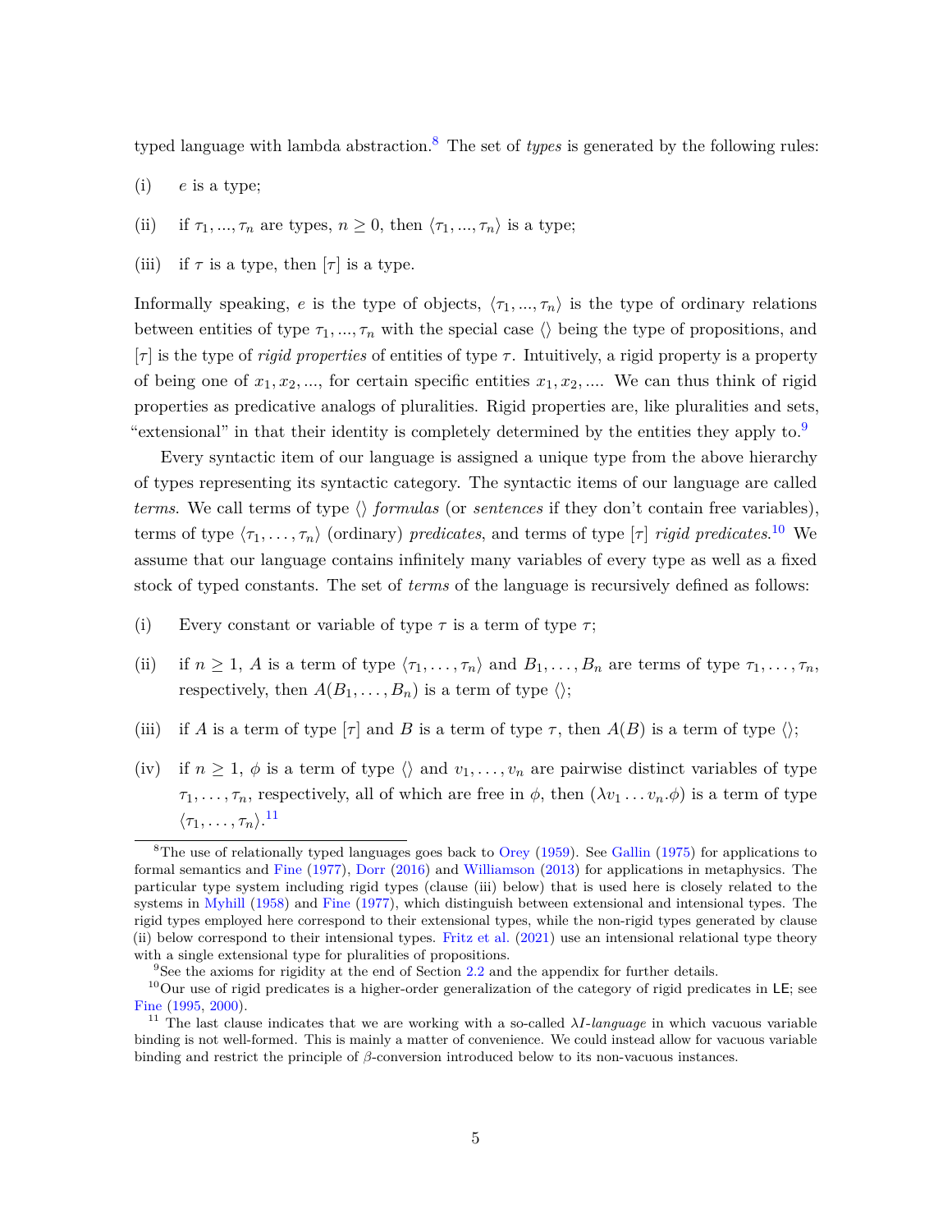typed language with lambda abstraction.[8] The set of *types* is generated by the following rules:

(i) $e$ is a type;

(ii) if $\tau_1, ..., \tau_n$ are types, $n \geq 0$, then $\langle \tau_1, ..., \tau_n \rangle$ is a type;

(iii) if $\tau$ is a type, then $[\tau]$ is a type.

Informally speaking, $e$ is the type of objects, $\langle \tau_1, ..., \tau_n \rangle$ is the type of ordinary relations between entities of type $\tau_1, ..., \tau_n$ with the special case $\langle\rangle$ being the type of propositions, and $[\tau]$ is the type of *rigid properties* of entities of type $\tau$. Intuitively, a rigid property is a property of being one of $x_1, x_2, ...$, for certain specific entities $x_1, x_2, ....$ We can thus think of rigid properties as predicative analogs of pluralities. Rigid properties are, like pluralities and sets, "extensional" in that their identity is completely determined by the entities they apply to.[9]

Every syntactic item of our language is assigned a unique type from the above hierarchy of types representing its syntactic category. The syntactic items of our language are called *terms*. We call terms of type $\langle\rangle$ *formulas* (or *sentences* if they don't contain free variables), terms of type $\langle \tau_1, \ldots, \tau_n \rangle$ (ordinary) *predicates*, and terms of type $[\tau]$ *rigid predicates*.[10] We assume that our language contains infinitely many variables of every type as well as a fixed stock of typed constants. The set of *terms* of the language is recursively defined as follows:

(i) Every constant or variable of type $\tau$ is a term of type $\tau$;

(ii) if $n \geq 1$, $A$ is a term of type $\langle \tau_1, \ldots, \tau_n \rangle$ and $B_1, \ldots, B_n$ are terms of type $\tau_1, \ldots, \tau_n$, respectively, then $A(B_1, \ldots, B_n)$ is a term of type $\langle\rangle$;

(iii) if $A$ is a term of type $[\tau]$ and $B$ is a term of type $\tau$, then $A(B)$ is a term of type $\langle\rangle$;

(iv) if $n \geq 1$, $\phi$ is a term of type $\langle\rangle$ and $v_1, \ldots, v_n$ are pairwise distinct variables of type $\tau_1, \ldots, \tau_n$, respectively, all of which are free in $\phi$, then $(\lambda v_1 \ldots v_n.\phi)$ is a term of type $\langle \tau_1, \ldots, \tau_n \rangle$.[11]

---

[8] The use of relationally typed languages goes back to Orey (1959). See Gallin (1975) for applications to formal semantics and Fine (1977), Dorr (2016) and Williamson (2013) for applications in metaphysics. The particular type system including rigid types (clause (iii) below) that is used here is closely related to the systems in Myhill (1958) and Fine (1977), which distinguish between extensional and intensional types. The rigid types employed here correspond to their extensional types, while the non-rigid types generated by clause (ii) below correspond to their intensional types. Fritz et al. (2021) use an intensional relational type theory with a single extensional type for pluralities of propositions.

[9] See the axioms for rigidity at the end of Section 2.2 and the appendix for further details.

[10] Our use of rigid predicates is a higher-order generalization of the category of rigid predicates in LE; see Fine (1995, 2000).

[11] The last clause indicates that we are working with a so-called *λI-language* in which vacuous variable binding is not well-formed. This is mainly a matter of convenience. We could instead allow for vacuous variable binding and restrict the principle of β-conversion introduced below to its non-vacuous instances.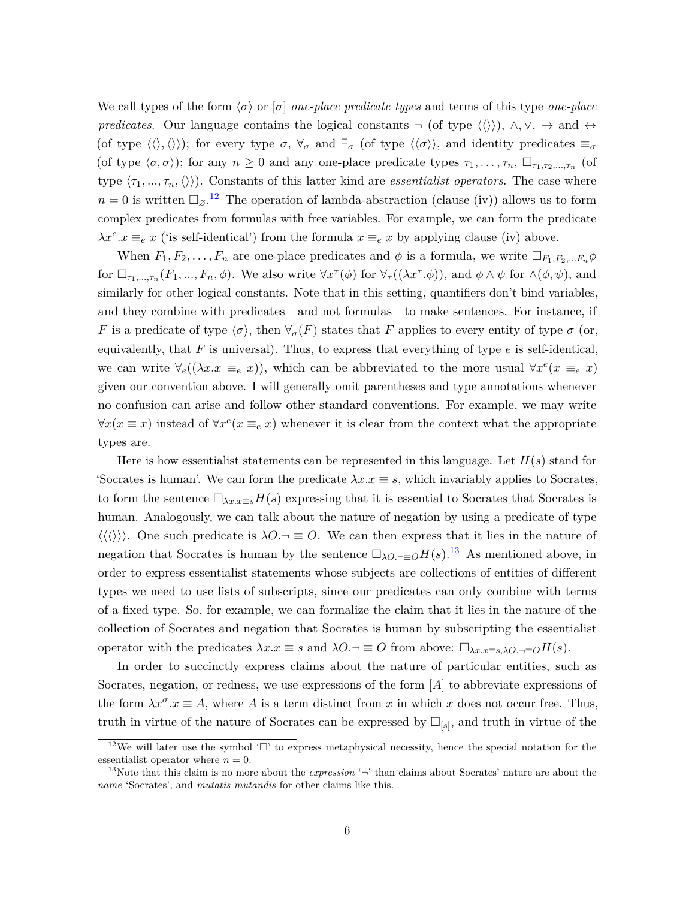We call types of the form $\langle\sigma\rangle$ or $[\sigma]$ *one-place predicate types* and terms of this type *one-place predicates*. Our language contains the logical constants $\neg$ (of type $\langle\langle\rangle\rangle$), $\wedge, \vee, \rightarrow$ and $\leftrightarrow$ (of type $\langle\langle\rangle,\langle\rangle\rangle$); for every type $\sigma$, $\forall_\sigma$ and $\exists_\sigma$ (of type $\langle\langle\sigma\rangle\rangle$, and identity predicates $\equiv_\sigma$ (of type $\langle\sigma,\sigma\rangle$); for any $n \geq 0$ and any one-place predicate types $\tau_1,\ldots,\tau_n$, $\Box_{\tau_1,\tau_2,\ldots,\tau_n}$ (of type $\langle\tau_1,\ldots,\tau_n,\langle\rangle\rangle$). Constants of this latter kind are *essentialist operators*. The case where $n=0$ is written $\Box_\varnothing$.[12] The operation of lambda-abstraction (clause (iv)) allows us to form complex predicates from formulas with free variables. For example, we can form the predicate $\lambda x^e.x \equiv_e x$ ('is self-identical') from the formula $x \equiv_e x$ by applying clause (iv) above.

When $F_1, F_2, \ldots, F_n$ are one-place predicates and $\phi$ is a formula, we write $\Box_{F_1,F_2,\ldots F_n}\phi$ for $\Box_{\tau_1,\ldots,\tau_n}(F_1,\ldots,F_n,\phi)$. We also write $\forall x^\tau(\phi)$ for $\forall_\tau((\lambda x^\tau.\phi))$, and $\phi \wedge \psi$ for $\wedge(\phi,\psi)$, and similarly for other logical constants. Note that in this setting, quantifiers don't bind variables, and they combine with predicates—and not formulas—to make sentences. For instance, if $F$ is a predicate of type $\langle\sigma\rangle$, then $\forall_\sigma(F)$ states that $F$ applies to every entity of type $\sigma$ (or, equivalently, that $F$ is universal). Thus, to express that everything of type $e$ is self-identical, we can write $\forall_e((\lambda x.x \equiv_e x))$, which can be abbreviated to the more usual $\forall x^e(x \equiv_e x)$ given our convention above. I will generally omit parentheses and type annotations whenever no confusion can arise and follow other standard conventions. For example, we may write $\forall x(x \equiv x)$ instead of $\forall x^e(x \equiv_e x)$ whenever it is clear from the context what the appropriate types are.

Here is how essentialist statements can be represented in this language. Let $H(s)$ stand for 'Socrates is human'. We can form the predicate $\lambda x.x \equiv s$, which invariably applies to Socrates, to form the sentence $\Box_{\lambda x.x\equiv s}H(s)$ expressing that it is essential to Socrates that Socrates is human. Analogously, we can talk about the nature of negation by using a predicate of type $\langle\langle\langle\rangle\rangle\rangle$. One such predicate is $\lambda O.\neg \equiv O$. We can then express that it lies in the nature of negation that Socrates is human by the sentence $\Box_{\lambda O.\neg\equiv O}H(s)$.[13] As mentioned above, in order to express essentialist statements whose subjects are collections of entities of different types we need to use lists of subscripts, since our predicates can only combine with terms of a fixed type. So, for example, we can formalize the claim that it lies in the nature of the collection of Socrates and negation that Socrates is human by subscripting the essentialist operator with the predicates $\lambda x.x \equiv s$ and $\lambda O.\neg \equiv O$ from above: $\Box_{\lambda x.x\equiv s,\lambda O.\neg\equiv O}H(s)$.

In order to succinctly express claims about the nature of particular entities, such as Socrates, negation, or redness, we use expressions of the form $[A]$ to abbreviate expressions of the form $\lambda x^\sigma.x \equiv A$, where $A$ is a term distinct from $x$ in which $x$ does not occur free. Thus, truth in virtue of the nature of Socrates can be expressed by $\Box_{[s]}$, and truth in virtue of the

[12] We will later use the symbol '$\Box$' to express metaphysical necessity, hence the special notation for the essentialist operator where $n=0$.

[13] Note that this claim is no more about the *expression* '$\neg$' than claims about Socrates' nature are about the *name* 'Socrates', and *mutatis mutandis* for other claims like this.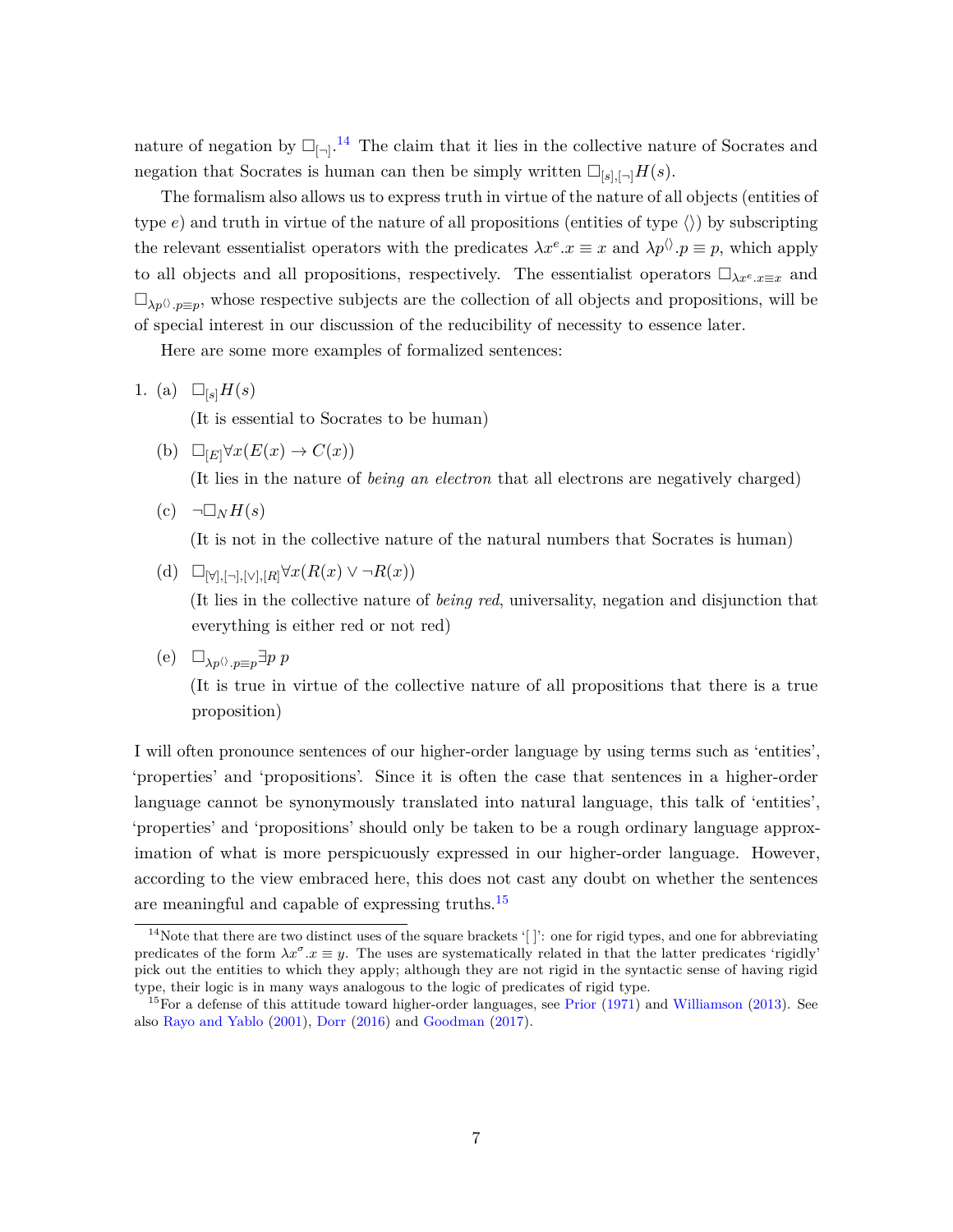nature of negation by $\Box_{[\neg]}$.[14] The claim that it lies in the collective nature of Socrates and negation that Socrates is human can then be simply written $\Box_{[s],[\neg]}H(s)$.

The formalism also allows us to express truth in virtue of the nature of all objects (entities of type $e$) and truth in virtue of the nature of all propositions (entities of type $\langle\rangle$) by subscripting the relevant essentialist operators with the predicates $\lambda x^e.x \equiv x$ and $\lambda p^{\langle\rangle}.p \equiv p$, which apply to all objects and all propositions, respectively. The essentialist operators $\Box_{\lambda x^e.x\equiv x}$ and $\Box_{\lambda p^{\langle\rangle}.p\equiv p}$, whose respective subjects are the collection of all objects and propositions, will be of special interest in our discussion of the reducibility of necessity to essence later.

Here are some more examples of formalized sentences:

1. (a) $\Box_{[s]}H(s)$

   (It is essential to Socrates to be human)

   (b) $\Box_{[E]}\forall x(E(x) \to C(x))$

   (It lies in the nature of *being an electron* that all electrons are negatively charged)

   (c) $\neg\Box_N H(s)$

   (It is not in the collective nature of the natural numbers that Socrates is human)

   (d) $\Box_{[\forall],[\neg],[\vee],[R]}\forall x(R(x) \vee \neg R(x))$

   (It lies in the collective nature of *being red*, universality, negation and disjunction that everything is either red or not red)

   (e) $\Box_{\lambda p^{\langle\rangle}.p\equiv p}\exists p\, p$

   (It is true in virtue of the collective nature of all propositions that there is a true proposition)

I will often pronounce sentences of our higher-order language by using terms such as 'entities', 'properties' and 'propositions'. Since it is often the case that sentences in a higher-order language cannot be synonymously translated into natural language, this talk of 'entities', 'properties' and 'propositions' should only be taken to be a rough ordinary language approximation of what is more perspicuously expressed in our higher-order language. However, according to the view embraced here, this does not cast any doubt on whether the sentences are meaningful and capable of expressing truths.[15]

---

[14] Note that there are two distinct uses of the square brackets '[ ]': one for rigid types, and one for abbreviating predicates of the form $\lambda x^\sigma.x \equiv y$. The uses are systematically related in that the latter predicates 'rigidly' pick out the entities to which they apply; although they are not rigid in the syntactic sense of having rigid type, their logic is in many ways analogous to the logic of predicates of rigid type.

[15] For a defense of this attitude toward higher-order languages, see Prior (1971) and Williamson (2013). See also Rayo and Yablo (2001), Dorr (2016) and Goodman (2017).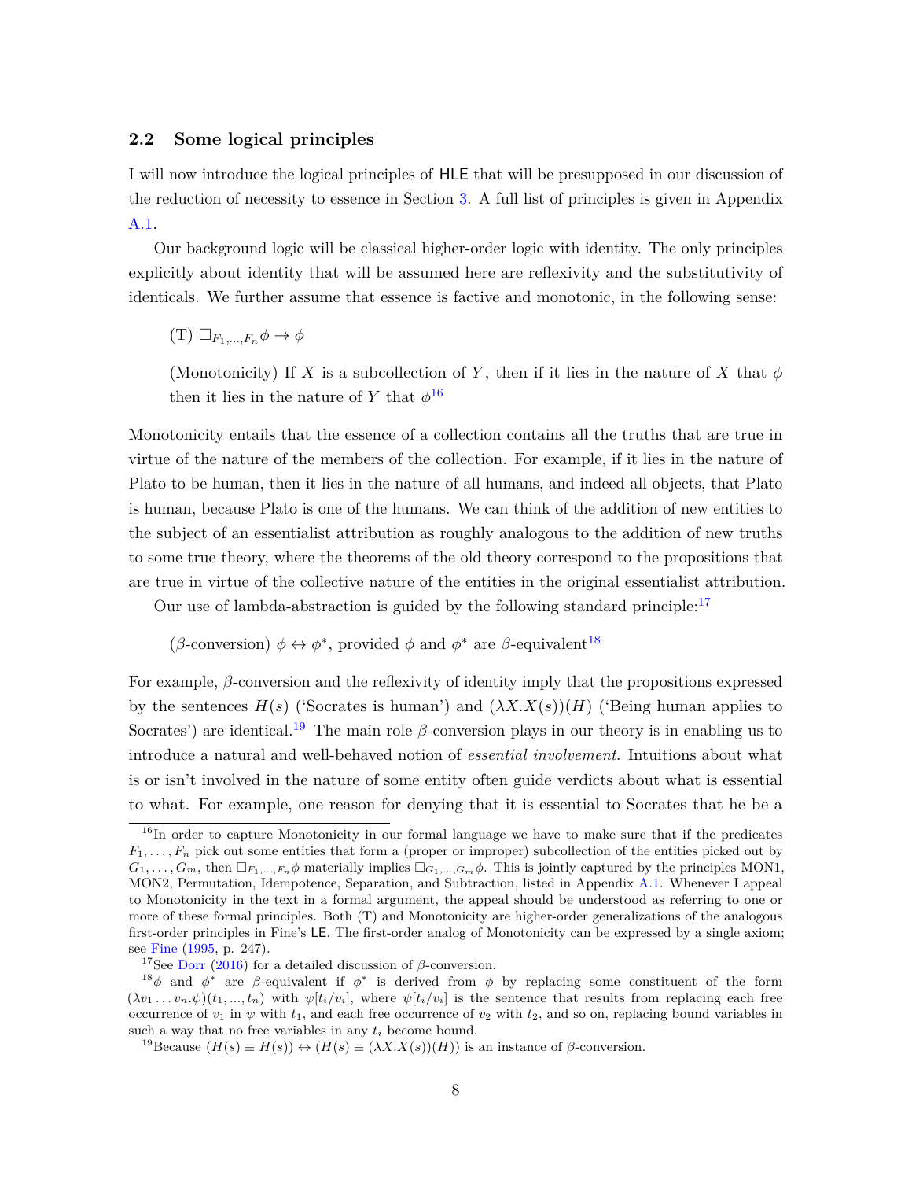### 2.2 Some logical principles

I will now introduce the logical principles of HLE that will be presupposed in our discussion of the reduction of necessity to essence in Section 3. A full list of principles is given in Appendix A.1.

Our background logic will be classical higher-order logic with identity. The only principles explicitly about identity that will be assumed here are reflexivity and the substitutivity of identicals. We further assume that essence is factive and monotonic, in the following sense:

> (T) $\Box_{F_1,\dots,F_n}\phi \to \phi$
>
> (Monotonicity) If $X$ is a subcollection of $Y$, then if it lies in the nature of $X$ that $\phi$ then it lies in the nature of $Y$ that $\phi$[16]

Monotonicity entails that the essence of a collection contains all the truths that are true in virtue of the nature of the members of the collection. For example, if it lies in the nature of Plato to be human, then it lies in the nature of all humans, and indeed all objects, that Plato is human, because Plato is one of the humans. We can think of the addition of new entities to the subject of an essentialist attribution as roughly analogous to the addition of new truths to some true theory, where the theorems of the old theory correspond to the propositions that are true in virtue of the collective nature of the entities in the original essentialist attribution.

Our use of lambda-abstraction is guided by the following standard principle:[17]

> ($\beta$-conversion) $\phi \leftrightarrow \phi^*$, provided $\phi$ and $\phi^*$ are $\beta$-equivalent[18]

For example, $\beta$-conversion and the reflexivity of identity imply that the propositions expressed by the sentences $H(s)$ ('Socrates is human') and $(\lambda X.X(s))(H)$ ('Being human applies to Socrates') are identical.[19] The main role $\beta$-conversion plays in our theory is in enabling us to introduce a natural and well-behaved notion of *essential involvement*. Intuitions about what is or isn't involved in the nature of some entity often guide verdicts about what is essential to what. For example, one reason for denying that it is essential to Socrates that he be a

---

[16] In order to capture Monotonicity in our formal language we have to make sure that if the predicates $F_1,\dots,F_n$ pick out some entities that form a (proper or improper) subcollection of the entities picked out by $G_1,\dots,G_m$, then $\Box_{F_1,\dots,F_n}\phi$ materially implies $\Box_{G_1,\dots,G_m}\phi$. This is jointly captured by the principles MON1, MON2, Permutation, Idempotence, Separation, and Subtraction, listed in Appendix A.1. Whenever I appeal to Monotonicity in the text in a formal argument, the appeal should be understood as referring to one or more of these formal principles. Both (T) and Monotonicity are higher-order generalizations of the analogous first-order principles in Fine's LE. The first-order analog of Monotonicity can be expressed by a single axiom; see Fine (1995, p. 247).

[17] See Dorr (2016) for a detailed discussion of $\beta$-conversion.

[18] $\phi$ and $\phi^*$ are $\beta$-equivalent if $\phi^*$ is derived from $\phi$ by replacing some constituent of the form $(\lambda v_1 \dots v_n.\psi)(t_1,\dots,t_n)$ with $\psi[t_i/v_i]$, where $\psi[t_i/v_i]$ is the sentence that results from replacing each free occurrence of $v_1$ in $\psi$ with $t_1$, and each free occurrence of $v_2$ with $t_2$, and so on, replacing bound variables in such a way that no free variables in any $t_i$ become bound.

[19] Because $(H(s) \equiv H(s)) \leftrightarrow (H(s) \equiv (\lambda X.X(s))(H))$ is an instance of $\beta$-conversion.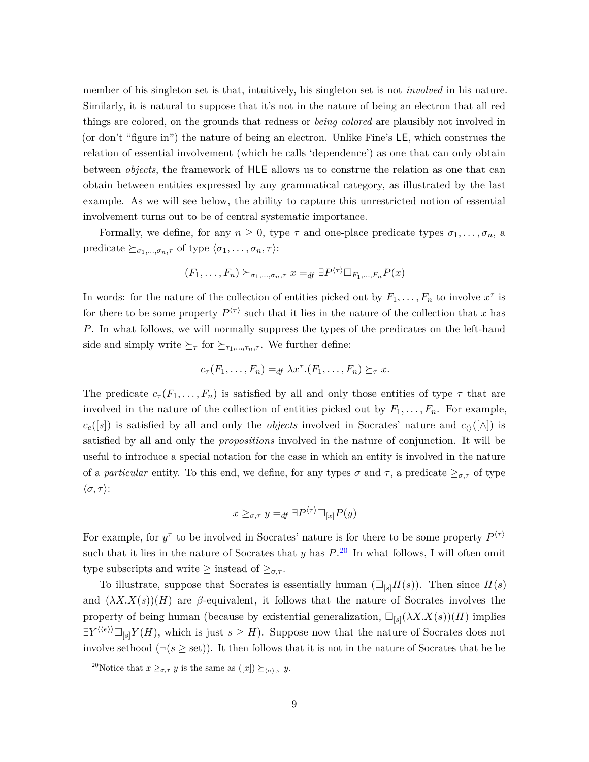member of his singleton set is that, intuitively, his singleton set is not *involved* in his nature. Similarly, it is natural to suppose that it's not in the nature of being an electron that all red things are colored, on the grounds that redness or *being colored* are plausibly not involved in (or don't "figure in") the nature of being an electron. Unlike Fine's LE, which construes the relation of essential involvement (which he calls 'dependence') as one that can only obtain between *objects*, the framework of HLE allows us to construe the relation as one that can obtain between entities expressed by any grammatical category, as illustrated by the last example. As we will see below, the ability to capture this unrestricted notion of essential involvement turns out to be of central systematic importance.

Formally, we define, for any $n \geq 0$, type $\tau$ and one-place predicate types $\sigma_1, \ldots, \sigma_n$, a predicate $\succeq_{\sigma_1,\ldots,\sigma_n,\tau}$ of type $\langle \sigma_1, \ldots, \sigma_n, \tau \rangle$:

$$(F_1, \ldots, F_n) \succeq_{\sigma_1,\ldots,\sigma_n,\tau} x =_{df} \exists P^{\langle \tau \rangle} \Box_{F_1,\ldots,F_n} P(x)$$

In words: for the nature of the collection of entities picked out by $F_1, \ldots, F_n$ to involve $x^\tau$ is for there to be some property $P^{\langle \tau \rangle}$ such that it lies in the nature of the collection that $x$ has $P$. In what follows, we will normally suppress the types of the predicates on the left-hand side and simply write $\succeq_\tau$ for $\succeq_{\tau_1,\ldots,\tau_n,\tau}$. We further define:

$$c_\tau(F_1, \ldots, F_n) =_{df} \lambda x^\tau.(F_1, \ldots, F_n) \succeq_\tau x.$$

The predicate $c_\tau(F_1, \ldots, F_n)$ is satisfied by all and only those entities of type $\tau$ that are involved in the nature of the collection of entities picked out by $F_1, \ldots, F_n$. For example, $c_e([s])$ is satisfied by all and only the *objects* involved in Socrates' nature and $c_{\langle\rangle}([\wedge])$ is satisfied by all and only the *propositions* involved in the nature of conjunction. It will be useful to introduce a special notation for the case in which an entity is involved in the nature of a *particular* entity. To this end, we define, for any types $\sigma$ and $\tau$, a predicate $\geq_{\sigma,\tau}$ of type $\langle \sigma, \tau \rangle$:

$$x \geq_{\sigma,\tau} y =_{df} \exists P^{\langle \tau \rangle} \Box_{[x]} P(y)$$

For example, for $y^\tau$ to be involved in Socrates' nature is for there to be some property $P^{\langle \tau \rangle}$ such that it lies in the nature of Socrates that $y$ has $P$.[20] In what follows, I will often omit type subscripts and write $\geq$ instead of $\geq_{\sigma,\tau}$.

To illustrate, suppose that Socrates is essentially human ($\Box_{[s]} H(s)$). Then since $H(s)$ and $(\lambda X.X(s))(H)$ are $\beta$-equivalent, it follows that the nature of Socrates involves the property of being human (because by existential generalization, $\Box_{[s]}(\lambda X.X(s))(H)$ implies $\exists Y^{\langle\langle e \rangle\rangle} \Box_{[s]} Y(H)$, which is just $s \geq H$). Suppose now that the nature of Socrates does not involve sethood ($\neg(s \geq \text{set})$). It then follows that it is not in the nature of Socrates that he be

[20] Notice that $x \geq_{\sigma,\tau} y$ is the same as $([x]) \succeq_{\langle \sigma \rangle,\tau} y$.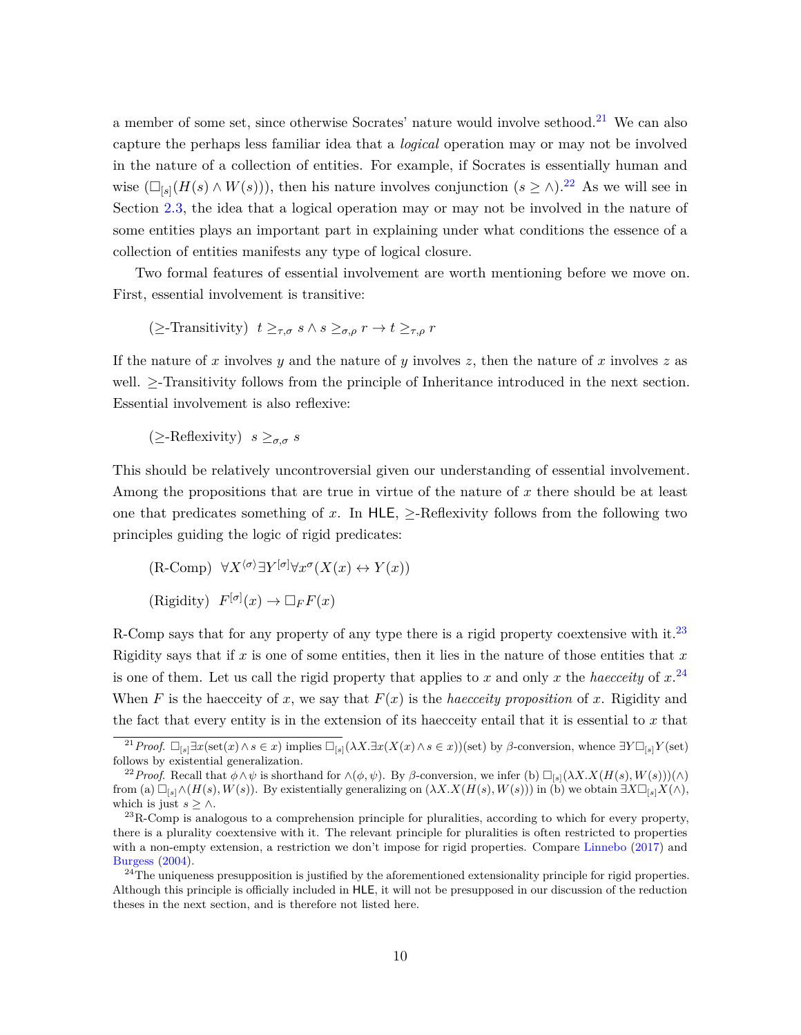a member of some set, since otherwise Socrates' nature would involve sethood.[21] We can also capture the perhaps less familiar idea that a *logical* operation may or may not be involved in the nature of a collection of entities. For example, if Socrates is essentially human and wise ($\Box_{[s]}(H(s) \wedge W(s))$), then his nature involves conjunction ($s \geq \wedge$).[22] As we will see in Section 2.3, the idea that a logical operation may or may not be involved in the nature of some entities plays an important part in explaining under what conditions the essence of a collection of entities manifests any type of logical closure.

Two formal features of essential involvement are worth mentioning before we move on. First, essential involvement is transitive:

($\geq$-Transitivity) $t \geq_{\tau,\sigma} s \wedge s \geq_{\sigma,\rho} r \rightarrow t \geq_{\tau,\rho} r$

If the nature of $x$ involves $y$ and the nature of $y$ involves $z$, then the nature of $x$ involves $z$ as well. $\geq$-Transitivity follows from the principle of Inheritance introduced in the next section. Essential involvement is also reflexive:

($\geq$-Reflexivity) $s \geq_{\sigma,\sigma} s$

This should be relatively uncontroversial given our understanding of essential involvement. Among the propositions that are true in virtue of the nature of $x$ there should be at least one that predicates something of $x$. In HLE, $\geq$-Reflexivity follows from the following two principles guiding the logic of rigid predicates:

(R-Comp) $\forall X^{\langle\sigma\rangle}\exists Y^{[\sigma]}\forall x^{\sigma}(X(x) \leftrightarrow Y(x))$

(Rigidity) $F^{[\sigma]}(x) \rightarrow \Box_F F(x)$

R-Comp says that for any property of any type there is a rigid property coextensive with it.[23] Rigidity says that if $x$ is one of some entities, then it lies in the nature of those entities that $x$ is one of them. Let us call the rigid property that applies to $x$ and only $x$ the *haecceity* of $x$.[24] When $F$ is the haecceity of $x$, we say that $F(x)$ is the *haecceity proposition* of $x$. Rigidity and the fact that every entity is in the extension of its haecceity entail that it is essential to $x$ that

---

[21] *Proof.* $\Box_{[s]}\exists x(\text{set}(x) \wedge s \in x)$ implies $\Box_{[s]}(\lambda X.\exists x(X(x) \wedge s \in x))(\text{set})$ by $\beta$-conversion, whence $\exists Y \Box_{[s]} Y(\text{set})$ follows by existential generalization.

[22] *Proof.* Recall that $\phi \wedge \psi$ is shorthand for $\wedge(\phi, \psi)$. By $\beta$-conversion, we infer (b) $\Box_{[s]}(\lambda X.X(H(s), W(s)))(\wedge)$ from (a) $\Box_{[s]}\wedge(H(s), W(s))$. By existentially generalizing on $(\lambda X.X(H(s), W(s)))$ in (b) we obtain $\exists X \Box_{[s]} X(\wedge)$, which is just $s \geq \wedge$.

[23] R-Comp is analogous to a comprehension principle for pluralities, according to which for every property, there is a plurality coextensive with it. The relevant principle for pluralities is often restricted to properties with a non-empty extension, a restriction we don't impose for rigid properties. Compare Linnebo (2017) and Burgess (2004).

[24] The uniqueness presupposition is justified by the aforementioned extensionality principle for rigid properties. Although this principle is officially included in HLE, it will not be presupposed in our discussion of the reduction theses in the next section, and is therefore not listed here.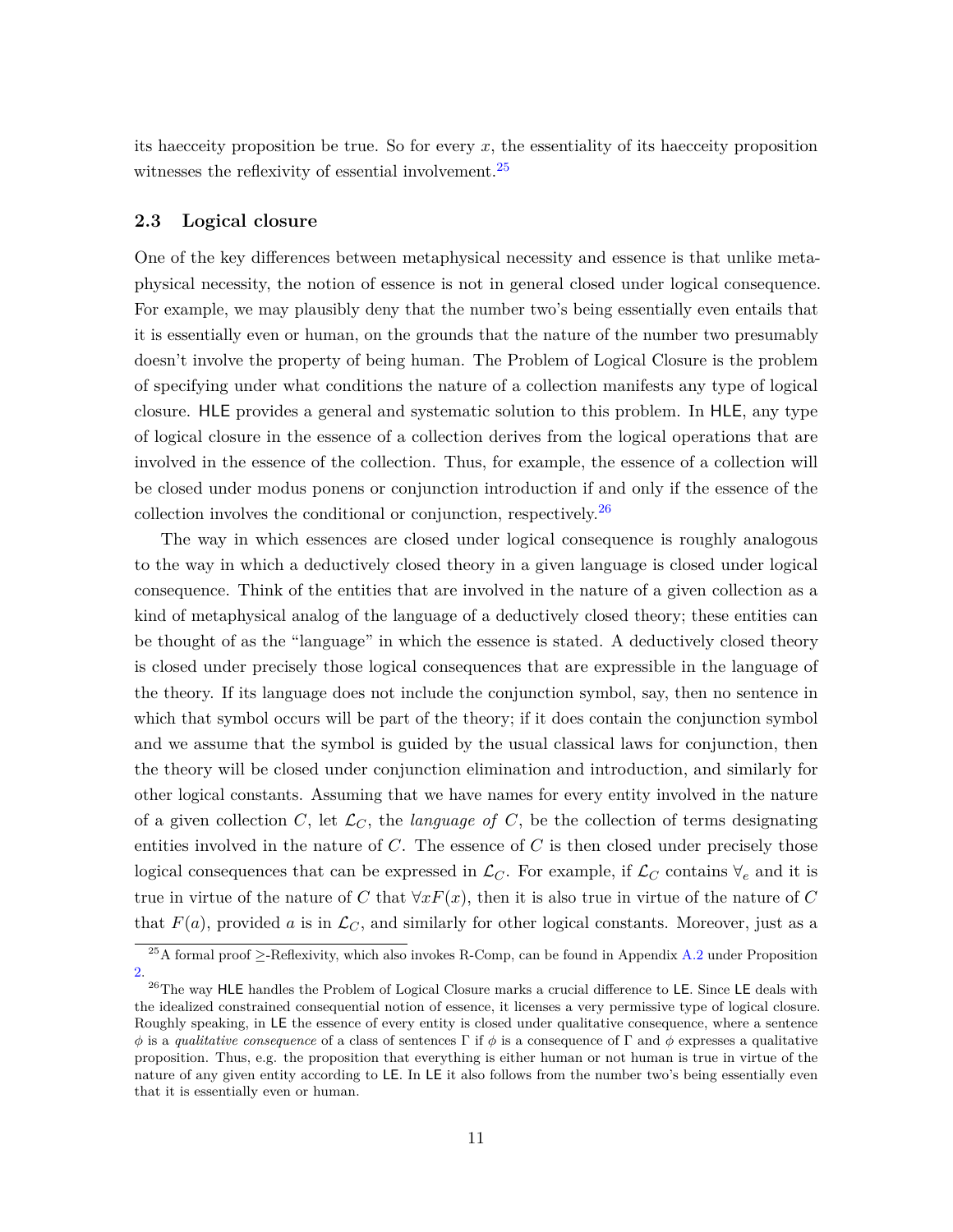its haecceity proposition be true. So for every $x$, the essentiality of its haecceity proposition witnesses the reflexivity of essential involvement.[25]

### 2.3 Logical closure

One of the key differences between metaphysical necessity and essence is that unlike metaphysical necessity, the notion of essence is not in general closed under logical consequence. For example, we may plausibly deny that the number two's being essentially even entails that it is essentially even or human, on the grounds that the nature of the number two presumably doesn't involve the property of being human. The Problem of Logical Closure is the problem of specifying under what conditions the nature of a collection manifests any type of logical closure. HLE provides a general and systematic solution to this problem. In HLE, any type of logical closure in the essence of a collection derives from the logical operations that are involved in the essence of the collection. Thus, for example, the essence of a collection will be closed under modus ponens or conjunction introduction if and only if the essence of the collection involves the conditional or conjunction, respectively.[26]

The way in which essences are closed under logical consequence is roughly analogous to the way in which a deductively closed theory in a given language is closed under logical consequence. Think of the entities that are involved in the nature of a given collection as a kind of metaphysical analog of the language of a deductively closed theory; these entities can be thought of as the "language" in which the essence is stated. A deductively closed theory is closed under precisely those logical consequences that are expressible in the language of the theory. If its language does not include the conjunction symbol, say, then no sentence in which that symbol occurs will be part of the theory; if it does contain the conjunction symbol and we assume that the symbol is guided by the usual classical laws for conjunction, then the theory will be closed under conjunction elimination and introduction, and similarly for other logical constants. Assuming that we have names for every entity involved in the nature of a given collection $C$, let $\mathcal{L}_C$, the *language of* $C$, be the collection of terms designating entities involved in the nature of $C$. The essence of $C$ is then closed under precisely those logical consequences that can be expressed in $\mathcal{L}_C$. For example, if $\mathcal{L}_C$ contains $\forall_e$ and it is true in virtue of the nature of $C$ that $\forall x F(x)$, then it is also true in virtue of the nature of $C$ that $F(a)$, provided $a$ is in $\mathcal{L}_C$, and similarly for other logical constants. Moreover, just as a

[25] A formal proof $\geq$-Reflexivity, which also invokes R-Comp, can be found in Appendix A.2 under Proposition 2.

[26] The way HLE handles the Problem of Logical Closure marks a crucial difference to LE. Since LE deals with the idealized constrained consequential notion of essence, it licenses a very permissive type of logical closure. Roughly speaking, in LE the essence of every entity is closed under qualitative consequence, where a sentence $\phi$ is a *qualitative consequence* of a class of sentences $\Gamma$ if $\phi$ is a consequence of $\Gamma$ and $\phi$ expresses a qualitative proposition. Thus, e.g. the proposition that everything is either human or not human is true in virtue of the nature of any given entity according to LE. In LE it also follows from the number two's being essentially even that it is essentially even or human.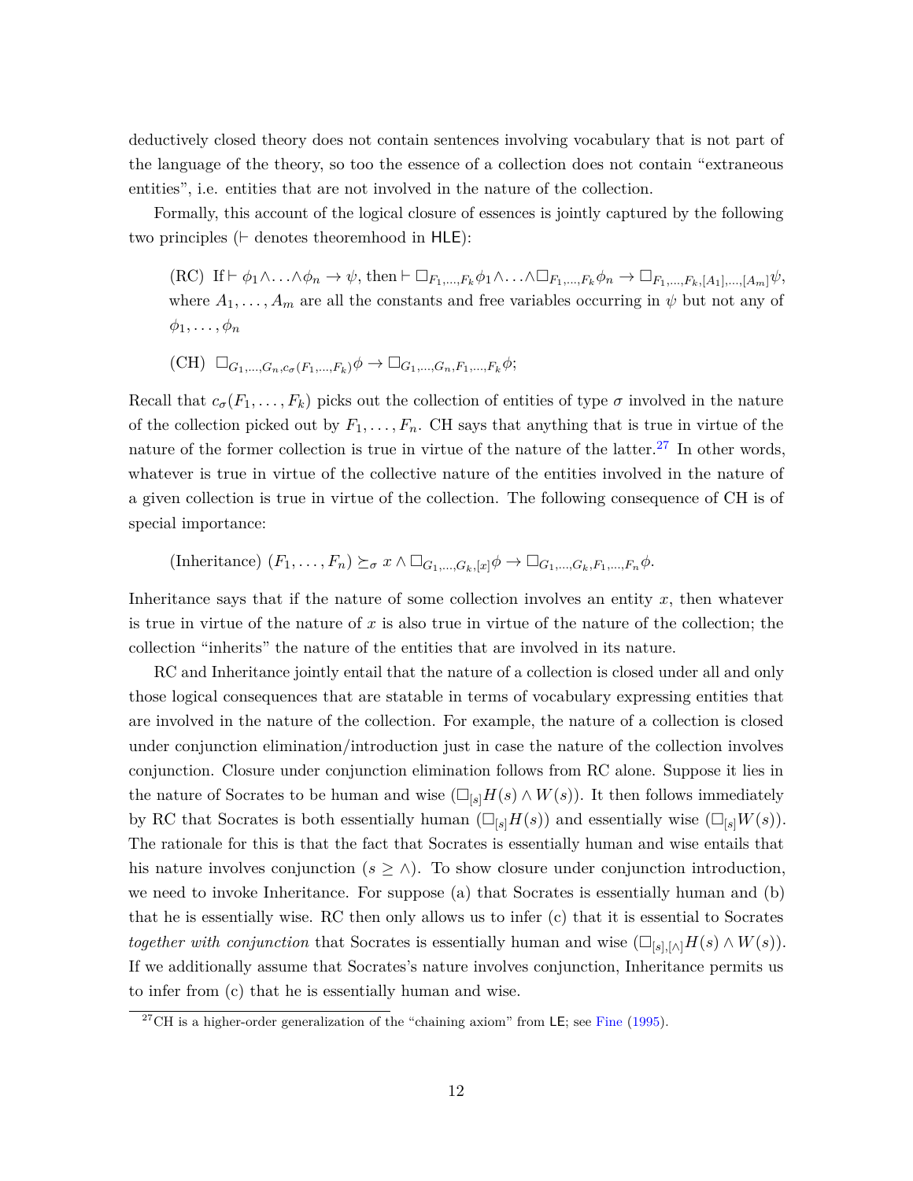deductively closed theory does not contain sentences involving vocabulary that is not part of the language of the theory, so too the essence of a collection does not contain "extraneous entities", i.e. entities that are not involved in the nature of the collection.

Formally, this account of the logical closure of essences is jointly captured by the following two principles ($\vdash$ denotes theoremhood in HLE):

(RC) If $\vdash \phi_1 \wedge \ldots \wedge \phi_n \rightarrow \psi$, then $\vdash \Box_{F_1,\ldots,F_k}\phi_1 \wedge \ldots \wedge \Box_{F_1,\ldots,F_k}\phi_n \rightarrow \Box_{F_1,\ldots,F_k,[A_1],\ldots,[A_m]}\psi$, where $A_1, \ldots, A_m$ are all the constants and free variables occurring in $\psi$ but not any of $\phi_1, \ldots, \phi_n$

(CH) $\Box_{G_1,\ldots,G_n,c_\sigma(F_1,\ldots,F_k)}\phi \rightarrow \Box_{G_1,\ldots,G_n,F_1,\ldots,F_k}\phi$;

Recall that $c_\sigma(F_1, \ldots, F_k)$ picks out the collection of entities of type $\sigma$ involved in the nature of the collection picked out by $F_1, \ldots, F_n$. CH says that anything that is true in virtue of the nature of the former collection is true in virtue of the nature of the latter.[27] In other words, whatever is true in virtue of the collective nature of the entities involved in the nature of a given collection is true in virtue of the collection. The following consequence of CH is of special importance:

(Inheritance) $(F_1, \ldots, F_n) \succeq_\sigma x \wedge \Box_{G_1,\ldots,G_k,[x]}\phi \rightarrow \Box_{G_1,\ldots,G_k,F_1,\ldots,F_n}\phi$.

Inheritance says that if the nature of some collection involves an entity $x$, then whatever is true in virtue of the nature of $x$ is also true in virtue of the nature of the collection; the collection "inherits" the nature of the entities that are involved in its nature.

RC and Inheritance jointly entail that the nature of a collection is closed under all and only those logical consequences that are statable in terms of vocabulary expressing entities that are involved in the nature of the collection. For example, the nature of a collection is closed under conjunction elimination/introduction just in case the nature of the collection involves conjunction. Closure under conjunction elimination follows from RC alone. Suppose it lies in the nature of Socrates to be human and wise ($\Box_{[s]}H(s) \wedge W(s)$). It then follows immediately by RC that Socrates is both essentially human ($\Box_{[s]}H(s)$) and essentially wise ($\Box_{[s]}W(s)$). The rationale for this is that the fact that Socrates is essentially human and wise entails that his nature involves conjunction ($s \geq \wedge$). To show closure under conjunction introduction, we need to invoke Inheritance. For suppose (a) that Socrates is essentially human and (b) that he is essentially wise. RC then only allows us to infer (c) that it is essential to Socrates *together with conjunction* that Socrates is essentially human and wise ($\Box_{[s],[\wedge]}H(s) \wedge W(s)$). If we additionally assume that Socrates's nature involves conjunction, Inheritance permits us to infer from (c) that he is essentially human and wise.

[27] CH is a higher-order generalization of the "chaining axiom" from LE; see Fine (1995).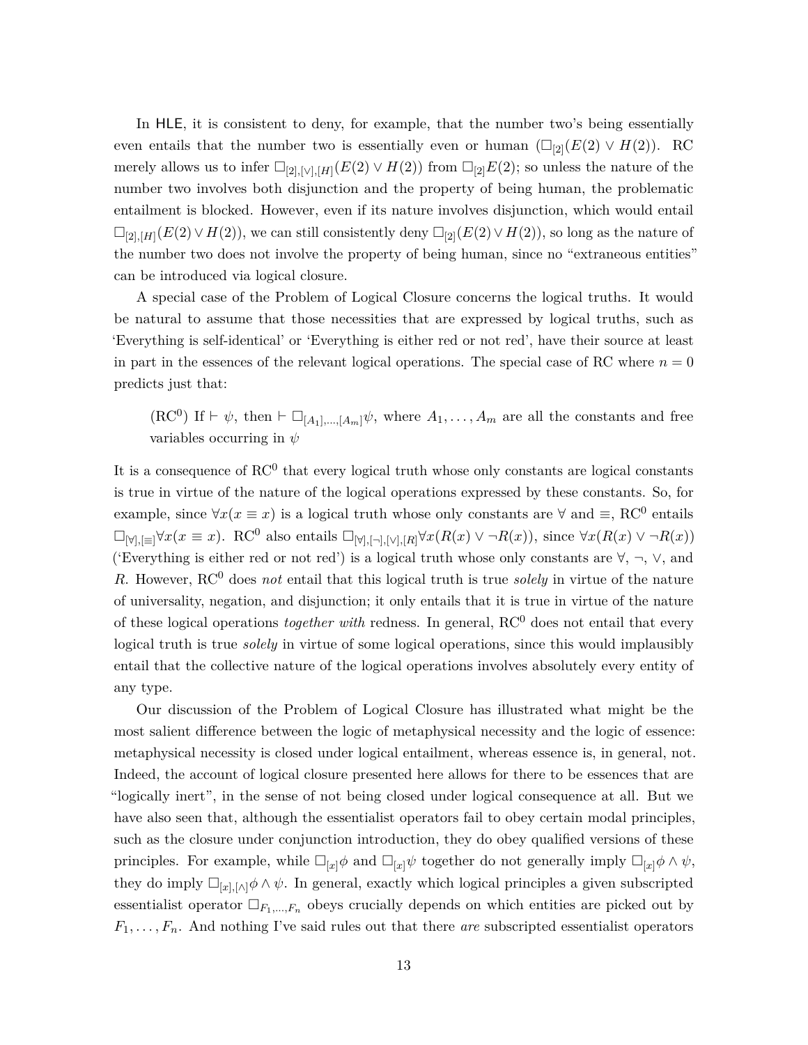In HLE, it is consistent to deny, for example, that the number two's being essentially even entails that the number two is essentially even or human ($\Box_{[2]}(E(2) \vee H(2))$). RC merely allows us to infer $\Box_{[2],[\vee],[H]}(E(2) \vee H(2))$ from $\Box_{[2]}E(2)$; so unless the nature of the number two involves both disjunction and the property of being human, the problematic entailment is blocked. However, even if its nature involves disjunction, which would entail $\Box_{[2],[H]}(E(2) \vee H(2))$, we can still consistently deny $\Box_{[2]}(E(2) \vee H(2))$, so long as the nature of the number two does not involve the property of being human, since no "extraneous entities" can be introduced via logical closure.

A special case of the Problem of Logical Closure concerns the logical truths. It would be natural to assume that those necessities that are expressed by logical truths, such as 'Everything is self-identical' or 'Everything is either red or not red', have their source at least in part in the essences of the relevant logical operations. The special case of RC where $n = 0$ predicts just that:

> ($\mathrm{RC}^0$) If $\vdash \psi$, then $\vdash \Box_{[A_1],\ldots,[A_m]}\psi$, where $A_1, \ldots, A_m$ are all the constants and free variables occurring in $\psi$

It is a consequence of $\mathrm{RC}^0$ that every logical truth whose only constants are logical constants is true in virtue of the nature of the logical operations expressed by these constants. So, for example, since $\forall x(x \equiv x)$ is a logical truth whose only constants are $\forall$ and $\equiv$, $\mathrm{RC}^0$ entails $\Box_{[\forall],[\equiv]}\forall x(x \equiv x)$. $\mathrm{RC}^0$ also entails $\Box_{[\forall],[\neg],[\vee],[R]}\forall x(R(x) \vee \neg R(x))$, since $\forall x(R(x) \vee \neg R(x))$ ('Everything is either red or not red') is a logical truth whose only constants are $\forall$, $\neg$, $\vee$, and $R$. However, $\mathrm{RC}^0$ does *not* entail that this logical truth is true *solely* in virtue of the nature of universality, negation, and disjunction; it only entails that it is true in virtue of the nature of these logical operations *together with* redness. In general, $\mathrm{RC}^0$ does not entail that every logical truth is true *solely* in virtue of some logical operations, since this would implausibly entail that the collective nature of the logical operations involves absolutely every entity of any type.

Our discussion of the Problem of Logical Closure has illustrated what might be the most salient difference between the logic of metaphysical necessity and the logic of essence: metaphysical necessity is closed under logical entailment, whereas essence is, in general, not. Indeed, the account of logical closure presented here allows for there to be essences that are "logically inert", in the sense of not being closed under logical consequence at all. But we have also seen that, although the essentialist operators fail to obey certain modal principles, such as the closure under conjunction introduction, they do obey qualified versions of these principles. For example, while $\Box_{[x]}\phi$ and $\Box_{[x]}\psi$ together do not generally imply $\Box_{[x]}\phi \wedge \psi$, they do imply $\Box_{[x],[\wedge]}\phi \wedge \psi$. In general, exactly which logical principles a given subscripted essentialist operator $\Box_{F_1,\ldots,F_n}$ obeys crucially depends on which entities are picked out by $F_1, \ldots, F_n$. And nothing I've said rules out that there *are* subscripted essentialist operators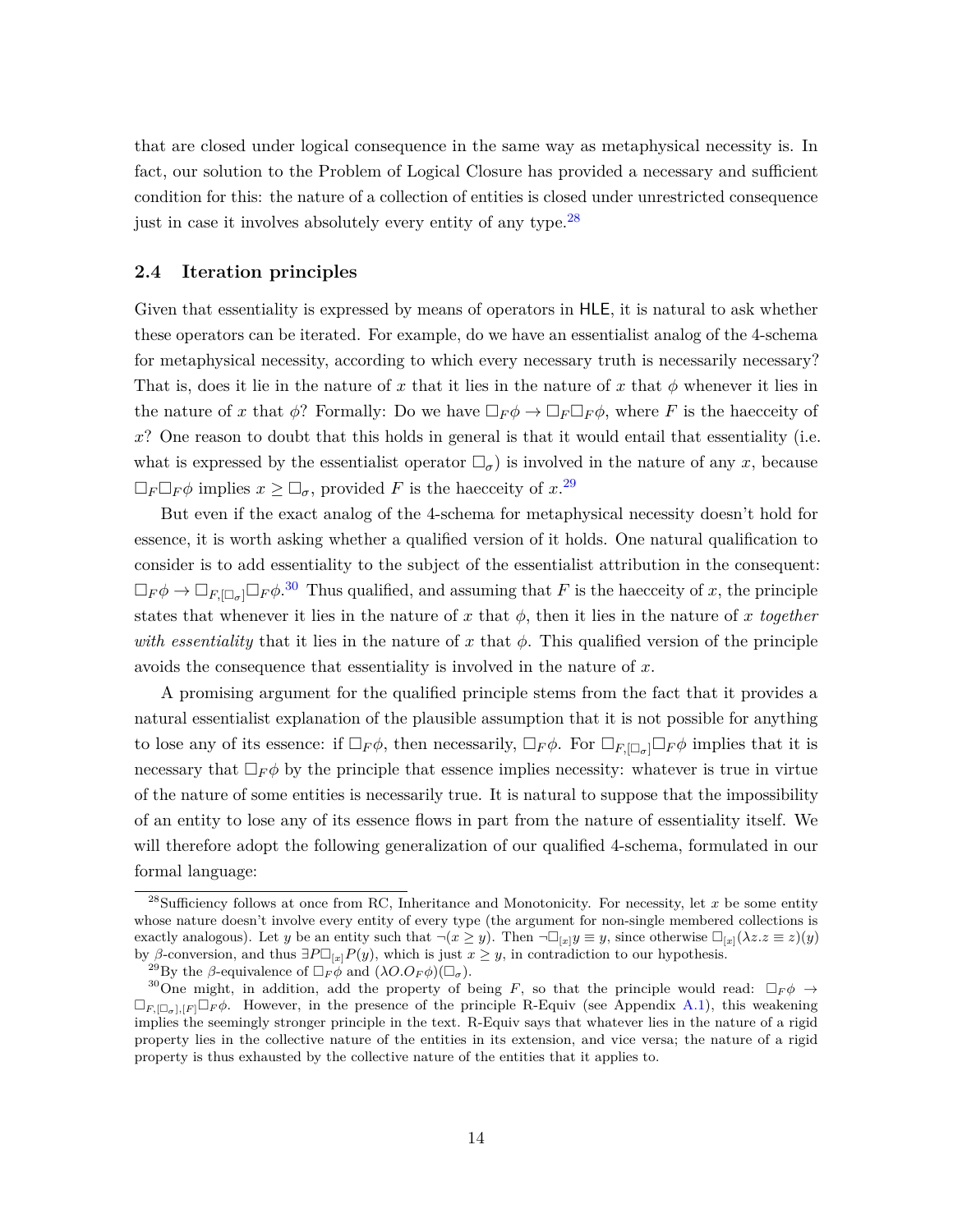that are closed under logical consequence in the same way as metaphysical necessity is. In fact, our solution to the Problem of Logical Closure has provided a necessary and sufficient condition for this: the nature of a collection of entities is closed under unrestricted consequence just in case it involves absolutely every entity of any type.[28]

### 2.4 Iteration principles

Given that essentiality is expressed by means of operators in HLE, it is natural to ask whether these operators can be iterated. For example, do we have an essentialist analog of the 4-schema for metaphysical necessity, according to which every necessary truth is necessarily necessary? That is, does it lie in the nature of $x$ that it lies in the nature of $x$ that $\phi$ whenever it lies in the nature of $x$ that $\phi$? Formally: Do we have $\Box_F \phi \to \Box_F \Box_F \phi$, where $F$ is the haecceity of $x$? One reason to doubt that this holds in general is that it would entail that essentiality (i.e. what is expressed by the essentialist operator $\Box_\sigma$) is involved in the nature of any $x$, because $\Box_F \Box_F \phi$ implies $x \geq \Box_\sigma$, provided $F$ is the haecceity of $x$.[29]

But even if the exact analog of the 4-schema for metaphysical necessity doesn't hold for essence, it is worth asking whether a qualified version of it holds. One natural qualification to consider is to add essentiality to the subject of the essentialist attribution in the consequent: $\Box_F \phi \to \Box_{F,[\Box_\sigma]} \Box_F \phi$.[30] Thus qualified, and assuming that $F$ is the haecceity of $x$, the principle states that whenever it lies in the nature of $x$ that $\phi$, then it lies in the nature of $x$ *together with essentiality* that it lies in the nature of $x$ that $\phi$. This qualified version of the principle avoids the consequence that essentiality is involved in the nature of $x$.

A promising argument for the qualified principle stems from the fact that it provides a natural essentialist explanation of the plausible assumption that it is not possible for anything to lose any of its essence: if $\Box_F \phi$, then necessarily, $\Box_F \phi$. For $\Box_{F,[\Box_\sigma]} \Box_F \phi$ implies that it is necessary that $\Box_F \phi$ by the principle that essence implies necessity: whatever is true in virtue of the nature of some entities is necessarily true. It is natural to suppose that the impossibility of an entity to lose any of its essence flows in part from the nature of essentiality itself. We will therefore adopt the following generalization of our qualified 4-schema, formulated in our formal language:

---

[28] Sufficiency follows at once from RC, Inheritance and Monotonicity. For necessity, let $x$ be some entity whose nature doesn't involve every entity of every type (the argument for non-single membered collections is exactly analogous). Let $y$ be an entity such that $\neg(x \geq y)$. Then $\neg\Box_{[x]} y \equiv y$, since otherwise $\Box_{[x]}(\lambda z.z \equiv z)(y)$ by $\beta$-conversion, and thus $\exists P \Box_{[x]} P(y)$, which is just $x \geq y$, in contradiction to our hypothesis.

[29] By the $\beta$-equivalence of $\Box_F \phi$ and $(\lambda O.O_F \phi)(\Box_\sigma)$.

[30] One might, in addition, add the property of being $F$, so that the principle would read: $\Box_F \phi \to \Box_{F,[\Box_\sigma],[F]} \Box_F \phi$. However, in the presence of the principle R-Equiv (see Appendix A.1), this weakening implies the seemingly stronger principle in the text. R-Equiv says that whatever lies in the nature of a rigid property lies in the collective nature of the entities in its extension, and vice versa; the nature of a rigid property is thus exhausted by the collective nature of the entities that it applies to.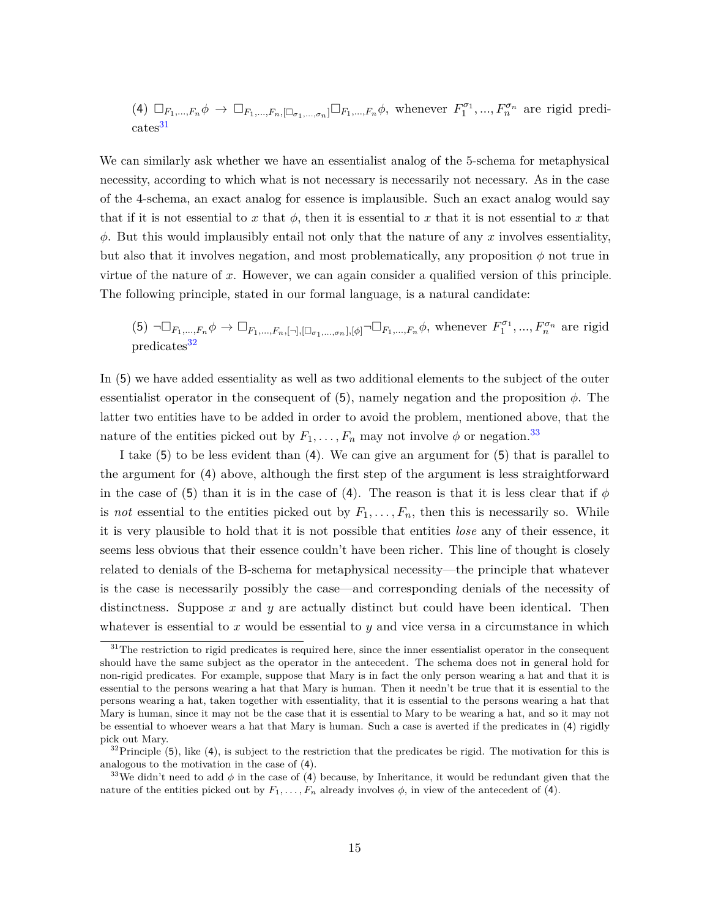(4) $\Box_{F_1,\ldots,F_n}\phi \rightarrow \Box_{F_1,\ldots,F_n,[\Box_{\sigma_1,\ldots,\sigma_n}]}\Box_{F_1,\ldots,F_n}\phi$, whenever $F_1^{\sigma_1},\ldots,F_n^{\sigma_n}$ are rigid predicates[31]

We can similarly ask whether we have an essentialist analog of the 5-schema for metaphysical necessity, according to which what is not necessary is necessarily not necessary. As in the case of the 4-schema, an exact analog for essence is implausible. Such an exact analog would say that if it is not essential to $x$ that $\phi$, then it is essential to $x$ that it is not essential to $x$ that $\phi$. But this would implausibly entail not only that the nature of any $x$ involves essentiality, but also that it involves negation, and most problematically, any proposition $\phi$ not true in virtue of the nature of $x$. However, we can again consider a qualified version of this principle. The following principle, stated in our formal language, is a natural candidate:

(5) $\neg\Box_{F_1,\ldots,F_n}\phi \rightarrow \Box_{F_1,\ldots,F_n,[\neg],[\Box_{\sigma_1,\ldots,\sigma_n}],[\phi]}\neg\Box_{F_1,\ldots,F_n}\phi$, whenever $F_1^{\sigma_1},\ldots,F_n^{\sigma_n}$ are rigid predicates[32]

In (5) we have added essentiality as well as two additional elements to the subject of the outer essentialist operator in the consequent of (5), namely negation and the proposition $\phi$. The latter two entities have to be added in order to avoid the problem, mentioned above, that the nature of the entities picked out by $F_1,\ldots,F_n$ may not involve $\phi$ or negation.[33]

I take (5) to be less evident than (4). We can give an argument for (5) that is parallel to the argument for (4) above, although the first step of the argument is less straightforward in the case of (5) than it is in the case of (4). The reason is that it is less clear that if $\phi$ is *not* essential to the entities picked out by $F_1,\ldots,F_n$, then this is necessarily so. While it is very plausible to hold that it is not possible that entities *lose* any of their essence, it seems less obvious that their essence couldn't have been richer. This line of thought is closely related to denials of the B-schema for metaphysical necessity—the principle that whatever is the case is necessarily possibly the case—and corresponding denials of the necessity of distinctness. Suppose $x$ and $y$ are actually distinct but could have been identical. Then whatever is essential to $x$ would be essential to $y$ and vice versa in a circumstance in which

[31] The restriction to rigid predicates is required here, since the inner essentialist operator in the consequent should have the same subject as the operator in the antecedent. The schema does not in general hold for non-rigid predicates. For example, suppose that Mary is in fact the only person wearing a hat and that it is essential to the persons wearing a hat that Mary is human. Then it needn't be true that it is essential to the persons wearing a hat, taken together with essentiality, that it is essential to the persons wearing a hat that Mary is human, since it may not be the case that it is essential to Mary to be wearing a hat, and so it may not be essential to whoever wears a hat that Mary is human. Such a case is averted if the predicates in (4) rigidly pick out Mary.

[32] Principle (5), like (4), is subject to the restriction that the predicates be rigid. The motivation for this is analogous to the motivation in the case of (4).

[33] We didn't need to add $\phi$ in the case of (4) because, by Inheritance, it would be redundant given that the nature of the entities picked out by $F_1,\ldots,F_n$ already involves $\phi$, in view of the antecedent of (4).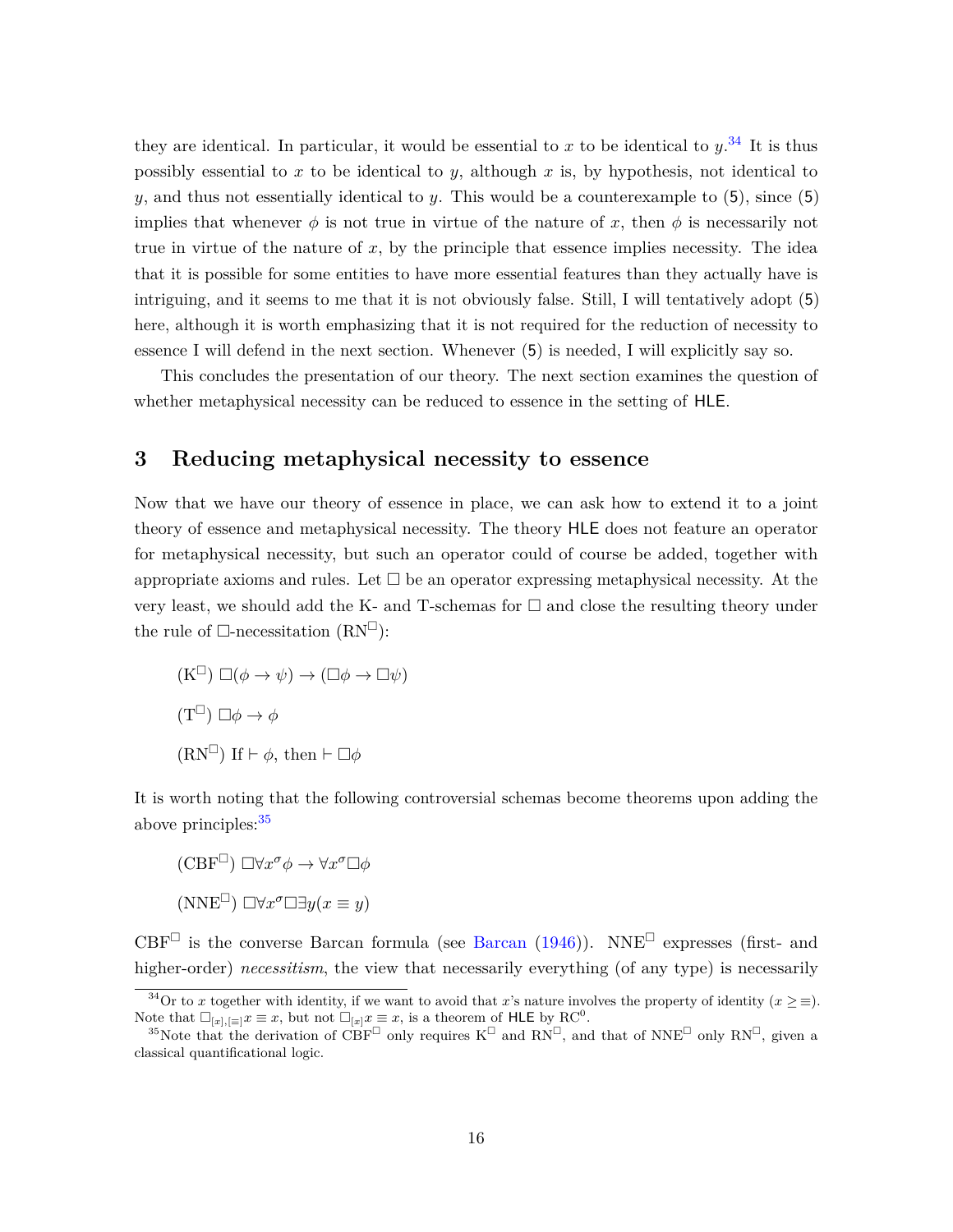they are identical. In particular, it would be essential to $x$ to be identical to $y$.[34] It is thus possibly essential to $x$ to be identical to $y$, although $x$ is, by hypothesis, not identical to $y$, and thus not essentially identical to $y$. This would be a counterexample to (5), since (5) implies that whenever $\phi$ is not true in virtue of the nature of $x$, then $\phi$ is necessarily not true in virtue of the nature of $x$, by the principle that essence implies necessity. The idea that it is possible for some entities to have more essential features than they actually have is intriguing, and it seems to me that it is not obviously false. Still, I will tentatively adopt (5) here, although it is worth emphasizing that it is not required for the reduction of necessity to essence I will defend in the next section. Whenever (5) is needed, I will explicitly say so.

This concludes the presentation of our theory. The next section examines the question of whether metaphysical necessity can be reduced to essence in the setting of HLE.

## 3 Reducing metaphysical necessity to essence

Now that we have our theory of essence in place, we can ask how to extend it to a joint theory of essence and metaphysical necessity. The theory HLE does not feature an operator for metaphysical necessity, but such an operator could of course be added, together with appropriate axioms and rules. Let $\Box$ be an operator expressing metaphysical necessity. At the very least, we should add the K- and T-schemas for $\Box$ and close the resulting theory under the rule of $\Box$-necessitation ($\text{RN}^{\Box}$):

($\text{K}^{\Box}$) $\Box(\phi \to \psi) \to (\Box\phi \to \Box\psi)$

($\text{T}^{\Box}$) $\Box\phi \to \phi$

($\text{RN}^{\Box}$) If $\vdash \phi$, then $\vdash \Box\phi$

It is worth noting that the following controversial schemas become theorems upon adding the above principles:[35]

($\text{CBF}^{\Box}$) $\Box\forall x^{\sigma}\phi \to \forall x^{\sigma}\Box\phi$

($\text{NNE}^{\Box}$) $\Box\forall x^{\sigma}\Box\exists y(x \equiv y)$

$\text{CBF}^{\Box}$ is the converse Barcan formula (see Barcan (1946)). $\text{NNE}^{\Box}$ expresses (first- and higher-order) *necessitism*, the view that necessarily everything (of any type) is necessarily

---

[34] Or to $x$ together with identity, if we want to avoid that $x$'s nature involves the property of identity ($x \geq \equiv$). Note that $\Box_{[x],[\equiv]} x \equiv x$, but not $\Box_{[x]} x \equiv x$, is a theorem of HLE by $\text{RC}^0$.

[35] Note that the derivation of $\text{CBF}^{\Box}$ only requires $\text{K}^{\Box}$ and $\text{RN}^{\Box}$, and that of $\text{NNE}^{\Box}$ only $\text{RN}^{\Box}$, given a classical quantificational logic.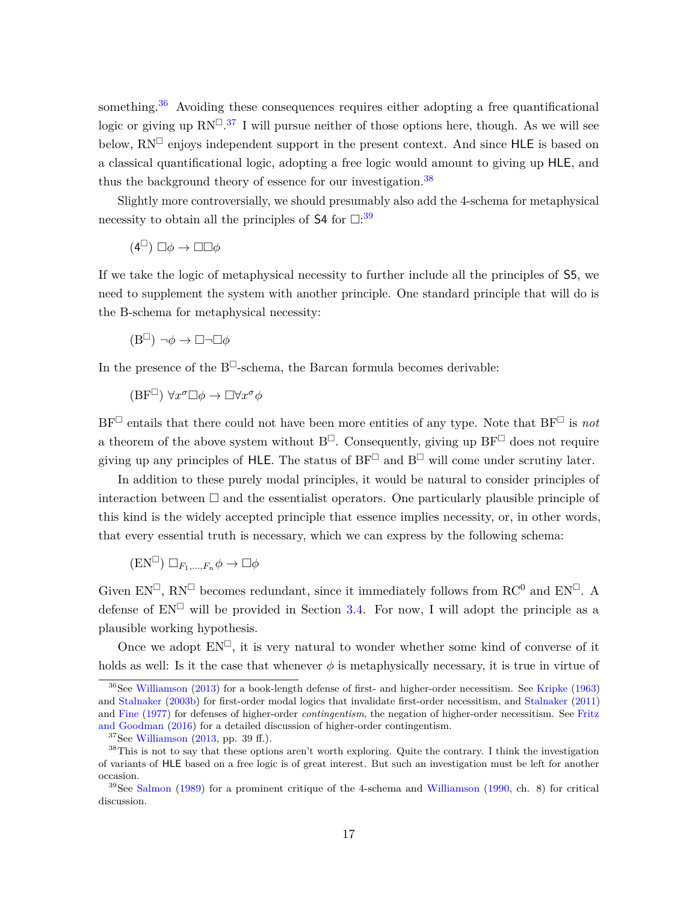something.[36] Avoiding these consequences requires either adopting a free quantificational logic or giving up $\mathrm{RN}^{\Box}$.[37] I will pursue neither of those options here, though. As we will see below, $\mathrm{RN}^{\Box}$ enjoys independent support in the present context. And since HLE is based on a classical quantificational logic, adopting a free logic would amount to giving up HLE, and thus the background theory of essence for our investigation.[38]

Slightly more controversially, we should presumably also add the 4-schema for metaphysical necessity to obtain all the principles of S4 for $\Box$:[39]

($4^{\Box}$) $\Box\phi \to \Box\Box\phi$

If we take the logic of metaphysical necessity to further include all the principles of S5, we need to supplement the system with another principle. One standard principle that will do is the B-schema for metaphysical necessity:

($\mathrm{B}^{\Box}$) $\neg\phi \to \Box\neg\Box\phi$

In the presence of the $\mathrm{B}^{\Box}$-schema, the Barcan formula becomes derivable:

($\mathrm{BF}^{\Box}$) $\forall x^{\sigma}\Box\phi \to \Box\forall x^{\sigma}\phi$

$\mathrm{BF}^{\Box}$ entails that there could not have been more entities of any type. Note that $\mathrm{BF}^{\Box}$ is *not* a theorem of the above system without $\mathrm{B}^{\Box}$. Consequently, giving up $\mathrm{BF}^{\Box}$ does not require giving up any principles of HLE. The status of $\mathrm{BF}^{\Box}$ and $\mathrm{B}^{\Box}$ will come under scrutiny later.

In addition to these purely modal principles, it would be natural to consider principles of interaction between $\Box$ and the essentialist operators. One particularly plausible principle of this kind is the widely accepted principle that essence implies necessity, or, in other words, that every essential truth is necessary, which we can express by the following schema:

($\mathrm{EN}^{\Box}$) $\Box_{F_1,\ldots,F_n}\phi \to \Box\phi$

Given $\mathrm{EN}^{\Box}$, $\mathrm{RN}^{\Box}$ becomes redundant, since it immediately follows from $\mathrm{RC}^{0}$ and $\mathrm{EN}^{\Box}$. A defense of $\mathrm{EN}^{\Box}$ will be provided in Section 3.4. For now, I will adopt the principle as a plausible working hypothesis.

Once we adopt $\mathrm{EN}^{\Box}$, it is very natural to wonder whether some kind of converse of it holds as well: Is it the case that whenever $\phi$ is metaphysically necessary, it is true in virtue of

---

[36] See Williamson (2013) for a book-length defense of first- and higher-order necessitism. See Kripke (1963) and Stalnaker (2003b) for first-order modal logics that invalidate first-order necessitism, and Stalnaker (2011) and Fine (1977) for defenses of higher-order *contingentism*, the negation of higher-order necessitism. See Fritz and Goodman (2016) for a detailed discussion of higher-order contingentism.

[37] See Williamson (2013, pp. 39 ff.).

[38] This is not to say that these options aren't worth exploring. Quite the contrary. I think the investigation of variants of HLE based on a free logic is of great interest. But such an investigation must be left for another occasion.

[39] See Salmon (1989) for a prominent critique of the 4-schema and Williamson (1990, ch. 8) for critical discussion.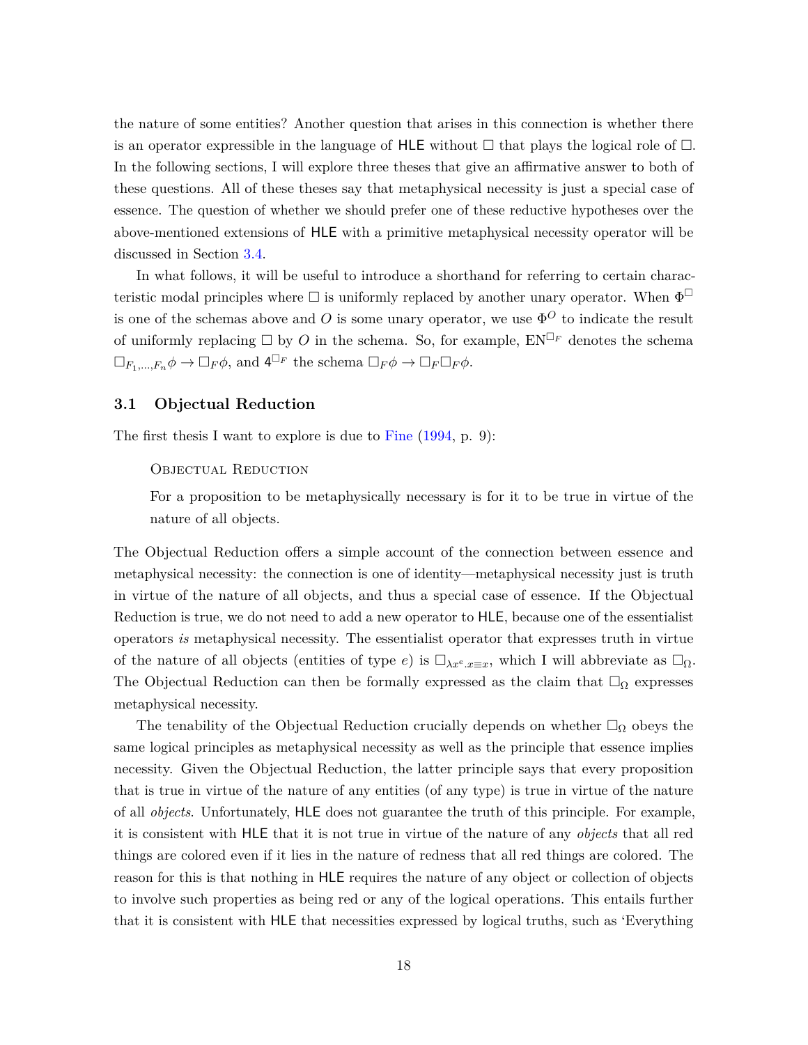the nature of some entities? Another question that arises in this connection is whether there is an operator expressible in the language of HLE without $\Box$ that plays the logical role of $\Box$. In the following sections, I will explore three theses that give an affirmative answer to both of these questions. All of these theses say that metaphysical necessity is just a special case of essence. The question of whether we should prefer one of these reductive hypotheses over the above-mentioned extensions of HLE with a primitive metaphysical necessity operator will be discussed in Section 3.4.

In what follows, it will be useful to introduce a shorthand for referring to certain characteristic modal principles where $\Box$ is uniformly replaced by another unary operator. When $\Phi^{\Box}$ is one of the schemas above and $O$ is some unary operator, we use $\Phi^{O}$ to indicate the result of uniformly replacing $\Box$ by $O$ in the schema. So, for example, $\text{EN}^{\Box_F}$ denotes the schema $\Box_{F_1,\ldots,F_n}\phi \to \Box_F\phi$, and $4^{\Box_F}$ the schema $\Box_F\phi \to \Box_F\Box_F\phi$.

### 3.1 Objectual Reduction

The first thesis I want to explore is due to Fine (1994, p. 9):

> Objectual Reduction
>
> For a proposition to be metaphysically necessary is for it to be true in virtue of the nature of all objects.

The Objectual Reduction offers a simple account of the connection between essence and metaphysical necessity: the connection is one of identity—metaphysical necessity just is truth in virtue of the nature of all objects, and thus a special case of essence. If the Objectual Reduction is true, we do not need to add a new operator to HLE, because one of the essentialist operators *is* metaphysical necessity. The essentialist operator that expresses truth in virtue of the nature of all objects (entities of type $e$) is $\Box_{\lambda x^e.x\equiv x}$, which I will abbreviate as $\Box_\Omega$. The Objectual Reduction can then be formally expressed as the claim that $\Box_\Omega$ expresses metaphysical necessity.

The tenability of the Objectual Reduction crucially depends on whether $\Box_\Omega$ obeys the same logical principles as metaphysical necessity as well as the principle that essence implies necessity. Given the Objectual Reduction, the latter principle says that every proposition that is true in virtue of the nature of any entities (of any type) is true in virtue of the nature of all *objects*. Unfortunately, HLE does not guarantee the truth of this principle. For example, it is consistent with HLE that it is not true in virtue of the nature of any *objects* that all red things are colored even if it lies in the nature of redness that all red things are colored. The reason for this is that nothing in HLE requires the nature of any object or collection of objects to involve such properties as being red or any of the logical operations. This entails further that it is consistent with HLE that necessities expressed by logical truths, such as 'Everything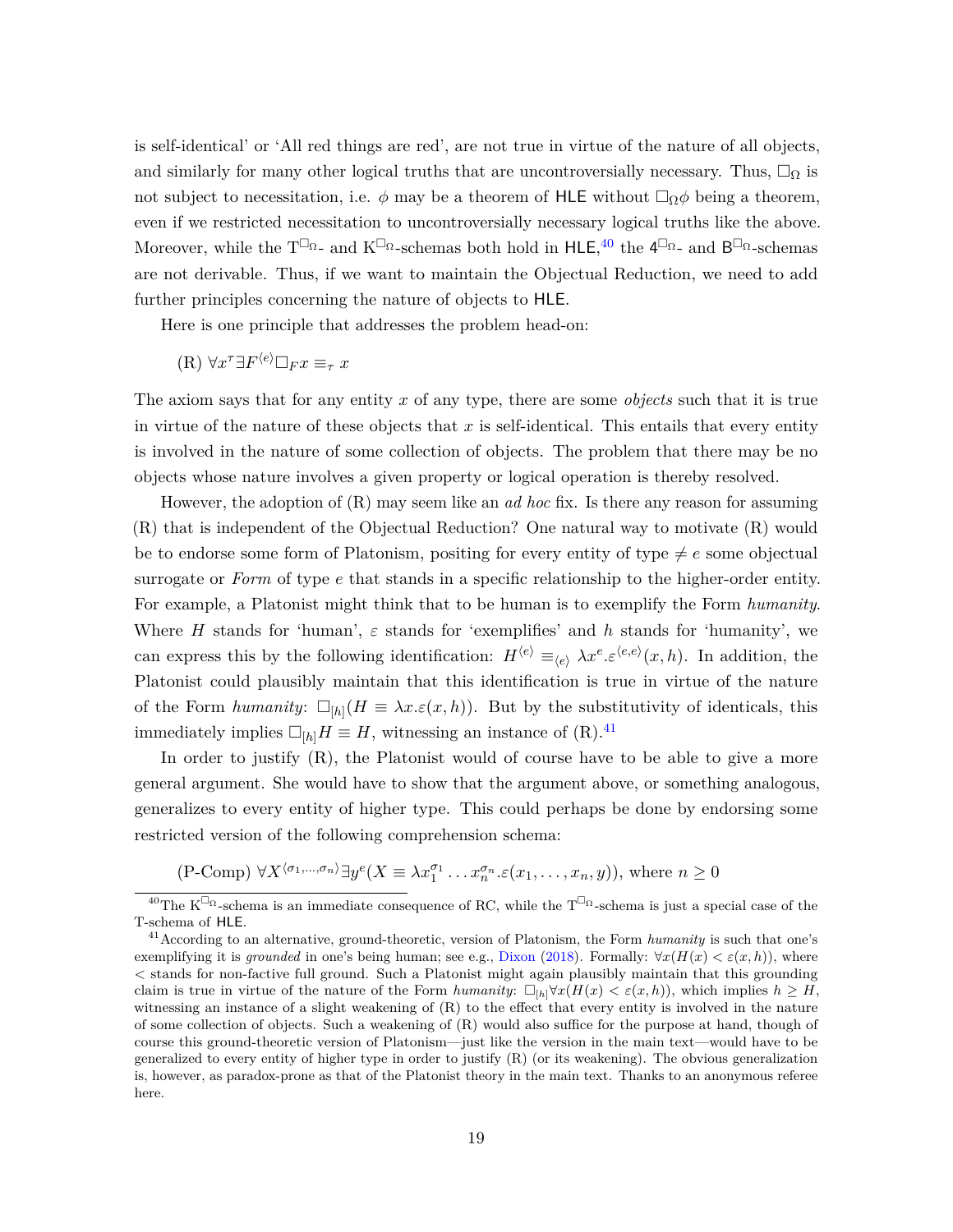is self-identical' or 'All red things are red', are not true in virtue of the nature of all objects, and similarly for many other logical truths that are uncontroversially necessary. Thus, $\Box_\Omega$ is not subject to necessitation, i.e. $\phi$ may be a theorem of HLE without $\Box_\Omega\phi$ being a theorem, even if we restricted necessitation to uncontroversially necessary logical truths like the above. Moreover, while the $\mathrm{T}^{\Box_\Omega}$- and $\mathrm{K}^{\Box_\Omega}$-schemas both hold in HLE,[40] the $\mathsf{4}^{\Box_\Omega}$- and $\mathsf{B}^{\Box_\Omega}$-schemas are not derivable. Thus, if we want to maintain the Objectual Reduction, we need to add further principles concerning the nature of objects to HLE.

Here is one principle that addresses the problem head-on:

(R) $\forall x^\tau \exists F^{\langle e\rangle} \Box_F x \equiv_\tau x$

The axiom says that for any entity $x$ of any type, there are some *objects* such that it is true in virtue of the nature of these objects that $x$ is self-identical. This entails that every entity is involved in the nature of some collection of objects. The problem that there may be no objects whose nature involves a given property or logical operation is thereby resolved.

However, the adoption of (R) may seem like an *ad hoc* fix. Is there any reason for assuming (R) that is independent of the Objectual Reduction? One natural way to motivate (R) would be to endorse some form of Platonism, positing for every entity of type $\neq e$ some objectual surrogate or *Form* of type $e$ that stands in a specific relationship to the higher-order entity. For example, a Platonist might think that to be human is to exemplify the Form *humanity*. Where $H$ stands for 'human', $\varepsilon$ stands for 'exemplifies' and $h$ stands for 'humanity', we can express this by the following identification: $H^{\langle e\rangle} \equiv_{\langle e\rangle} \lambda x^e.\varepsilon^{\langle e,e\rangle}(x,h)$. In addition, the Platonist could plausibly maintain that this identification is true in virtue of the nature of the Form *humanity*: $\Box_{[h]}(H \equiv \lambda x.\varepsilon(x,h))$. But by the substitutivity of identicals, this immediately implies $\Box_{[h]}H \equiv H$, witnessing an instance of (R).[41]

In order to justify (R), the Platonist would of course have to be able to give a more general argument. She would have to show that the argument above, or something analogous, generalizes to every entity of higher type. This could perhaps be done by endorsing some restricted version of the following comprehension schema:

(P-Comp) $\forall X^{\langle \sigma_1,\ldots,\sigma_n\rangle} \exists y^e (X \equiv \lambda x_1^{\sigma_1} \ldots x_n^{\sigma_n}.\varepsilon(x_1,\ldots,x_n,y))$, where $n \geq 0$

---

[40] The $\mathrm{K}^{\Box_\Omega}$-schema is an immediate consequence of RC, while the $\mathrm{T}^{\Box_\Omega}$-schema is just a special case of the T-schema of HLE.

[41] According to an alternative, ground-theoretic, version of Platonism, the Form *humanity* is such that one's exemplifying it is *grounded* in one's being human; see e.g., Dixon (2018). Formally: $\forall x(H(x) < \varepsilon(x,h))$, where $<$ stands for non-factive full ground. Such a Platonist might again plausibly maintain that this grounding claim is true in virtue of the nature of the Form *humanity*: $\Box_{[h]}\forall x(H(x) < \varepsilon(x,h))$, which implies $h \geq H$, witnessing an instance of a slight weakening of (R) to the effect that every entity is involved in the nature of some collection of objects. Such a weakening of (R) would also suffice for the purpose at hand, though of course this ground-theoretic version of Platonism—just like the version in the main text—would have to be generalized to every entity of higher type in order to justify (R) (or its weakening). The obvious generalization is, however, as paradox-prone as that of the Platonist theory in the main text. Thanks to an anonymous referee here.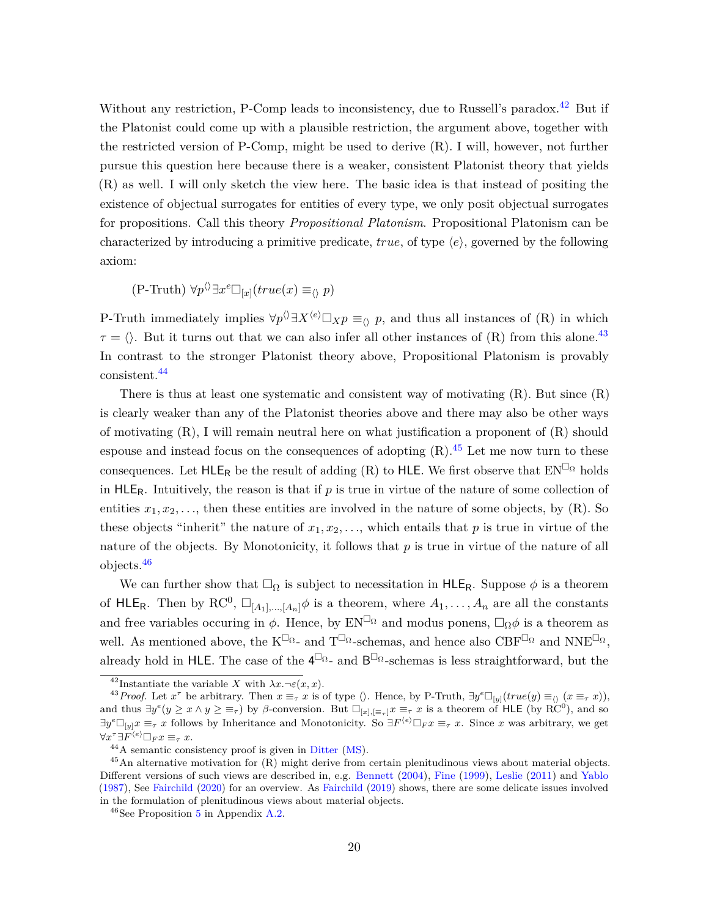Without any restriction, P-Comp leads to inconsistency, due to Russell's paradox.[42] But if the Platonist could come up with a plausible restriction, the argument above, together with the restricted version of P-Comp, might be used to derive (R). I will, however, not further pursue this question here because there is a weaker, consistent Platonist theory that yields (R) as well. I will only sketch the view here. The basic idea is that instead of positing the existence of objectual surrogates for entities of every type, we only posit objectual surrogates for propositions. Call this theory *Propositional Platonism*. Propositional Platonism can be characterized by introducing a primitive predicate, *true*, of type $\langle e \rangle$, governed by the following axiom:

(P-Truth) $\forall p^{\langle\rangle} \exists x^e \Box_{[x]}(true(x) \equiv_{\langle\rangle} p)$

P-Truth immediately implies $\forall p^{\langle\rangle} \exists X^{\langle e \rangle} \Box_X p \equiv_{\langle\rangle} p$, and thus all instances of (R) in which $\tau = \langle\rangle$. But it turns out that we can also infer all other instances of (R) from this alone.[43] In contrast to the stronger Platonist theory above, Propositional Platonism is provably consistent.[44]

There is thus at least one systematic and consistent way of motivating (R). But since (R) is clearly weaker than any of the Platonist theories above and there may also be other ways of motivating (R), I will remain neutral here on what justification a proponent of (R) should espouse and instead focus on the consequences of adopting (R).[45] Let me now turn to these consequences. Let $\mathsf{HLE_R}$ be the result of adding (R) to $\mathsf{HLE}$. We first observe that $\mathrm{EN}^{\Box_\Omega}$ holds in $\mathsf{HLE_R}$. Intuitively, the reason is that if $p$ is true in virtue of the nature of some collection of entities $x_1, x_2, \ldots$, then these entities are involved in the nature of some objects, by (R). So these objects "inherit" the nature of $x_1, x_2, \ldots$, which entails that $p$ is true in virtue of the nature of the objects. By Monotonicity, it follows that $p$ is true in virtue of the nature of all objects.[46]

We can further show that $\Box_\Omega$ is subject to necessitation in $\mathsf{HLE_R}$. Suppose $\phi$ is a theorem of $\mathsf{HLE_R}$. Then by $\mathrm{RC}^0$, $\Box_{[A_1],\ldots,[A_n]}\phi$ is a theorem, where $A_1, \ldots, A_n$ are all the constants and free variables occuring in $\phi$. Hence, by $\mathrm{EN}^{\Box_\Omega}$ and modus ponens, $\Box_\Omega \phi$ is a theorem as well. As mentioned above, the $\mathrm{K}^{\Box_\Omega}$- and $\mathrm{T}^{\Box_\Omega}$-schemas, and hence also $\mathrm{CBF}^{\Box_\Omega}$ and $\mathrm{NNE}^{\Box_\Omega}$, already hold in $\mathsf{HLE}$. The case of the $\mathsf{4}^{\Box_\Omega}$- and $\mathsf{B}^{\Box_\Omega}$-schemas is less straightforward, but the

---

[42] Instantiate the variable $X$ with $\lambda x. \neg\varepsilon(x, x)$.

[43] *Proof.* Let $x^\tau$ be arbitrary. Then $x \equiv_\tau x$ is of type $\langle\rangle$. Hence, by P-Truth, $\exists y^e \Box_{[y]}(true(y) \equiv_{\langle\rangle} (x \equiv_\tau x))$, and thus $\exists y^e(y \geq x \wedge y \geq \equiv_\tau)$ by $\beta$-conversion. But $\Box_{[x],[\equiv_\tau]} x \equiv_\tau x$ is a theorem of $\mathsf{HLE}$ (by $\mathrm{RC}^0$), and so $\exists y^e \Box_{[y]} x \equiv_\tau x$ follows by Inheritance and Monotonicity. So $\exists F^{\langle e \rangle} \Box_F x \equiv_\tau x$. Since $x$ was arbitrary, we get $\forall x^\tau \exists F^{\langle e \rangle} \Box_F x \equiv_\tau x$.

[44] A semantic consistency proof is given in Ditter (MS).

[45] An alternative motivation for (R) might derive from certain plenitudinous views about material objects. Different versions of such views are described in, e.g. Bennett (2004), Fine (1999), Leslie (2011) and Yablo (1987), See Fairchild (2020) for an overview. As Fairchild (2019) shows, there are some delicate issues involved in the formulation of plenitudinous views about material objects.

[46] See Proposition 5 in Appendix A.2.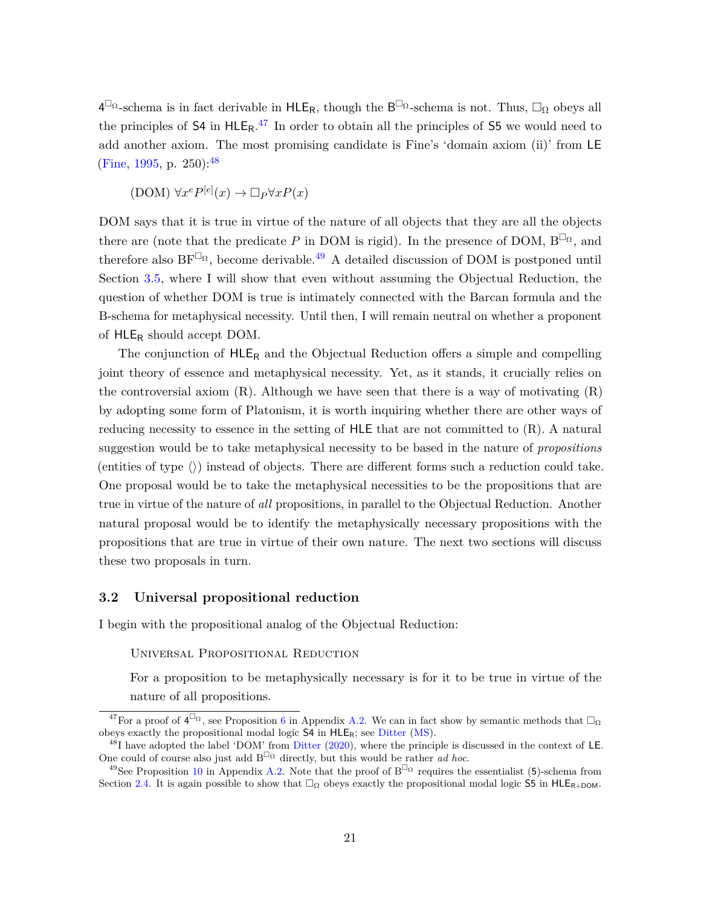$4^{\Box_\Omega}$-schema is in fact derivable in $\mathsf{HLE_R}$, though the $\mathrm{B}^{\Box_\Omega}$-schema is not. Thus, $\Box_\Omega$ obeys all the principles of $\mathsf{S4}$ in $\mathsf{HLE_R}$.[47] In order to obtain all the principles of $\mathsf{S5}$ we would need to add another axiom. The most promising candidate is Fine's 'domain axiom (ii)' from $\mathsf{LE}$ (Fine, 1995, p. 250):[48]

(DOM) $\forall x^e P^{[e]}(x) \rightarrow \Box_P \forall x P(x)$

DOM says that it is true in virtue of the nature of all objects that they are all the objects there are (note that the predicate $P$ in DOM is rigid). In the presence of DOM, $\mathrm{B}^{\Box_\Omega}$, and therefore also $\mathrm{BF}^{\Box_\Omega}$, become derivable.[49] A detailed discussion of DOM is postponed until Section 3.5, where I will show that even without assuming the Objectual Reduction, the question of whether DOM is true is intimately connected with the Barcan formula and the B-schema for metaphysical necessity. Until then, I will remain neutral on whether a proponent of $\mathsf{HLE_R}$ should accept DOM.

The conjunction of $\mathsf{HLE_R}$ and the Objectual Reduction offers a simple and compelling joint theory of essence and metaphysical necessity. Yet, as it stands, it crucially relies on the controversial axiom (R). Although we have seen that there is a way of motivating (R) by adopting some form of Platonism, it is worth inquiring whether there are other ways of reducing necessity to essence in the setting of $\mathsf{HLE}$ that are not committed to (R). A natural suggestion would be to take metaphysical necessity to be based in the nature of *propositions* (entities of type $\langle\rangle$) instead of objects. There are different forms such a reduction could take. One proposal would be to take the metaphysical necessities to be the propositions that are true in virtue of the nature of *all* propositions, in parallel to the Objectual Reduction. Another natural proposal would be to identify the metaphysically necessary propositions with the propositions that are true in virtue of their own nature. The next two sections will discuss these two proposals in turn.

## 3.2 Universal propositional reduction

I begin with the propositional analog of the Objectual Reduction:

Universal Propositional Reduction

For a proposition to be metaphysically necessary is for it to be true in virtue of the nature of all propositions.

---

[47] For a proof of $4^{\Box_\Omega}$, see Proposition 6 in Appendix A.2. We can in fact show by semantic methods that $\Box_\Omega$ obeys exactly the propositional modal logic $\mathsf{S4}$ in $\mathsf{HLE_R}$; see Ditter (MS).

[48] I have adopted the label 'DOM' from Ditter (2020), where the principle is discussed in the context of $\mathsf{LE}$. One could of course also just add $\mathrm{B}^{\Box_\Omega}$ directly, but this would be rather *ad hoc*.

[49] See Proposition 10 in Appendix A.2. Note that the proof of $\mathrm{B}^{\Box_\Omega}$ requires the essentialist (5)-schema from Section 2.4. It is again possible to show that $\Box_\Omega$ obeys exactly the propositional modal logic $\mathsf{S5}$ in $\mathsf{HLE_{R+DOM}}$.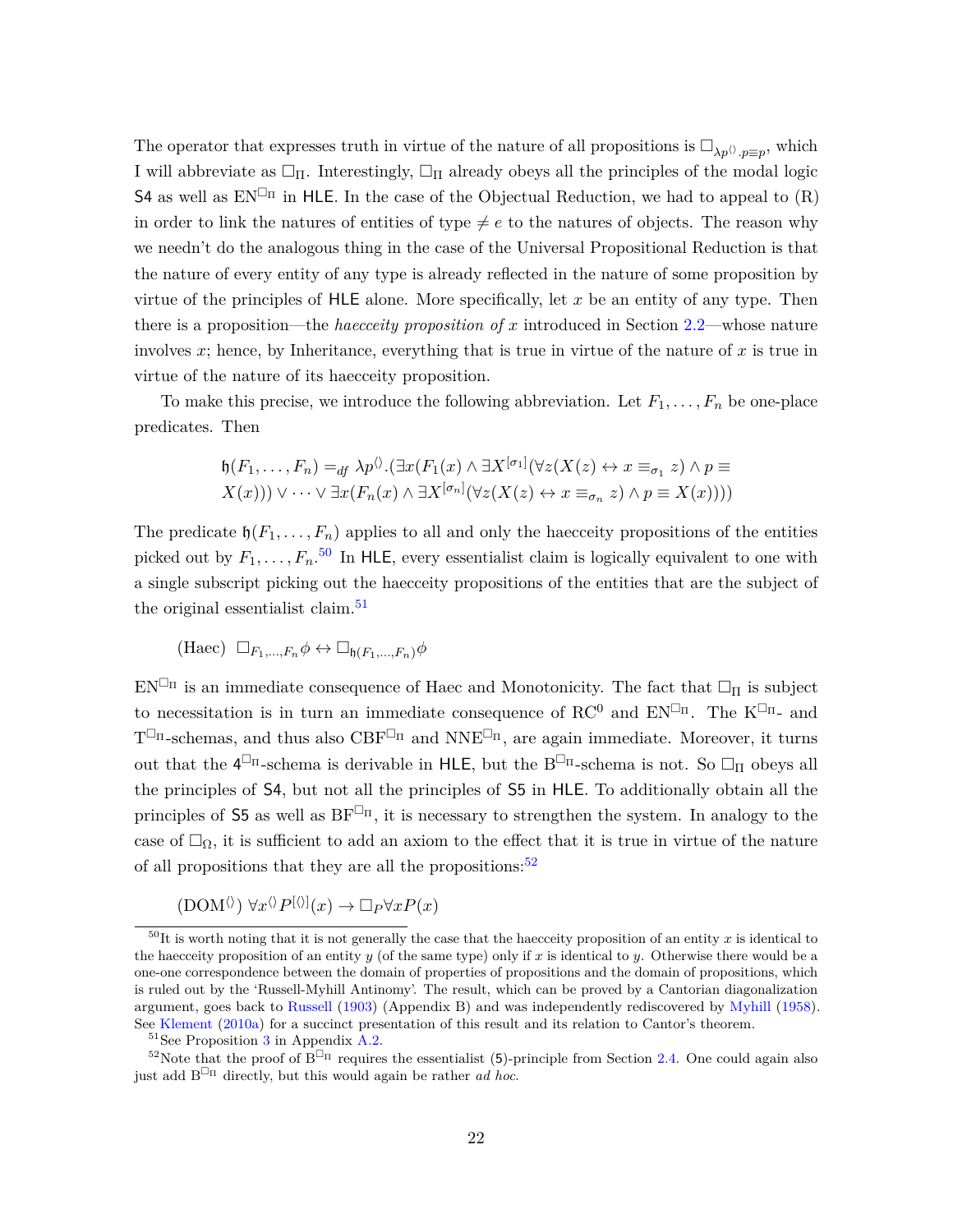The operator that expresses truth in virtue of the nature of all propositions is $\Box_{\lambda p^{\langle\rangle}.p \equiv p}$, which I will abbreviate as $\Box_\Pi$. Interestingly, $\Box_\Pi$ already obeys all the principles of the modal logic S4 as well as $\text{EN}^{\Box_\Pi}$ in HLE. In the case of the Objectual Reduction, we had to appeal to (R) in order to link the natures of entities of type $\neq e$ to the natures of objects. The reason why we needn't do the analogous thing in the case of the Universal Propositional Reduction is that the nature of every entity of any type is already reflected in the nature of some proposition by virtue of the principles of HLE alone. More specifically, let $x$ be an entity of any type. Then there is a proposition—the *haecceity proposition of* $x$ introduced in Section 2.2—whose nature involves $x$; hence, by Inheritance, everything that is true in virtue of the nature of $x$ is true in virtue of the nature of its haecceity proposition.

To make this precise, we introduce the following abbreviation. Let $F_1, \ldots, F_n$ be one-place predicates. Then

$$\mathfrak{h}(F_1, \ldots, F_n) =_{df} \lambda p^{\langle\rangle}.(\exists x(F_1(x) \wedge \exists X^{[\sigma_1]}(\forall z(X(z) \leftrightarrow x \equiv_{\sigma_1} z) \wedge p \equiv X(x))) \vee \cdots \vee \exists x(F_n(x) \wedge \exists X^{[\sigma_n]}(\forall z(X(z) \leftrightarrow x \equiv_{\sigma_n} z) \wedge p \equiv X(x))))$$

The predicate $\mathfrak{h}(F_1, \ldots, F_n)$ applies to all and only the haecceity propositions of the entities picked out by $F_1, \ldots, F_n$.[50] In HLE, every essentialist claim is logically equivalent to one with a single subscript picking out the haecceity propositions of the entities that are the subject of the original essentialist claim.[51]

(Haec) $\Box_{F_1,\ldots,F_n}\phi \leftrightarrow \Box_{\mathfrak{h}(F_1,\ldots,F_n)}\phi$

$\text{EN}^{\Box_\Pi}$ is an immediate consequence of Haec and Monotonicity. The fact that $\Box_\Pi$ is subject to necessitation is in turn an immediate consequence of $\text{RC}^0$ and $\text{EN}^{\Box_\Pi}$. The $\text{K}^{\Box_\Pi}$- and $\text{T}^{\Box_\Pi}$-schemas, and thus also $\text{CBF}^{\Box_\Pi}$ and $\text{NNE}^{\Box_\Pi}$, are again immediate. Moreover, it turns out that the $4^{\Box_\Pi}$-schema is derivable in HLE, but the $\text{B}^{\Box_\Pi}$-schema is not. So $\Box_\Pi$ obeys all the principles of S4, but not all the principles of S5 in HLE. To additionally obtain all the principles of S5 as well as $\text{BF}^{\Box_\Pi}$, it is necessary to strengthen the system. In analogy to the case of $\Box_\Omega$, it is sufficient to add an axiom to the effect that it is true in virtue of the nature of all propositions that they are all the propositions:[52]

($\text{DOM}^{\langle\rangle}$) $\forall x^{\langle\rangle} P^{[\langle\rangle]}(x) \rightarrow \Box_P \forall x P(x)$

---

[50] It is worth noting that it is not generally the case that the haecceity proposition of an entity $x$ is identical to the haecceity proposition of an entity $y$ (of the same type) only if $x$ is identical to $y$. Otherwise there would be a one-one correspondence between the domain of properties of propositions and the domain of propositions, which is ruled out by the 'Russell-Myhill Antinomy'. The result, which can be proved by a Cantorian diagonalization argument, goes back to Russell (1903) (Appendix B) and was independently rediscovered by Myhill (1958). See Klement (2010a) for a succinct presentation of this result and its relation to Cantor's theorem.

[51] See Proposition 3 in Appendix A.2.

[52] Note that the proof of $\text{B}^{\Box_\Pi}$ requires the essentialist (5)-principle from Section 2.4. One could again also just add $\text{B}^{\Box_\Pi}$ directly, but this would again be rather *ad hoc*.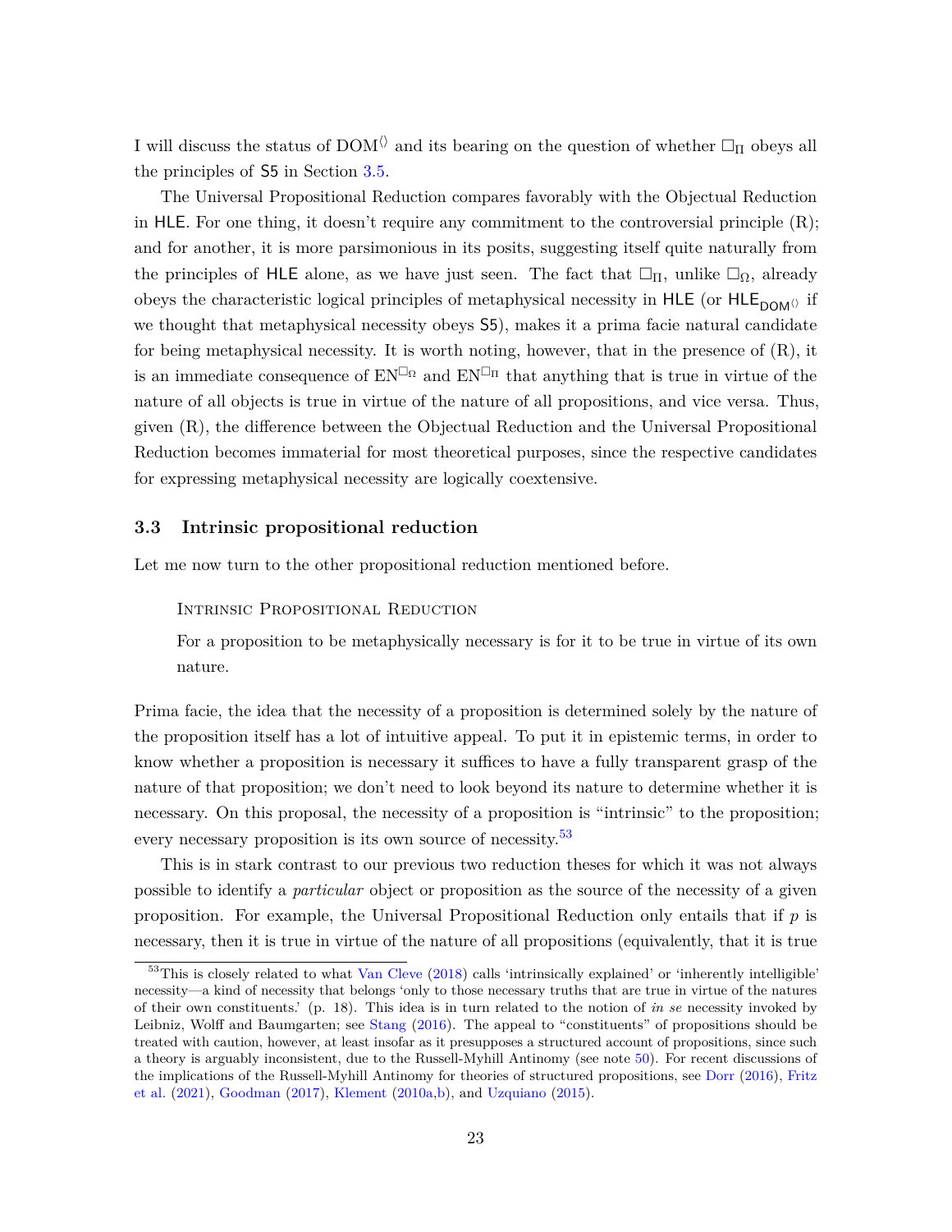I will discuss the status of $\mathrm{DOM}^{\langle\rangle}$ and its bearing on the question of whether $\Box_\Pi$ obeys all the principles of S5 in Section 3.5.

The Universal Propositional Reduction compares favorably with the Objectual Reduction in HLE. For one thing, it doesn't require any commitment to the controversial principle (R); and for another, it is more parsimonious in its posits, suggesting itself quite naturally from the principles of HLE alone, as we have just seen. The fact that $\Box_\Pi$, unlike $\Box_\Omega$, already obeys the characteristic logical principles of metaphysical necessity in HLE (or $\mathsf{HLE}_{\mathsf{DOM}^{\langle\rangle}}$ if we thought that metaphysical necessity obeys S5), makes it a prima facie natural candidate for being metaphysical necessity. It is worth noting, however, that in the presence of (R), it is an immediate consequence of $\mathrm{EN}^{\Box_\Omega}$ and $\mathrm{EN}^{\Box_\Pi}$ that anything that is true in virtue of the nature of all objects is true in virtue of the nature of all propositions, and vice versa. Thus, given (R), the difference between the Objectual Reduction and the Universal Propositional Reduction becomes immaterial for most theoretical purposes, since the respective candidates for expressing metaphysical necessity are logically coextensive.

### 3.3 Intrinsic propositional reduction

Let me now turn to the other propositional reduction mentioned before.

> Intrinsic Propositional Reduction
>
> For a proposition to be metaphysically necessary is for it to be true in virtue of its own nature.

Prima facie, the idea that the necessity of a proposition is determined solely by the nature of the proposition itself has a lot of intuitive appeal. To put it in epistemic terms, in order to know whether a proposition is necessary it suffices to have a fully transparent grasp of the nature of that proposition; we don't need to look beyond its nature to determine whether it is necessary. On this proposal, the necessity of a proposition is "intrinsic" to the proposition; every necessary proposition is its own source of necessity.[53]

This is in stark contrast to our previous two reduction theses for which it was not always possible to identify a *particular* object or proposition as the source of the necessity of a given proposition. For example, the Universal Propositional Reduction only entails that if $p$ is necessary, then it is true in virtue of the nature of all propositions (equivalently, that it is true

---

[53] This is closely related to what Van Cleve (2018) calls 'intrinsically explained' or 'inherently intelligible' necessity—a kind of necessity that belongs 'only to those necessary truths that are true in virtue of the natures of their own constituents.' (p. 18). This idea is in turn related to the notion of *in se* necessity invoked by Leibniz, Wolff and Baumgarten; see Stang (2016). The appeal to "constituents" of propositions should be treated with caution, however, at least insofar as it presupposes a structured account of propositions, since such a theory is arguably inconsistent, due to the Russell-Myhill Antinomy (see note 50). For recent discussions of the implications of the Russell-Myhill Antinomy for theories of structured propositions, see Dorr (2016), Fritz et al. (2021), Goodman (2017), Klement (2010a,b), and Uzquiano (2015).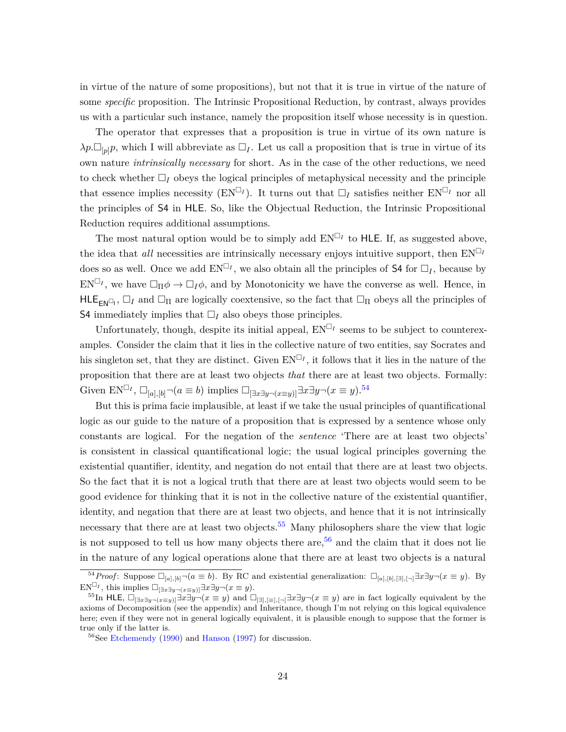in virtue of the nature of some propositions), but not that it is true in virtue of the nature of some *specific* proposition. The Intrinsic Propositional Reduction, by contrast, always provides us with a particular such instance, namely the proposition itself whose necessity is in question.

The operator that expresses that a proposition is true in virtue of its own nature is $\lambda p.\Box_{[p]}p$, which I will abbreviate as $\Box_I$. Let us call a proposition that is true in virtue of its own nature *intrinsically necessary* for short. As in the case of the other reductions, we need to check whether $\Box_I$ obeys the logical principles of metaphysical necessity and the principle that essence implies necessity ($\text{EN}^{\Box_I}$). It turns out that $\Box_I$ satisfies neither $\text{EN}^{\Box_I}$ nor all the principles of S4 in HLE. So, like the Objectual Reduction, the Intrinsic Propositional Reduction requires additional assumptions.

The most natural option would be to simply add $\text{EN}^{\Box_I}$ to HLE. If, as suggested above, the idea that *all* necessities are intrinsically necessary enjoys intuitive support, then $\text{EN}^{\Box_I}$ does so as well. Once we add $\text{EN}^{\Box_I}$, we also obtain all the principles of S4 for $\Box_I$, because by $\text{EN}^{\Box_I}$, we have $\Box_\Pi\phi \to \Box_I\phi$, and by Monotonicity we have the converse as well. Hence, in $\mathsf{HLE}_{\mathsf{EN}^{\Box_I}}$, $\Box_I$ and $\Box_\Pi$ are logically coextensive, so the fact that $\Box_\Pi$ obeys all the principles of S4 immediately implies that $\Box_I$ also obeys those principles.

Unfortunately, though, despite its initial appeal, $\text{EN}^{\Box_I}$ seems to be subject to counterexamples. Consider the claim that it lies in the collective nature of two entities, say Socrates and his singleton set, that they are distinct. Given $\text{EN}^{\Box_I}$, it follows that it lies in the nature of the proposition that there are at least two objects *that* there are at least two objects. Formally: Given $\text{EN}^{\Box_I}$, $\Box_{[a],[b]}\neg(a \equiv b)$ implies $\Box_{[\exists x \exists y \neg(x\equiv y)]}\exists x\exists y\neg(x \equiv y)$.[54]

But this is prima facie implausible, at least if we take the usual principles of quantificational logic as our guide to the nature of a proposition that is expressed by a sentence whose only constants are logical. For the negation of the *sentence* 'There are at least two objects' is consistent in classical quantificational logic; the usual logical principles governing the existential quantifier, identity, and negation do not entail that there are at least two objects. So the fact that it is not a logical truth that there are at least two objects would seem to be good evidence for thinking that it is not in the collective nature of the existential quantifier, identity, and negation that there are at least two objects, and hence that it is not intrinsically necessary that there are at least two objects.[55] Many philosophers share the view that logic is not supposed to tell us how many objects there are,[56] and the claim that it does not lie in the nature of any logical operations alone that there are at least two objects is a natural

---

[54] *Proof*: Suppose $\Box_{[a],[b]}\neg(a \equiv b)$. By RC and existential generalization: $\Box_{[a],[b],[\exists],[\neg]}\exists x\exists y\neg(x \equiv y)$. By $\text{EN}^{\Box_I}$, this implies $\Box_{[\exists x\exists y\neg(x\equiv y)]}\exists x\exists y\neg(x \equiv y)$.

[55] In HLE, $\Box_{[\exists x\exists y\neg(x\equiv y)]}\exists x\exists y\neg(x \equiv y)$ and $\Box_{[\exists],[\equiv],[\neg]}\exists x\exists y\neg(x \equiv y)$ are in fact logically equivalent by the axioms of Decomposition (see the appendix) and Inheritance, though I'm not relying on this logical equivalence here; even if they were not in general logically equivalent, it is plausible enough to suppose that the former is true only if the latter is.

[56] See Etchemendy (1990) and Hanson (1997) for discussion.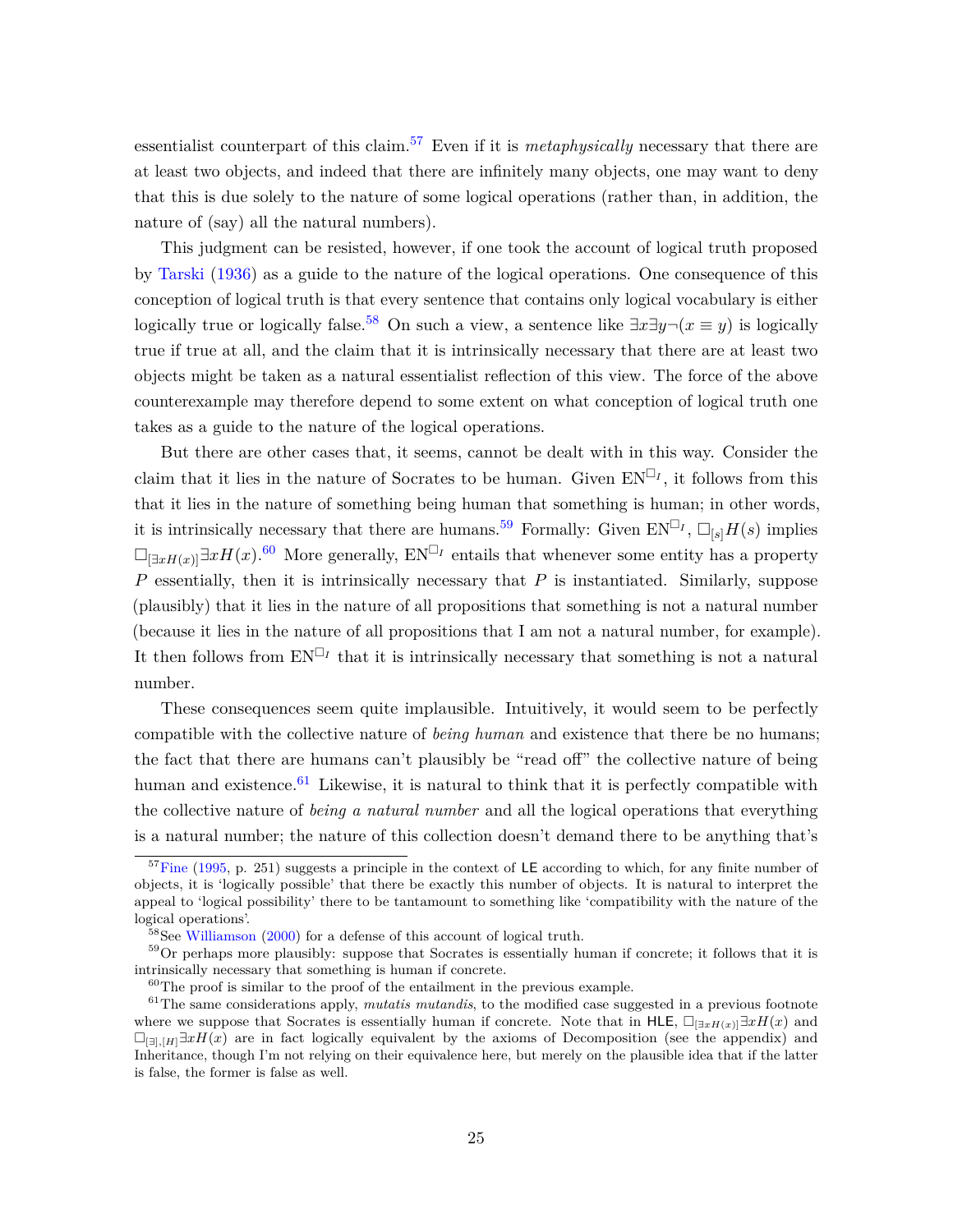essentialist counterpart of this claim.[57] Even if it is *metaphysically* necessary that there are at least two objects, and indeed that there are infinitely many objects, one may want to deny that this is due solely to the nature of some logical operations (rather than, in addition, the nature of (say) all the natural numbers).

This judgment can be resisted, however, if one took the account of logical truth proposed by Tarski (1936) as a guide to the nature of the logical operations. One consequence of this conception of logical truth is that every sentence that contains only logical vocabulary is either logically true or logically false.[58] On such a view, a sentence like $\exists x \exists y \neg(x \equiv y)$ is logically true if true at all, and the claim that it is intrinsically necessary that there are at least two objects might be taken as a natural essentialist reflection of this view. The force of the above counterexample may therefore depend to some extent on what conception of logical truth one takes as a guide to the nature of the logical operations.

But there are other cases that, it seems, cannot be dealt with in this way. Consider the claim that it lies in the nature of Socrates to be human. Given $\mathrm{EN}^{\Box_I}$, it follows from this that it lies in the nature of something being human that something is human; in other words, it is intrinsically necessary that there are humans.[59] Formally: Given $\mathrm{EN}^{\Box_I}$, $\Box_{[s]}H(s)$ implies $\Box_{[\exists x H(x)]}\exists x H(x)$.[60] More generally, $\mathrm{EN}^{\Box_I}$ entails that whenever some entity has a property $P$ essentially, then it is intrinsically necessary that $P$ is instantiated. Similarly, suppose (plausibly) that it lies in the nature of all propositions that something is not a natural number (because it lies in the nature of all propositions that I am not a natural number, for example). It then follows from $\mathrm{EN}^{\Box_I}$ that it is intrinsically necessary that something is not a natural number.

These consequences seem quite implausible. Intuitively, it would seem to be perfectly compatible with the collective nature of *being human* and existence that there be no humans; the fact that there are humans can't plausibly be "read off" the collective nature of being human and existence.[61] Likewise, it is natural to think that it is perfectly compatible with the collective nature of *being a natural number* and all the logical operations that everything is a natural number; the nature of this collection doesn't demand there to be anything that's

[57] Fine (1995, p. 251) suggests a principle in the context of LE according to which, for any finite number of objects, it is 'logically possible' that there be exactly this number of objects. It is natural to interpret the appeal to 'logical possibility' there to be tantamount to something like 'compatibility with the nature of the logical operations'.

[58] See Williamson (2000) for a defense of this account of logical truth.

[59] Or perhaps more plausibly: suppose that Socrates is essentially human if concrete; it follows that it is intrinsically necessary that something is human if concrete.

[60] The proof is similar to the proof of the entailment in the previous example.

[61] The same considerations apply, *mutatis mutandis*, to the modified case suggested in a previous footnote where we suppose that Socrates is essentially human if concrete. Note that in HLE, $\Box_{[\exists x H(x)]}\exists x H(x)$ and $\Box_{[\exists],[H]}\exists x H(x)$ are in fact logically equivalent by the axioms of Decomposition (see the appendix) and Inheritance, though I'm not relying on their equivalence here, but merely on the plausible idea that if the latter is false, the former is false as well.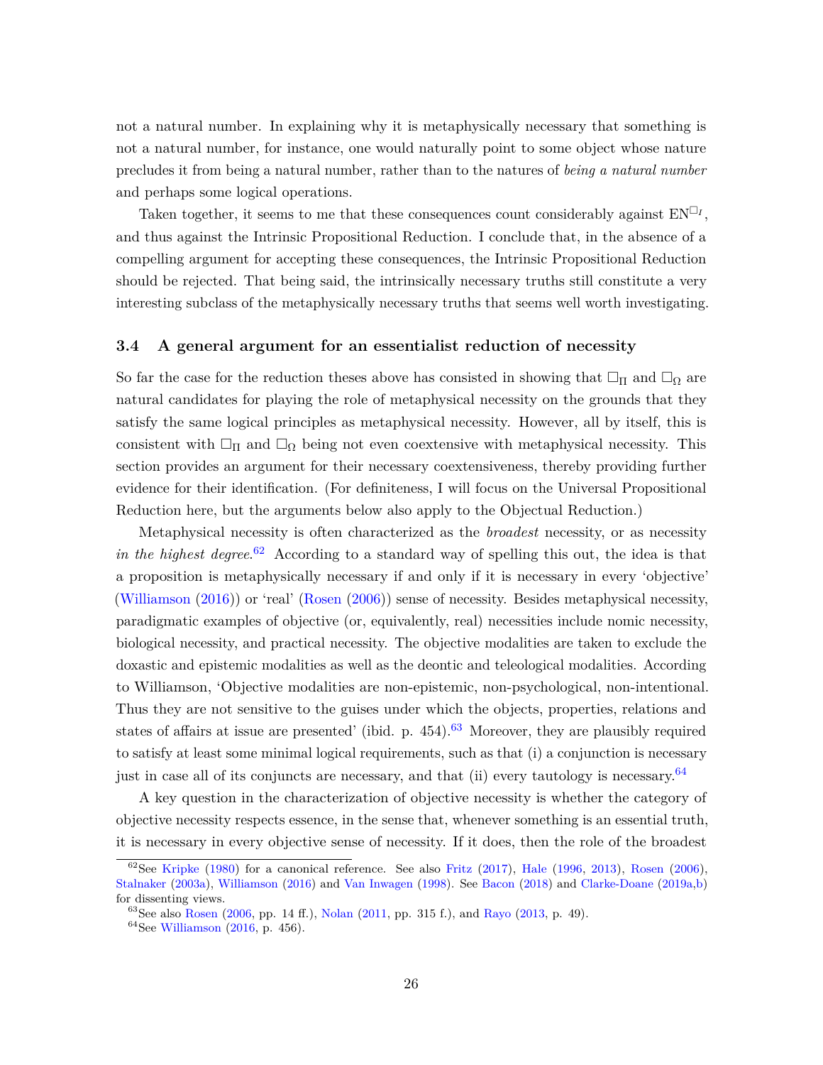not a natural number. In explaining why it is metaphysically necessary that something is not a natural number, for instance, one would naturally point to some object whose nature precludes it from being a natural number, rather than to the natures of *being a natural number* and perhaps some logical operations.

Taken together, it seems to me that these consequences count considerably against $\mathrm{EN}^{\Box_I}$, and thus against the Intrinsic Propositional Reduction. I conclude that, in the absence of a compelling argument for accepting these consequences, the Intrinsic Propositional Reduction should be rejected. That being said, the intrinsically necessary truths still constitute a very interesting subclass of the metaphysically necessary truths that seems well worth investigating.

### 3.4 A general argument for an essentialist reduction of necessity

So far the case for the reduction theses above has consisted in showing that $\Box_\Pi$ and $\Box_\Omega$ are natural candidates for playing the role of metaphysical necessity on the grounds that they satisfy the same logical principles as metaphysical necessity. However, all by itself, this is consistent with $\Box_\Pi$ and $\Box_\Omega$ being not even coextensive with metaphysical necessity. This section provides an argument for their necessary coextensiveness, thereby providing further evidence for their identification. (For definiteness, I will focus on the Universal Propositional Reduction here, but the arguments below also apply to the Objectual Reduction.)

Metaphysical necessity is often characterized as the *broadest* necessity, or as necessity *in the highest degree*.[62] According to a standard way of spelling this out, the idea is that a proposition is metaphysically necessary if and only if it is necessary in every 'objective' (Williamson (2016)) or 'real' (Rosen (2006)) sense of necessity. Besides metaphysical necessity, paradigmatic examples of objective (or, equivalently, real) necessities include nomic necessity, biological necessity, and practical necessity. The objective modalities are taken to exclude the doxastic and epistemic modalities as well as the deontic and teleological modalities. According to Williamson, 'Objective modalities are non-epistemic, non-psychological, non-intentional. Thus they are not sensitive to the guises under which the objects, properties, relations and states of affairs at issue are presented' (ibid. p. 454).[63] Moreover, they are plausibly required to satisfy at least some minimal logical requirements, such as that (i) a conjunction is necessary just in case all of its conjuncts are necessary, and that (ii) every tautology is necessary.[64]

A key question in the characterization of objective necessity is whether the category of objective necessity respects essence, in the sense that, whenever something is an essential truth, it is necessary in every objective sense of necessity. If it does, then the role of the broadest

[62] See Kripke (1980) for a canonical reference. See also Fritz (2017), Hale (1996, 2013), Rosen (2006), Stalnaker (2003a), Williamson (2016) and Van Inwagen (1998). See Bacon (2018) and Clarke-Doane (2019a,b) for dissenting views.

[63] See also Rosen (2006, pp. 14 ff.), Nolan (2011, pp. 315 f.), and Rayo (2013, p. 49).

[64] See Williamson (2016, p. 456).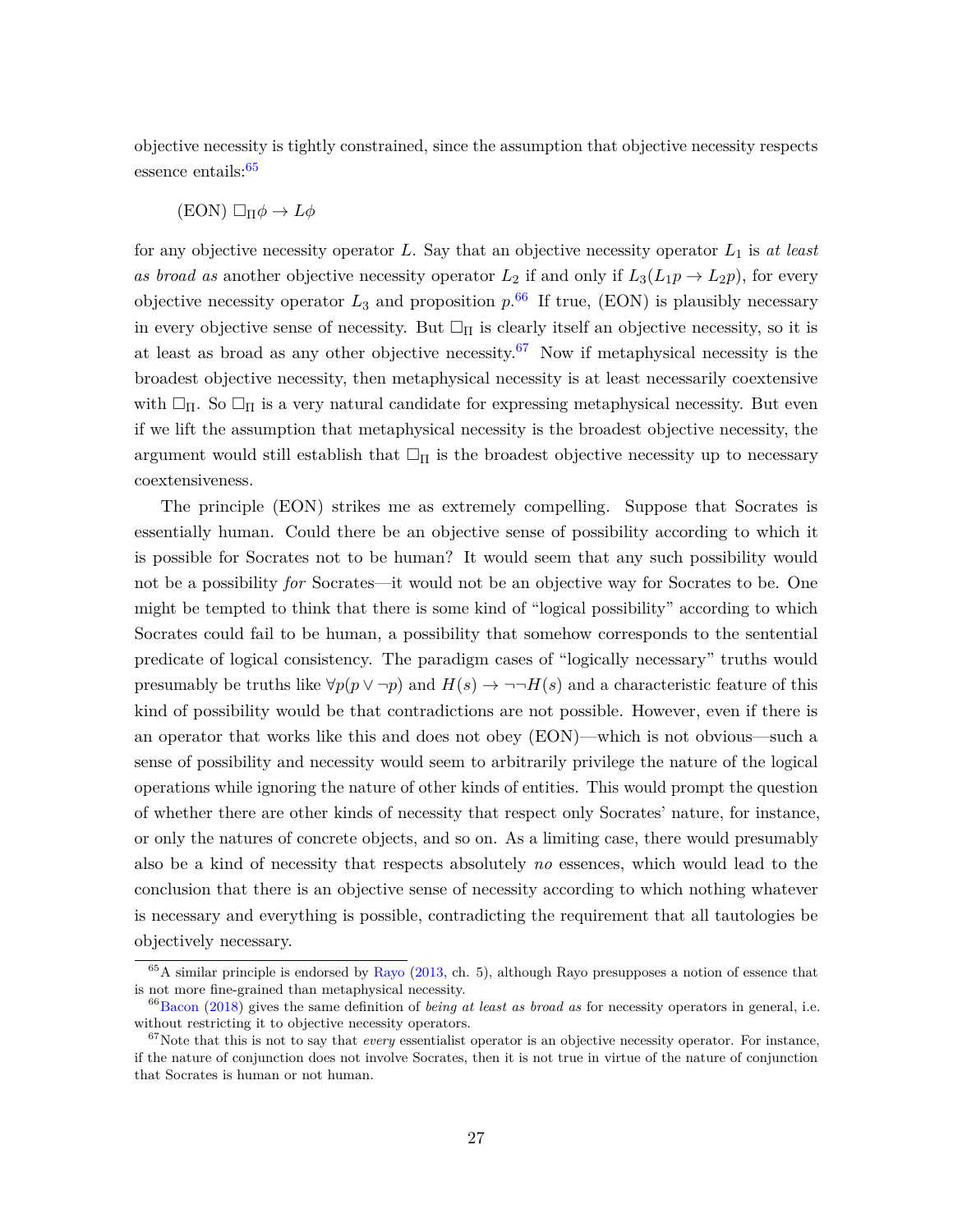objective necessity is tightly constrained, since the assumption that objective necessity respects essence entails:[65]

(EON) $\Box_{\Pi}\phi \rightarrow L\phi$

for any objective necessity operator $L$. Say that an objective necessity operator $L_1$ is *at least as broad as* another objective necessity operator $L_2$ if and only if $L_3(L_1 p \rightarrow L_2 p)$, for every objective necessity operator $L_3$ and proposition $p$.[66] If true, (EON) is plausibly necessary in every objective sense of necessity. But $\Box_{\Pi}$ is clearly itself an objective necessity, so it is at least as broad as any other objective necessity.[67] Now if metaphysical necessity is the broadest objective necessity, then metaphysical necessity is at least necessarily coextensive with $\Box_{\Pi}$. So $\Box_{\Pi}$ is a very natural candidate for expressing metaphysical necessity. But even if we lift the assumption that metaphysical necessity is the broadest objective necessity, the argument would still establish that $\Box_{\Pi}$ is the broadest objective necessity up to necessary coextensiveness.

The principle (EON) strikes me as extremely compelling. Suppose that Socrates is essentially human. Could there be an objective sense of possibility according to which it is possible for Socrates not to be human? It would seem that any such possibility would not be a possibility *for* Socrates—it would not be an objective way for Socrates to be. One might be tempted to think that there is some kind of "logical possibility" according to which Socrates could fail to be human, a possibility that somehow corresponds to the sentential predicate of logical consistency. The paradigm cases of "logically necessary" truths would presumably be truths like $\forall p(p \vee \neg p)$ and $H(s) \rightarrow \neg\neg H(s)$ and a characteristic feature of this kind of possibility would be that contradictions are not possible. However, even if there is an operator that works like this and does not obey (EON)—which is not obvious—such a sense of possibility and necessity would seem to arbitrarily privilege the nature of the logical operations while ignoring the nature of other kinds of entities. This would prompt the question of whether there are other kinds of necessity that respect only Socrates' nature, for instance, or only the natures of concrete objects, and so on. As a limiting case, there would presumably also be a kind of necessity that respects absolutely *no* essences, which would lead to the conclusion that there is an objective sense of necessity according to which nothing whatever is necessary and everything is possible, contradicting the requirement that all tautologies be objectively necessary.

[65] A similar principle is endorsed by Rayo (2013, ch. 5), although Rayo presupposes a notion of essence that is not more fine-grained than metaphysical necessity.

[66] Bacon (2018) gives the same definition of *being at least as broad as* for necessity operators in general, i.e. without restricting it to objective necessity operators.

[67] Note that this is not to say that *every* essentialist operator is an objective necessity operator. For instance, if the nature of conjunction does not involve Socrates, then it is not true in virtue of the nature of conjunction that Socrates is human or not human.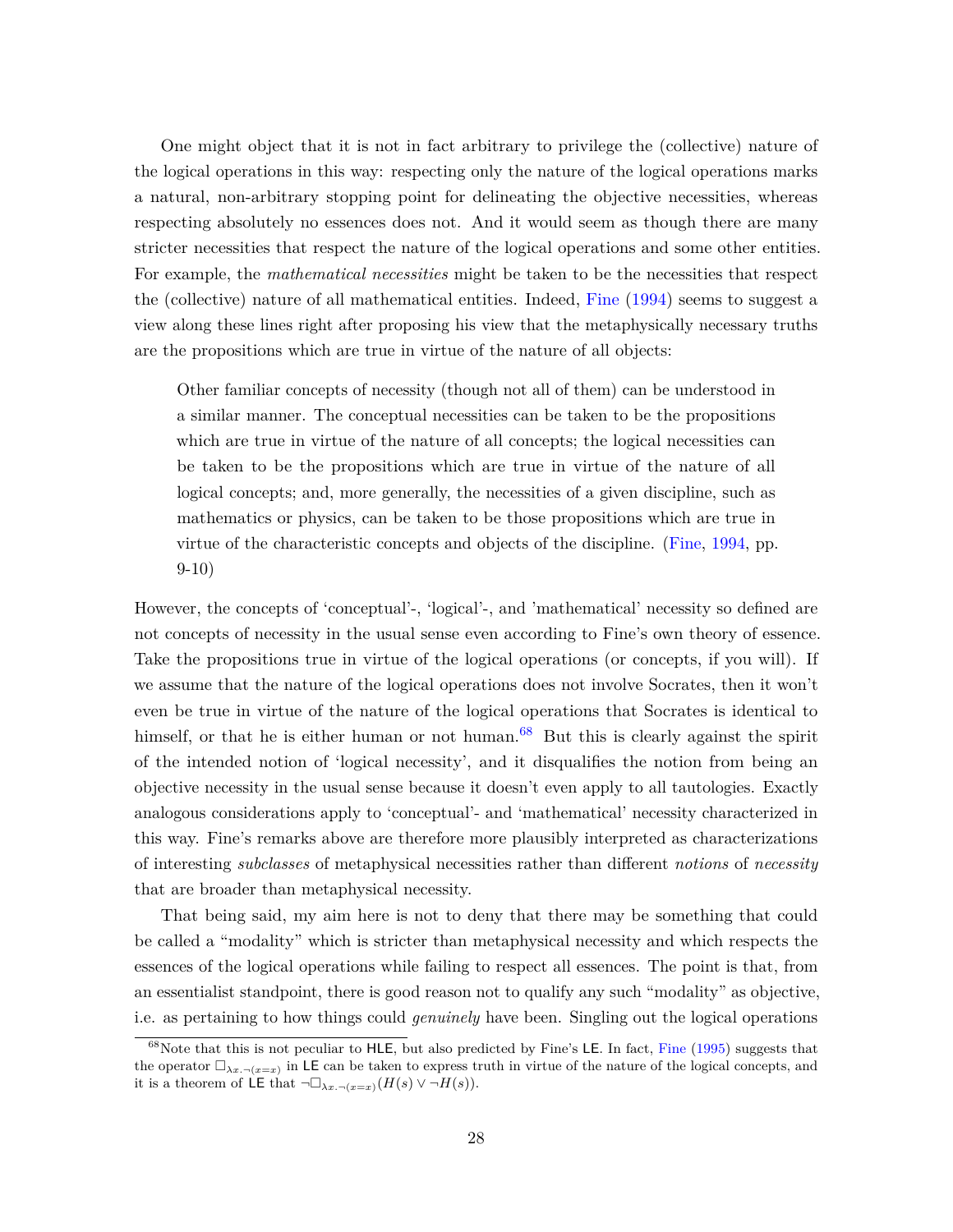One might object that it is not in fact arbitrary to privilege the (collective) nature of the logical operations in this way: respecting only the nature of the logical operations marks a natural, non-arbitrary stopping point for delineating the objective necessities, whereas respecting absolutely no essences does not. And it would seem as though there are many stricter necessities that respect the nature of the logical operations and some other entities. For example, the *mathematical necessities* might be taken to be the necessities that respect the (collective) nature of all mathematical entities. Indeed, Fine (1994) seems to suggest a view along these lines right after proposing his view that the metaphysically necessary truths are the propositions which are true in virtue of the nature of all objects:

> Other familiar concepts of necessity (though not all of them) can be understood in a similar manner. The conceptual necessities can be taken to be the propositions which are true in virtue of the nature of all concepts; the logical necessities can be taken to be the propositions which are true in virtue of the nature of all logical concepts; and, more generally, the necessities of a given discipline, such as mathematics or physics, can be taken to be those propositions which are true in virtue of the characteristic concepts and objects of the discipline. (Fine, 1994, pp. 9-10)

However, the concepts of 'conceptual'-, 'logical'-, and 'mathematical' necessity so defined are not concepts of necessity in the usual sense even according to Fine's own theory of essence. Take the propositions true in virtue of the logical operations (or concepts, if you will). If we assume that the nature of the logical operations does not involve Socrates, then it won't even be true in virtue of the nature of the logical operations that Socrates is identical to himself, or that he is either human or not human.[68] But this is clearly against the spirit of the intended notion of 'logical necessity', and it disqualifies the notion from being an objective necessity in the usual sense because it doesn't even apply to all tautologies. Exactly analogous considerations apply to 'conceptual'- and 'mathematical' necessity characterized in this way. Fine's remarks above are therefore more plausibly interpreted as characterizations of interesting *subclasses* of metaphysical necessities rather than different *notions* of *necessity* that are broader than metaphysical necessity.

That being said, my aim here is not to deny that there may be something that could be called a "modality" which is stricter than metaphysical necessity and which respects the essences of the logical operations while failing to respect all essences. The point is that, from an essentialist standpoint, there is good reason not to qualify any such "modality" as objective, i.e. as pertaining to how things could *genuinely* have been. Singling out the logical operations

---

[68] Note that this is not peculiar to HLE, but also predicted by Fine's LE. In fact, Fine (1995) suggests that the operator $\Box_{\lambda x.\neg(x=x)}$ in LE can be taken to express truth in virtue of the nature of the logical concepts, and it is a theorem of LE that $\neg\Box_{\lambda x.\neg(x=x)}(H(s) \vee \neg H(s))$.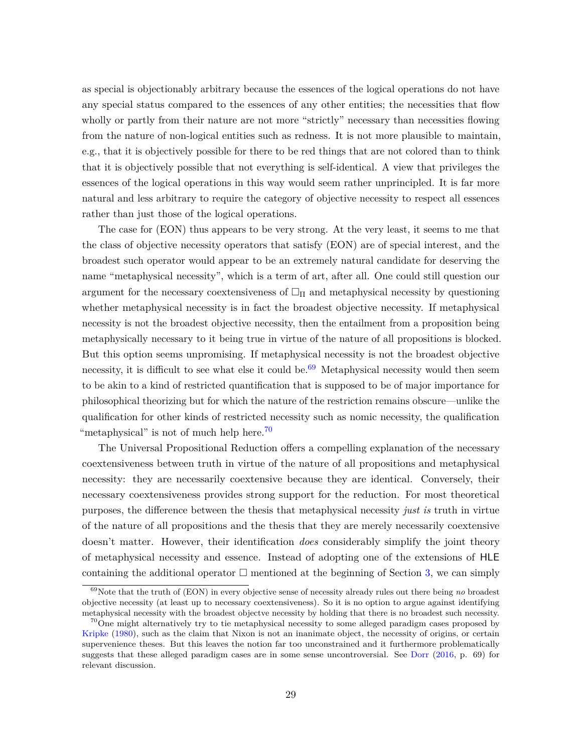as special is objectionably arbitrary because the essences of the logical operations do not have any special status compared to the essences of any other entities; the necessities that flow wholly or partly from their nature are not more "strictly" necessary than necessities flowing from the nature of non-logical entities such as redness. It is not more plausible to maintain, e.g., that it is objectively possible for there to be red things that are not colored than to think that it is objectively possible that not everything is self-identical. A view that privileges the essences of the logical operations in this way would seem rather unprincipled. It is far more natural and less arbitrary to require the category of objective necessity to respect all essences rather than just those of the logical operations.

The case for (EON) thus appears to be very strong. At the very least, it seems to me that the class of objective necessity operators that satisfy (EON) are of special interest, and the broadest such operator would appear to be an extremely natural candidate for deserving the name "metaphysical necessity", which is a term of art, after all. One could still question our argument for the necessary coextensiveness of $\Box_\Pi$ and metaphysical necessity by questioning whether metaphysical necessity is in fact the broadest objective necessity. If metaphysical necessity is not the broadest objective necessity, then the entailment from a proposition being metaphysically necessary to it being true in virtue of the nature of all propositions is blocked. But this option seems unpromising. If metaphysical necessity is not the broadest objective necessity, it is difficult to see what else it could be.[69] Metaphysical necessity would then seem to be akin to a kind of restricted quantification that is supposed to be of major importance for philosophical theorizing but for which the nature of the restriction remains obscure—unlike the qualification for other kinds of restricted necessity such as nomic necessity, the qualification "metaphysical" is not of much help here.[70]

The Universal Propositional Reduction offers a compelling explanation of the necessary coextensiveness between truth in virtue of the nature of all propositions and metaphysical necessity: they are necessarily coextensive because they are identical. Conversely, their necessary coextensiveness provides strong support for the reduction. For most theoretical purposes, the difference between the thesis that metaphysical necessity *just is* truth in virtue of the nature of all propositions and the thesis that they are merely necessarily coextensive doesn't matter. However, their identification *does* considerably simplify the joint theory of metaphysical necessity and essence. Instead of adopting one of the extensions of HLE containing the additional operator $\Box$ mentioned at the beginning of Section 3, we can simply

[69] Note that the truth of (EON) in every objective sense of necessity already rules out there being *no* broadest objective necessity (at least up to necessary coextensiveness). So it is no option to argue against identifying metaphysical necessity with the broadest objectve necessity by holding that there is no broadest such necessity.

[70] One might alternatively try to tie metaphysical necessity to some alleged paradigm cases proposed by Kripke (1980), such as the claim that Nixon is not an inanimate object, the necessity of origins, or certain supervenience theses. But this leaves the notion far too unconstrained and it furthermore problematically suggests that these alleged paradigm cases are in some sense uncontroversial. See Dorr (2016, p. 69) for relevant discussion.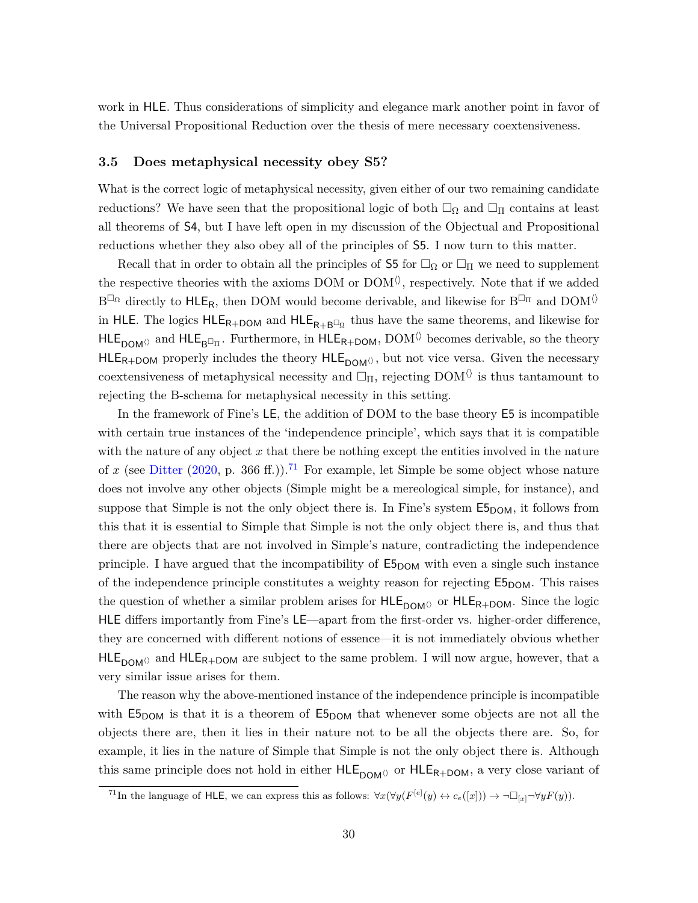work in HLE. Thus considerations of simplicity and elegance mark another point in favor of the Universal Propositional Reduction over the thesis of mere necessary coextensiveness.

### 3.5 Does metaphysical necessity obey S5?

What is the correct logic of metaphysical necessity, given either of our two remaining candidate reductions? We have seen that the propositional logic of both $\Box_\Omega$ and $\Box_\Pi$ contains at least all theorems of S4, but I have left open in my discussion of the Objectual and Propositional reductions whether they also obey all of the principles of S5. I now turn to this matter.

Recall that in order to obtain all the principles of S5 for $\Box_\Omega$ or $\Box_\Pi$ we need to supplement the respective theories with the axioms DOM or $\text{DOM}^{\langle\rangle}$, respectively. Note that if we added $\text{B}^{\Box_\Omega}$ directly to $\text{HLE}_\text{R}$, then DOM would become derivable, and likewise for $\text{B}^{\Box_\Pi}$ and $\text{DOM}^{\langle\rangle}$ in HLE. The logics $\text{HLE}_{\text{R+DOM}}$ and $\text{HLE}_{\text{R+B}^{\Box_\Omega}}$ thus have the same theorems, and likewise for $\text{HLE}_{\text{DOM}^{\langle\rangle}}$ and $\text{HLE}_{\text{B}^{\Box_\Pi}}$. Furthermore, in $\text{HLE}_{\text{R+DOM}}$, $\text{DOM}^{\langle\rangle}$ becomes derivable, so the theory $\text{HLE}_{\text{R+DOM}}$ properly includes the theory $\text{HLE}_{\text{DOM}^{\langle\rangle}}$, but not vice versa. Given the necessary coextensiveness of metaphysical necessity and $\Box_\Pi$, rejecting $\text{DOM}^{\langle\rangle}$ is thus tantamount to rejecting the B-schema for metaphysical necessity in this setting.

In the framework of Fine's LE, the addition of DOM to the base theory E5 is incompatible with certain true instances of the 'independence principle', which says that it is compatible with the nature of any object $x$ that there be nothing except the entities involved in the nature of $x$ (see Ditter (2020, p. 366 ff.)).[71] For example, let Simple be some object whose nature does not involve any other objects (Simple might be a mereological simple, for instance), and suppose that Simple is not the only object there is. In Fine's system $\text{E5}_\text{DOM}$, it follows from this that it is essential to Simple that Simple is not the only object there is, and thus that there are objects that are not involved in Simple's nature, contradicting the independence principle. I have argued that the incompatibility of $\text{E5}_\text{DOM}$ with even a single such instance of the independence principle constitutes a weighty reason for rejecting $\text{E5}_\text{DOM}$. This raises the question of whether a similar problem arises for $\text{HLE}_{\text{DOM}^{\langle\rangle}}$ or $\text{HLE}_{\text{R+DOM}}$. Since the logic HLE differs importantly from Fine's LE—apart from the first-order vs. higher-order difference, they are concerned with different notions of essence—it is not immediately obvious whether $\text{HLE}_{\text{DOM}^{\langle\rangle}}$ and $\text{HLE}_{\text{R+DOM}}$ are subject to the same problem. I will now argue, however, that a very similar issue arises for them.

The reason why the above-mentioned instance of the independence principle is incompatible with $\text{E5}_\text{DOM}$ is that it is a theorem of $\text{E5}_\text{DOM}$ that whenever some objects are not all the objects there are, then it lies in their nature not to be all the objects there are. So, for example, it lies in the nature of Simple that Simple is not the only object there is. Although this same principle does not hold in either $\text{HLE}_{\text{DOM}^{\langle\rangle}}$ or $\text{HLE}_{\text{R+DOM}}$, a very close variant of

[71] In the language of HLE, we can express this as follows: $\forall x(\forall y(F^{[e]}(y) \leftrightarrow c_e([x])) \to \neg\Box_{[x]}\neg\forall y F(y))$.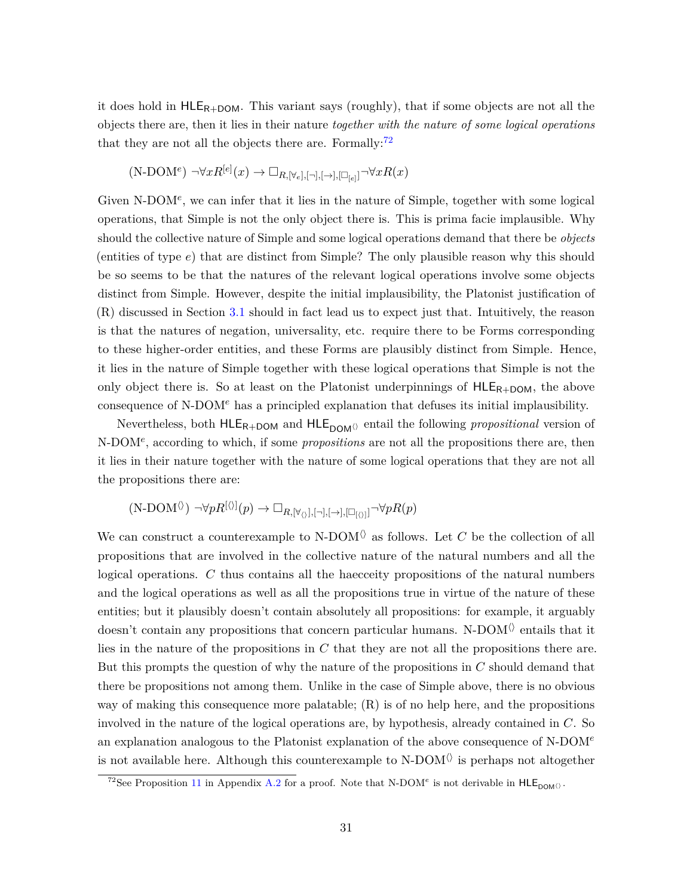it does hold in $\mathsf{HLE}_{\mathsf{R+DOM}}$. This variant says (roughly), that if some objects are not all the objects there are, then it lies in their nature *together with the nature of some logical operations* that they are not all the objects there are. Formally:[72]

$$(\text{N-DOM}^e)\ \neg\forall x R^{[e]}(x) \to \Box_{R,[\forall_e],[\neg],[\to],[\Box_{[e]}]}\neg\forall x R(x)$$

Given N-DOM$^e$, we can infer that it lies in the nature of Simple, together with some logical operations, that Simple is not the only object there is. This is prima facie implausible. Why should the collective nature of Simple and some logical operations demand that there be *objects* (entities of type $e$) that are distinct from Simple? The only plausible reason why this should be so seems to be that the natures of the relevant logical operations involve some objects distinct from Simple. However, despite the initial implausibility, the Platonist justification of (R) discussed in Section 3.1 should in fact lead us to expect just that. Intuitively, the reason is that the natures of negation, universality, etc. require there to be Forms corresponding to these higher-order entities, and these Forms are plausibly distinct from Simple. Hence, it lies in the nature of Simple together with these logical operations that Simple is not the only object there is. So at least on the Platonist underpinnings of $\mathsf{HLE}_{\mathsf{R+DOM}}$, the above consequence of N-DOM$^e$ has a principled explanation that defuses its initial implausibility.

Nevertheless, both $\mathsf{HLE}_{\mathsf{R+DOM}}$ and $\mathsf{HLE}_{\mathsf{DOM}^{\langle\rangle}}$ entail the following *propositional* version of N-DOM$^e$, according to which, if some *propositions* are not all the propositions there are, then it lies in their nature together with the nature of some logical operations that they are not all the propositions there are:

$$(\text{N-DOM}^{\langle\rangle})\ \neg\forall p R^{[\langle\rangle]}(p) \to \Box_{R,[\forall_{\langle\rangle}],[\neg],[\to],[\Box_{[\langle\rangle]}]}\neg\forall p R(p)$$

We can construct a counterexample to N-DOM$^{\langle\rangle}$ as follows. Let $C$ be the collection of all propositions that are involved in the collective nature of the natural numbers and all the logical operations. $C$ thus contains all the haecceity propositions of the natural numbers and the logical operations as well as all the propositions true in virtue of the nature of these entities; but it plausibly doesn't contain absolutely all propositions: for example, it arguably doesn't contain any propositions that concern particular humans. N-DOM$^{\langle\rangle}$ entails that it lies in the nature of the propositions in $C$ that they are not all the propositions there are. But this prompts the question of why the nature of the propositions in $C$ should demand that there be propositions not among them. Unlike in the case of Simple above, there is no obvious way of making this consequence more palatable; (R) is of no help here, and the propositions involved in the nature of the logical operations are, by hypothesis, already contained in $C$. So an explanation analogous to the Platonist explanation of the above consequence of N-DOM$^e$ is not available here. Although this counterexample to N-DOM$^{\langle\rangle}$ is perhaps not altogether

[72] See Proposition 11 in Appendix A.2 for a proof. Note that N-DOM$^e$ is not derivable in $\mathsf{HLE}_{\mathsf{DOM}^{\langle\rangle}}$.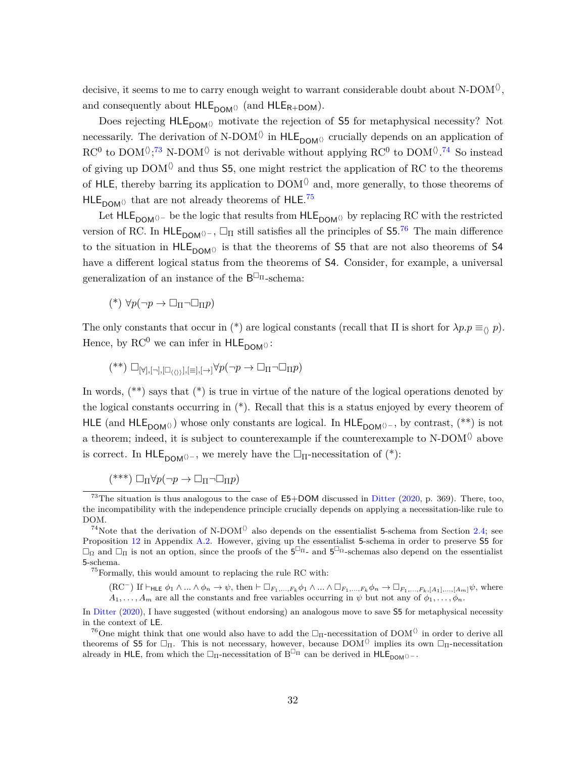decisive, it seems to me to carry enough weight to warrant considerable doubt about N-DOM$^{\langle\rangle}$, and consequently about $\mathsf{HLE}_{\mathsf{DOM}^{\langle\rangle}}$ (and $\mathsf{HLE}_{\mathsf{R+DOM}}$).

Does rejecting $\mathsf{HLE}_{\mathsf{DOM}^{\langle\rangle}}$ motivate the rejection of $\mathsf{S5}$ for metaphysical necessity? Not necessarily. The derivation of N-DOM$^{\langle\rangle}$ in $\mathsf{HLE}_{\mathsf{DOM}^{\langle\rangle}}$ crucially depends on an application of RC$^0$ to DOM$^{\langle\rangle}$;[73] N-DOM$^{\langle\rangle}$ is not derivable without applying RC$^0$ to DOM$^{\langle\rangle}$.[74] So instead of giving up DOM$^{\langle\rangle}$ and thus $\mathsf{S5}$, one might restrict the application of RC to the theorems of $\mathsf{HLE}$, thereby barring its application to DOM$^{\langle\rangle}$ and, more generally, to those theorems of $\mathsf{HLE}_{\mathsf{DOM}^{\langle\rangle}}$ that are not already theorems of $\mathsf{HLE}$.[75]

Let $\mathsf{HLE}_{\mathsf{DOM}^{\langle\rangle}-}$ be the logic that results from $\mathsf{HLE}_{\mathsf{DOM}^{\langle\rangle}}$ by replacing RC with the restricted version of RC. In $\mathsf{HLE}_{\mathsf{DOM}^{\langle\rangle}-}$, $\Box_\Pi$ still satisfies all the principles of $\mathsf{S5}$.[76] The main difference to the situation in $\mathsf{HLE}_{\mathsf{DOM}^{\langle\rangle}}$ is that the theorems of $\mathsf{S5}$ that are not also theorems of $\mathsf{S4}$ have a different logical status from the theorems of $\mathsf{S4}$. Consider, for example, a universal generalization of an instance of the $\mathsf{B}^{\Box_\Pi}$-schema:

(*) $\forall p(\neg p \to \Box_\Pi \neg \Box_\Pi p)$

The only constants that occur in (*) are logical constants (recall that $\Pi$ is short for $\lambda p.p \equiv_{\langle\rangle} p$). Hence, by RC$^0$ we can infer in $\mathsf{HLE}_{\mathsf{DOM}^{\langle\rangle}}$:

(**) $\Box_{[\forall],[\neg],[\Box_{\langle\langle\rangle\rangle}],[\equiv],[\to]}\forall p(\neg p \to \Box_\Pi \neg \Box_\Pi p)$

In words, (**) says that (*) is true in virtue of the nature of the logical operations denoted by the logical constants occurring in (*). Recall that this is a status enjoyed by every theorem of $\mathsf{HLE}$ (and $\mathsf{HLE}_{\mathsf{DOM}^{\langle\rangle}}$) whose only constants are logical. In $\mathsf{HLE}_{\mathsf{DOM}^{\langle\rangle}-}$, by contrast, (**) is not a theorem; indeed, it is subject to counterexample if the counterexample to N-DOM$^{\langle\rangle}$ above is correct. In $\mathsf{HLE}_{\mathsf{DOM}^{\langle\rangle}-}$, we merely have the $\Box_\Pi$-necessitation of (*):

(***) $\Box_\Pi \forall p(\neg p \to \Box_\Pi \neg \Box_\Pi p)$

---

[73] The situation is thus analogous to the case of $\mathsf{E5}$+$\mathsf{DOM}$ discussed in Ditter (2020, p. 369). There, too, the incompatibility with the independence principle crucially depends on applying a necessitation-like rule to DOM.

[74] Note that the derivation of N-DOM$^{\langle\rangle}$ also depends on the essentialist $\mathsf{5}$-schema from Section 2.4; see Proposition 12 in Appendix A.2. However, giving up the essentialist $\mathsf{5}$-schema in order to preserve $\mathsf{S5}$ for $\Box_\Omega$ and $\Box_\Pi$ is not an option, since the proofs of the $\mathsf{5}^{\Box_\Pi}$- and $\mathsf{5}^{\Box_\Omega}$-schemas also depend on the essentialist $\mathsf{5}$-schema.

[75] Formally, this would amount to replacing the rule RC with:

(RC$^-$) If $\vdash_{\mathsf{HLE}} \phi_1 \wedge ... \wedge \phi_n \to \psi$, then $\vdash \Box_{F_1,...,F_k}\phi_1 \wedge ... \wedge \Box_{F_1,...,F_k}\phi_n \to \Box_{F_1,...,F_k,[A_1],...,[A_m]}\psi$, where $A_1, \dots, A_m$ are all the constants and free variables occurring in $\psi$ but not any of $\phi_1, \dots, \phi_n$.

In Ditter (2020), I have suggested (without endorsing) an analogous move to save $\mathsf{S5}$ for metaphysical necessity in the context of $\mathsf{LE}$.

[76] One might think that one would also have to add the $\Box_\Pi$-necessitation of DOM$^{\langle\rangle}$ in order to derive all theorems of $\mathsf{S5}$ for $\Box_\Pi$. This is not necessary, however, because DOM$^{\langle\rangle}$ implies its own $\Box_\Pi$-necessitation already in $\mathsf{HLE}$, from which the $\Box_\Pi$-necessitation of $\mathsf{B}^{\Box_\Pi}$ can be derived in $\mathsf{HLE}_{\mathsf{DOM}^{\langle\rangle}-}$.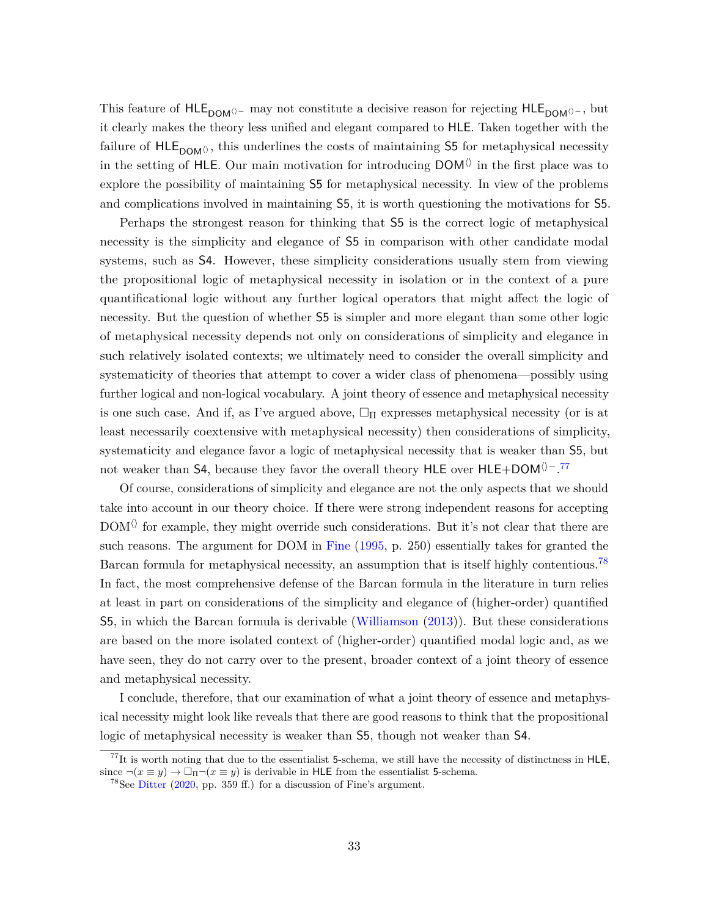This feature of $\mathsf{HLE}_{\mathsf{DOM}^{\langle\rangle-}}$ may not constitute a decisive reason for rejecting $\mathsf{HLE}_{\mathsf{DOM}^{\langle\rangle-}}$, but it clearly makes the theory less unified and elegant compared to $\mathsf{HLE}$. Taken together with the failure of $\mathsf{HLE}_{\mathsf{DOM}^{\langle\rangle}}$, this underlines the costs of maintaining $\mathsf{S5}$ for metaphysical necessity in the setting of $\mathsf{HLE}$. Our main motivation for introducing $\mathsf{DOM}^{\langle\rangle}$ in the first place was to explore the possibility of maintaining $\mathsf{S5}$ for metaphysical necessity. In view of the problems and complications involved in maintaining $\mathsf{S5}$, it is worth questioning the motivations for $\mathsf{S5}$.

Perhaps the strongest reason for thinking that $\mathsf{S5}$ is the correct logic of metaphysical necessity is the simplicity and elegance of $\mathsf{S5}$ in comparison with other candidate modal systems, such as $\mathsf{S4}$. However, these simplicity considerations usually stem from viewing the propositional logic of metaphysical necessity in isolation or in the context of a pure quantificational logic without any further logical operators that might affect the logic of necessity. But the question of whether $\mathsf{S5}$ is simpler and more elegant than some other logic of metaphysical necessity depends not only on considerations of simplicity and elegance in such relatively isolated contexts; we ultimately need to consider the overall simplicity and systematicity of theories that attempt to cover a wider class of phenomena—possibly using further logical and non-logical vocabulary. A joint theory of essence and metaphysical necessity is one such case. And if, as I've argued above, $\Box_\Pi$ expresses metaphysical necessity (or is at least necessarily coextensive with metaphysical necessity) then considerations of simplicity, systematicity and elegance favor a logic of metaphysical necessity that is weaker than $\mathsf{S5}$, but not weaker than $\mathsf{S4}$, because they favor the overall theory $\mathsf{HLE}$ over $\mathsf{HLE}+\mathsf{DOM}^{\langle\rangle-}$.[77]

Of course, considerations of simplicity and elegance are not the only aspects that we should take into account in our theory choice. If there were strong independent reasons for accepting $\mathrm{DOM}^{\langle\rangle}$ for example, they might override such considerations. But it's not clear that there are such reasons. The argument for DOM in Fine (1995, p. 250) essentially takes for granted the Barcan formula for metaphysical necessity, an assumption that is itself highly contentious.[78] In fact, the most comprehensive defense of the Barcan formula in the literature in turn relies at least in part on considerations of the simplicity and elegance of (higher-order) quantified $\mathsf{S5}$, in which the Barcan formula is derivable (Williamson (2013)). But these considerations are based on the more isolated context of (higher-order) quantified modal logic and, as we have seen, they do not carry over to the present, broader context of a joint theory of essence and metaphysical necessity.

I conclude, therefore, that our examination of what a joint theory of essence and metaphysical necessity might look like reveals that there are good reasons to think that the propositional logic of metaphysical necessity is weaker than $\mathsf{S5}$, though not weaker than $\mathsf{S4}$.

[77] It is worth noting that due to the essentialist $\mathsf{5}$-schema, we still have the necessity of distinctness in $\mathsf{HLE}$, since $\neg(x \equiv y) \to \Box_\Pi \neg(x \equiv y)$ is derivable in $\mathsf{HLE}$ from the essentialist $\mathsf{5}$-schema.

[78] See Ditter (2020, pp. 359 ff.) for a discussion of Fine's argument.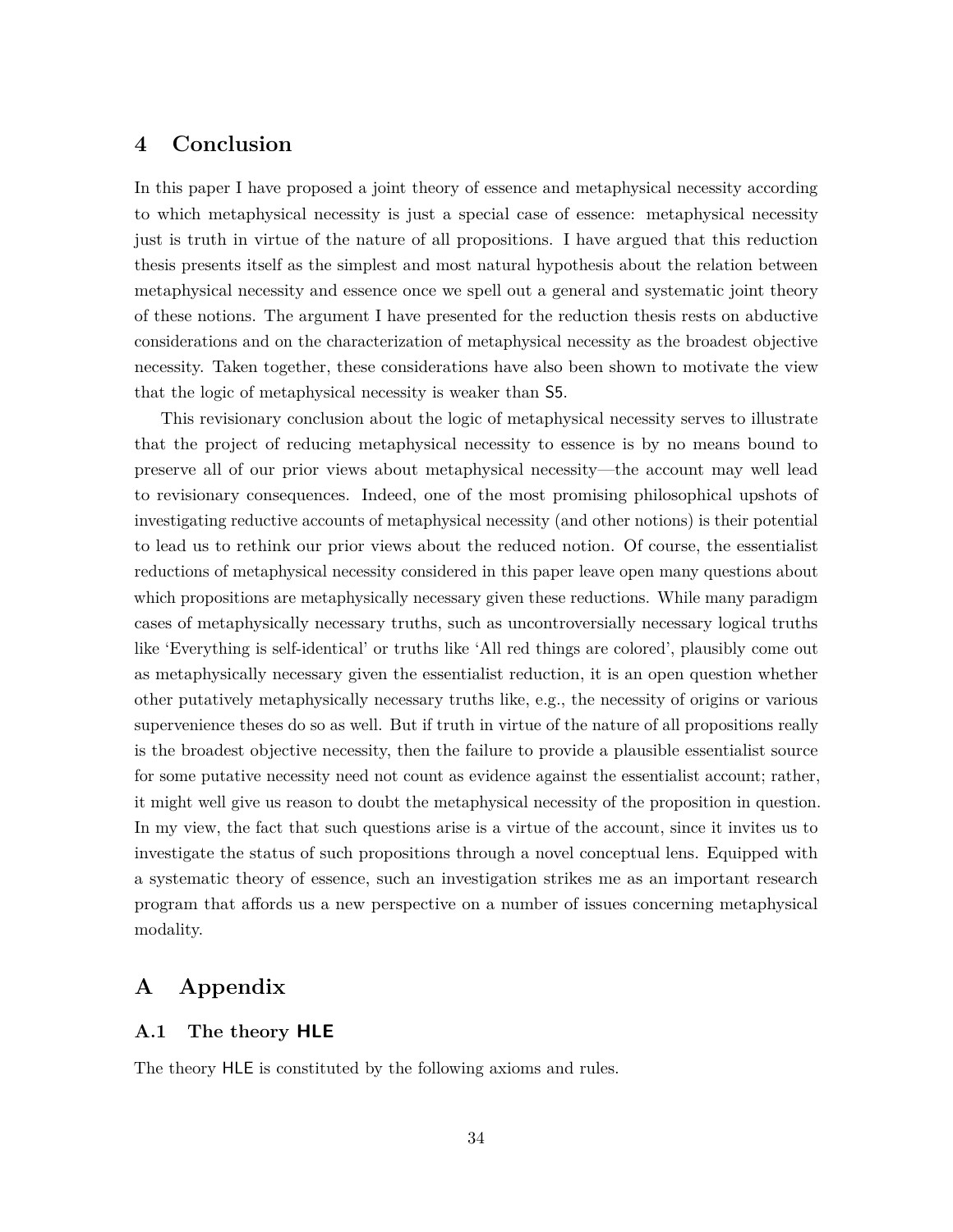## 4 Conclusion

In this paper I have proposed a joint theory of essence and metaphysical necessity according to which metaphysical necessity is just a special case of essence: metaphysical necessity just is truth in virtue of the nature of all propositions. I have argued that this reduction thesis presents itself as the simplest and most natural hypothesis about the relation between metaphysical necessity and essence once we spell out a general and systematic joint theory of these notions. The argument I have presented for the reduction thesis rests on abductive considerations and on the characterization of metaphysical necessity as the broadest objective necessity. Taken together, these considerations have also been shown to motivate the view that the logic of metaphysical necessity is weaker than S5.

This revisionary conclusion about the logic of metaphysical necessity serves to illustrate that the project of reducing metaphysical necessity to essence is by no means bound to preserve all of our prior views about metaphysical necessity—the account may well lead to revisionary consequences. Indeed, one of the most promising philosophical upshots of investigating reductive accounts of metaphysical necessity (and other notions) is their potential to lead us to rethink our prior views about the reduced notion. Of course, the essentialist reductions of metaphysical necessity considered in this paper leave open many questions about which propositions are metaphysically necessary given these reductions. While many paradigm cases of metaphysically necessary truths, such as uncontroversially necessary logical truths like 'Everything is self-identical' or truths like 'All red things are colored', plausibly come out as metaphysically necessary given the essentialist reduction, it is an open question whether other putatively metaphysically necessary truths like, e.g., the necessity of origins or various supervenience theses do so as well. But if truth in virtue of the nature of all propositions really is the broadest objective necessity, then the failure to provide a plausible essentialist source for some putative necessity need not count as evidence against the essentialist account; rather, it might well give us reason to doubt the metaphysical necessity of the proposition in question. In my view, the fact that such questions arise is a virtue of the account, since it invites us to investigate the status of such propositions through a novel conceptual lens. Equipped with a systematic theory of essence, such an investigation strikes me as an important research program that affords us a new perspective on a number of issues concerning metaphysical modality.

# A Appendix

### A.1 The theory HLE

The theory HLE is constituted by the following axioms and rules.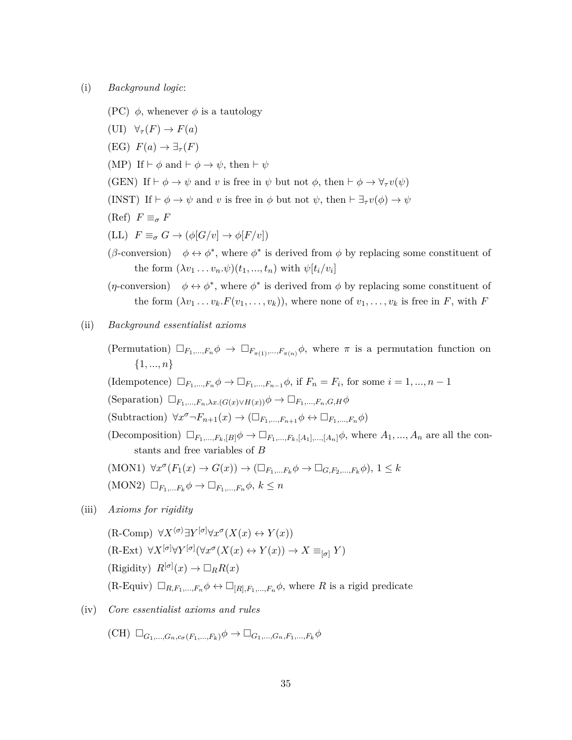(i) *Background logic*:

(PC) $\phi$, whenever $\phi$ is a tautology

(UI) $\forall_\tau(F) \to F(a)$

(EG) $F(a) \to \exists_\tau(F)$

(MP) If $\vdash \phi$ and $\vdash \phi \to \psi$, then $\vdash \psi$

(GEN) If $\vdash \phi \to \psi$ and $v$ is free in $\psi$ but not $\phi$, then $\vdash \phi \to \forall_\tau v(\psi)$

(INST) If $\vdash \phi \to \psi$ and $v$ is free in $\phi$ but not $\psi$, then $\vdash \exists_\tau v(\phi) \to \psi$

(Ref) $F \equiv_\sigma F$

(LL) $F \equiv_\sigma G \to (\phi[G/v] \to \phi[F/v])$

($\beta$-conversion) $\phi \leftrightarrow \phi^*$, where $\phi^*$ is derived from $\phi$ by replacing some constituent of the form $(\lambda v_1 \dots v_n.\psi)(t_1, ..., t_n)$ with $\psi[t_i/v_i]$

($\eta$-conversion) $\phi \leftrightarrow \phi^*$, where $\phi^*$ is derived from $\phi$ by replacing some constituent of the form $(\lambda v_1 \dots v_k.F(v_1, \dots, v_k))$, where none of $v_1, \dots, v_k$ is free in $F$, with $F$

(ii) *Background essentialist axioms*

(Permutation) $\Box_{F_1,...,F_n}\phi \to \Box_{F_{\pi(1)},...,F_{\pi(n)}}\phi$, where $\pi$ is a permutation function on $\{1, ..., n\}$

(Idempotence) $\Box_{F_1,...,F_n}\phi \to \Box_{F_1,...,F_{n-1}}\phi$, if $F_n = F_i$, for some $i = 1, ..., n-1$

(Separation) $\Box_{F_1,...,F_n,\lambda x.(G(x) \vee H(x))}\phi \to \Box_{F_1,...,F_n,G,H}\phi$

(Subtraction) $\forall x^\sigma \neg F_{n+1}(x) \to (\Box_{F_1,...,F_{n+1}}\phi \leftrightarrow \Box_{F_1,...,F_n}\phi)$

(Decomposition) $\Box_{F_1,...,F_k,[B]}\phi \to \Box_{F_1,...,F_k,[A_1],...,[A_n]}\phi$, where $A_1, ..., A_n$ are all the constants and free variables of $B$

(MON1) $\forall x^\sigma(F_1(x) \to G(x)) \to (\Box_{F_1,...F_k}\phi \to \Box_{G,F_2,...,F_k}\phi)$, $1 \leq k$

(MON2) $\Box_{F_1,...F_k}\phi \to \Box_{F_1,...,F_n}\phi$, $k \leq n$

(iii) *Axioms for rigidity*

(R-Comp) $\forall X^{\langle\sigma\rangle}\exists Y^{[\sigma]}\forall x^\sigma(X(x) \leftrightarrow Y(x))$

(R-Ext) $\forall X^{[\sigma]}\forall Y^{[\sigma]}(\forall x^\sigma(X(x) \leftrightarrow Y(x)) \to X \equiv_{[\sigma]} Y)$

(Rigidity) $R^{[\sigma]}(x) \to \Box_R R(x)$

(R-Equiv) $\Box_{R,F_1,...,F_n}\phi \leftrightarrow \Box_{[R],F_1,...,F_n}\phi$, where $R$ is a rigid predicate

(iv) *Core essentialist axioms and rules*

(CH) $\Box_{G_1,...,G_n,c_\sigma(F_1,...,F_k)}\phi \to \Box_{G_1,...,G_n,F_1,...,F_k}\phi$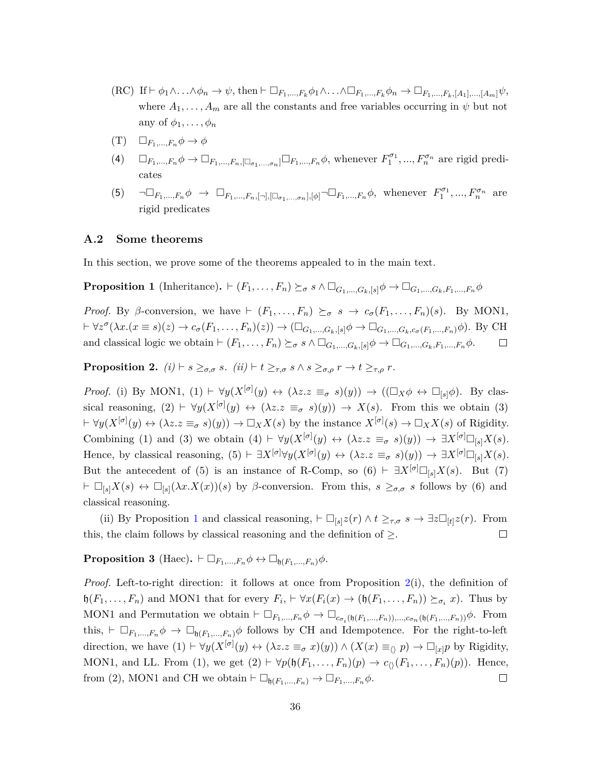- (RC) If $\vdash \phi_1 \wedge \ldots \wedge \phi_n \rightarrow \psi$, then $\vdash \Box_{F_1,\ldots,F_k}\phi_1 \wedge \ldots \wedge \Box_{F_1,\ldots,F_k}\phi_n \rightarrow \Box_{F_1,\ldots,F_k,[A_1],\ldots,[A_m]}\psi$, where $A_1, \ldots, A_m$ are all the constants and free variables occurring in $\psi$ but not any of $\phi_1, \ldots, \phi_n$
- (T) $\Box_{F_1,\ldots,F_n}\phi \rightarrow \phi$
- (4) $\Box_{F_1,\ldots,F_n}\phi \rightarrow \Box_{F_1,\ldots,F_n,[\Box_{\sigma_1,\ldots,\sigma_n}]}\Box_{F_1,\ldots,F_n}\phi$, whenever $F_1^{\sigma_1}, \ldots, F_n^{\sigma_n}$ are rigid predicates
- (5) $\neg\Box_{F_1,\ldots,F_n}\phi \rightarrow \Box_{F_1,\ldots,F_n,[\neg],[\Box_{\sigma_1,\ldots,\sigma_n}],[\phi]}\neg\Box_{F_1,\ldots,F_n}\phi$, whenever $F_1^{\sigma_1}, \ldots, F_n^{\sigma_n}$ are rigid predicates

### A.2 Some theorems

In this section, we prove some of the theorems appealed to in the main text.

**Proposition 1** (Inheritance)**.** $\vdash (F_1, \ldots, F_n) \succeq_\sigma s \wedge \Box_{G_1,\ldots,G_k,[s]}\phi \rightarrow \Box_{G_1,\ldots,G_k,F_1,\ldots,F_n}\phi$

*Proof.* By $\beta$-conversion, we have $\vdash (F_1, \ldots, F_n) \succeq_\sigma s \rightarrow c_\sigma(F_1, \ldots, F_n)(s)$. By MON1, $\vdash \forall z^\sigma(\lambda x.(x \equiv s)(z) \rightarrow c_\sigma(F_1, \ldots, F_n)(z)) \rightarrow (\Box_{G_1,\ldots,G_k,[s]}\phi \rightarrow \Box_{G_1,\ldots,G_k,c_\sigma(F_1,\ldots,F_n)}\phi)$. By CH and classical logic we obtain $\vdash (F_1, \ldots, F_n) \succeq_\sigma s \wedge \Box_{G_1,\ldots,G_k,[s]}\phi \rightarrow \Box_{G_1,\ldots,G_k,F_1,\ldots,F_n}\phi$. □

**Proposition 2.** *(i)* $\vdash s \geq_{\sigma,\sigma} s$. *(ii)* $\vdash t \geq_{\tau,\sigma} s \wedge s \geq_{\sigma,\rho} r \rightarrow t \geq_{\tau,\rho} r$.

*Proof.* (i) By MON1, (1) $\vdash \forall y(X^{[\sigma]}(y) \leftrightarrow (\lambda z.z \equiv_\sigma s)(y)) \rightarrow ((\Box_X\phi \leftrightarrow \Box_{[s]}\phi)$. By classical reasoning, (2) $\vdash \forall y(X^{[\sigma]}(y) \leftrightarrow (\lambda z.z \equiv_\sigma s)(y)) \rightarrow X(s)$. From this we obtain (3) $\vdash \forall y(X^{[\sigma]}(y) \leftrightarrow (\lambda z.z \equiv_\sigma s)(y)) \rightarrow \Box_X X(s)$ by the instance $X^{[\sigma]}(s) \rightarrow \Box_X X(s)$ of Rigidity. Combining (1) and (3) we obtain (4) $\vdash \forall y(X^{[\sigma]}(y) \leftrightarrow (\lambda z.z \equiv_\sigma s)(y)) \rightarrow \exists X^{[\sigma]}\Box_{[s]}X(s)$. Hence, by classical reasoning, (5) $\vdash \exists X^{[\sigma]}\forall y(X^{[\sigma]}(y) \leftrightarrow (\lambda z.z \equiv_\sigma s)(y)) \rightarrow \exists X^{[\sigma]}\Box_{[s]}X(s)$. But the antecedent of (5) is an instance of R-Comp, so (6) $\vdash \exists X^{[\sigma]}\Box_{[s]}X(s)$. But (7) $\vdash \Box_{[s]}X(s) \leftrightarrow \Box_{[s]}(\lambda x.X(x))(s)$ by $\beta$-conversion. From this, $s \geq_{\sigma,\sigma} s$ follows by (6) and classical reasoning.

(ii) By Proposition 1 and classical reasoning, $\vdash \Box_{[s]}z(r) \wedge t \geq_{\tau,\sigma} s \rightarrow \exists z\Box_{[t]}z(r)$. From this, the claim follows by classical reasoning and the definition of $\geq$. □

**Proposition 3** (Haec)**.** $\vdash \Box_{F_1,\ldots,F_n}\phi \leftrightarrow \Box_{\mathfrak{h}(F_1,\ldots,F_n)}\phi$.

*Proof.* Left-to-right direction: it follows at once from Proposition 2(i), the definition of $\mathfrak{h}(F_1, \ldots, F_n)$ and MON1 that for every $F_i$, $\vdash \forall x(F_i(x) \rightarrow (\mathfrak{h}(F_1, \ldots, F_n)) \succeq_{\sigma_i} x)$. Thus by MON1 and Permutation we obtain $\vdash \Box_{F_1,\ldots,F_n}\phi \rightarrow \Box_{c_{\sigma_1}(\mathfrak{h}(F_1,\ldots,F_n)),\ldots,c_{\sigma_n}(\mathfrak{h}(F_1,\ldots,F_n))}\phi$. From this, $\vdash \Box_{F_1,\ldots,F_n}\phi \rightarrow \Box_{\mathfrak{h}(F_1,\ldots,F_n)}\phi$ follows by CH and Idempotence. For the right-to-left direction, we have (1) $\vdash \forall y(X^{[\sigma]}(y) \leftrightarrow (\lambda z.z \equiv_\sigma x)(y)) \wedge (X(x) \equiv_{\langle\rangle} p) \rightarrow \Box_{[x]}p$ by Rigidity, MON1, and LL. From (1), we get (2) $\vdash \forall p(\mathfrak{h}(F_1, \ldots, F_n)(p) \rightarrow c_{\langle\rangle}(F_1, \ldots, F_n)(p))$. Hence, from (2), MON1 and CH we obtain $\vdash \Box_{\mathfrak{h}(F_1,\ldots,F_n)} \rightarrow \Box_{F_1,\ldots,F_n}\phi$. □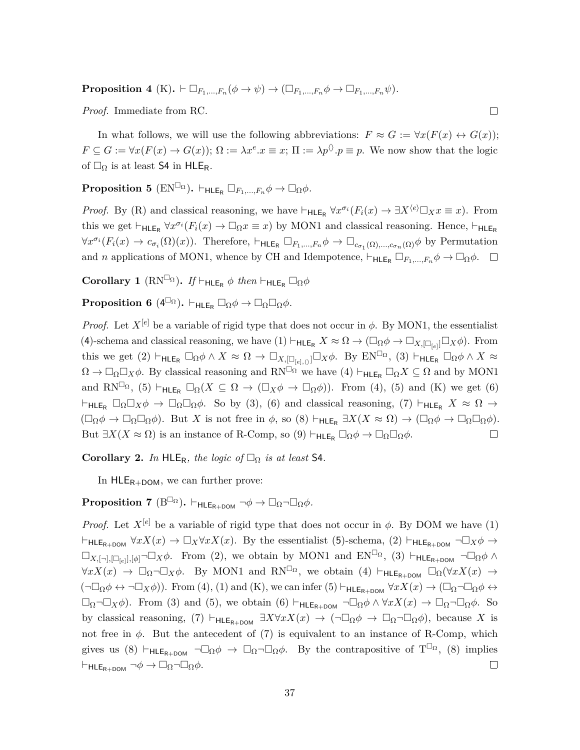**Proposition 4** (K)**.** $\vdash \Box_{F_1,\ldots,F_n}(\phi \to \psi) \to (\Box_{F_1,\ldots,F_n}\phi \to \Box_{F_1,\ldots,F_n}\psi)$.

*Proof.* Immediate from RC. $\square$

In what follows, we will use the following abbreviations: $F \approx G := \forall x(F(x) \leftrightarrow G(x))$; $F \subseteq G := \forall x(F(x) \to G(x))$; $\Omega := \lambda x^e.x \equiv x$; $\Pi := \lambda p^{\langle\rangle}.p \equiv p$. We now show that the logic of $\Box_\Omega$ is at least $\mathsf{S4}$ in $\mathsf{HLE_R}$.

**Proposition 5** ($\mathrm{EN}^{\Box_\Omega}$)**.** $\vdash_{\mathsf{HLE_R}} \Box_{F_1,\ldots,F_n}\phi \to \Box_\Omega\phi$.

*Proof.* By (R) and classical reasoning, we have $\vdash_{\mathsf{HLE_R}} \forall x^{\sigma_i}(F_i(x) \to \exists X^{\langle e\rangle}\Box_X x \equiv x)$. From this we get $\vdash_{\mathsf{HLE_R}} \forall x^{\sigma_i}(F_i(x) \to \Box_\Omega x \equiv x)$ by MON1 and classical reasoning. Hence, $\vdash_{\mathsf{HLE_R}} \forall x^{\sigma_i}(F_i(x) \to c_{\sigma_i}(\Omega)(x))$. Therefore, $\vdash_{\mathsf{HLE_R}} \Box_{F_1,\ldots,F_n}\phi \to \Box_{c_{\sigma_1}(\Omega),\ldots,c_{\sigma_n}(\Omega)}\phi$ by Permutation and $n$ applications of MON1, whence by CH and Idempotence, $\vdash_{\mathsf{HLE_R}} \Box_{F_1,\ldots,F_n}\phi \to \Box_\Omega\phi$. $\square$

**Corollary 1** ($\mathrm{RN}^{\Box_\Omega}$)**.** *If* $\vdash_{\mathsf{HLE_R}} \phi$ *then* $\vdash_{\mathsf{HLE_R}} \Box_\Omega\phi$

**Proposition 6** ($4^{\Box_\Omega}$)**.** $\vdash_{\mathsf{HLE_R}} \Box_\Omega\phi \to \Box_\Omega\Box_\Omega\phi$.

*Proof.* Let $X^{[e]}$ be a variable of rigid type that does not occur in $\phi$. By MON1, the essentialist (4)-schema and classical reasoning, we have (1) $\vdash_{\mathsf{HLE_R}} X \approx \Omega \to (\Box_\Omega\phi \to \Box_{X,[\Box_{[e]}]}\Box_X\phi)$. From this we get (2) $\vdash_{\mathsf{HLE_R}} \Box_\Omega\phi \wedge X \approx \Omega \to \Box_{X,[\Box_{[e],\langle\rangle}]}\Box_X\phi$. By $\mathrm{EN}^{\Box_\Omega}$, (3) $\vdash_{\mathsf{HLE_R}} \Box_\Omega\phi \wedge X \approx \Omega \to \Box_\Omega\Box_X\phi$. By classical reasoning and $\mathrm{RN}^{\Box_\Omega}$ we have (4) $\vdash_{\mathsf{HLE_R}} \Box_\Omega X \subseteq \Omega$ and by MON1 and $\mathrm{RN}^{\Box_\Omega}$, (5) $\vdash_{\mathsf{HLE_R}} \Box_\Omega(X \subseteq \Omega \to (\Box_X\phi \to \Box_\Omega\phi))$. From (4), (5) and (K) we get (6) $\vdash_{\mathsf{HLE_R}} \Box_\Omega\Box_X\phi \to \Box_\Omega\Box_\Omega\phi$. So by (3), (6) and classical reasoning, (7) $\vdash_{\mathsf{HLE_R}} X \approx \Omega \to (\Box_\Omega\phi \to \Box_\Omega\Box_\Omega\phi)$. But $X$ is not free in $\phi$, so (8) $\vdash_{\mathsf{HLE_R}} \exists X(X \approx \Omega) \to (\Box_\Omega\phi \to \Box_\Omega\Box_\Omega\phi)$. But $\exists X(X \approx \Omega)$ is an instance of R-Comp, so (9) $\vdash_{\mathsf{HLE_R}} \Box_\Omega\phi \to \Box_\Omega\Box_\Omega\phi$. $\square$

**Corollary 2.** *In* $\mathsf{HLE_R}$*, the logic of* $\Box_\Omega$ *is at least* $\mathsf{S4}$*.*

In $\mathsf{HLE_{R+DOM}}$, we can further prove:

**Proposition 7** ($\mathrm{B}^{\Box_\Omega}$)**.** $\vdash_{\mathsf{HLE_{R+DOM}}} \neg\phi \to \Box_\Omega\neg\Box_\Omega\phi$.

*Proof.* Let $X^{[e]}$ be a variable of rigid type that does not occur in $\phi$. By DOM we have (1) $\vdash_{\mathsf{HLE_{R+DOM}}} \forall x X(x) \to \Box_X \forall x X(x)$. By the essentialist (5)-schema, (2) $\vdash_{\mathsf{HLE_{R+DOM}}} \neg\Box_X\phi \to \Box_{X,[\neg],[\Box_{[e]}],[\phi]}\neg\Box_X\phi$. From (2), we obtain by MON1 and $\mathrm{EN}^{\Box_\Omega}$, (3) $\vdash_{\mathsf{HLE_{R+DOM}}} \neg\Box_\Omega\phi \wedge \forall x X(x) \to \Box_\Omega\neg\Box_X\phi$. By MON1 and $\mathrm{RN}^{\Box_\Omega}$, we obtain (4) $\vdash_{\mathsf{HLE_{R+DOM}}} \Box_\Omega(\forall x X(x) \to (\neg\Box_\Omega\phi \leftrightarrow \neg\Box_X\phi))$. From (4), (1) and (K), we can infer (5) $\vdash_{\mathsf{HLE_{R+DOM}}} \forall x X(x) \to (\Box_\Omega\neg\Box_\Omega\phi \leftrightarrow \Box_\Omega\neg\Box_X\phi)$. From (3) and (5), we obtain (6) $\vdash_{\mathsf{HLE_{R+DOM}}} \neg\Box_\Omega\phi \wedge \forall x X(x) \to \Box_\Omega\neg\Box_\Omega\phi$. So by classical reasoning, (7) $\vdash_{\mathsf{HLE_{R+DOM}}} \exists X \forall x X(x) \to (\neg\Box_\Omega\phi \to \Box_\Omega\neg\Box_\Omega\phi)$, because $X$ is not free in $\phi$. But the antecedent of (7) is equivalent to an instance of R-Comp, which gives us (8) $\vdash_{\mathsf{HLE_{R+DOM}}} \neg\Box_\Omega\phi \to \Box_\Omega\neg\Box_\Omega\phi$. By the contrapositive of $\mathrm{T}^{\Box_\Omega}$, (8) implies $\vdash_{\mathsf{HLE_{R+DOM}}} \neg\phi \to \Box_\Omega\neg\Box_\Omega\phi$. $\square$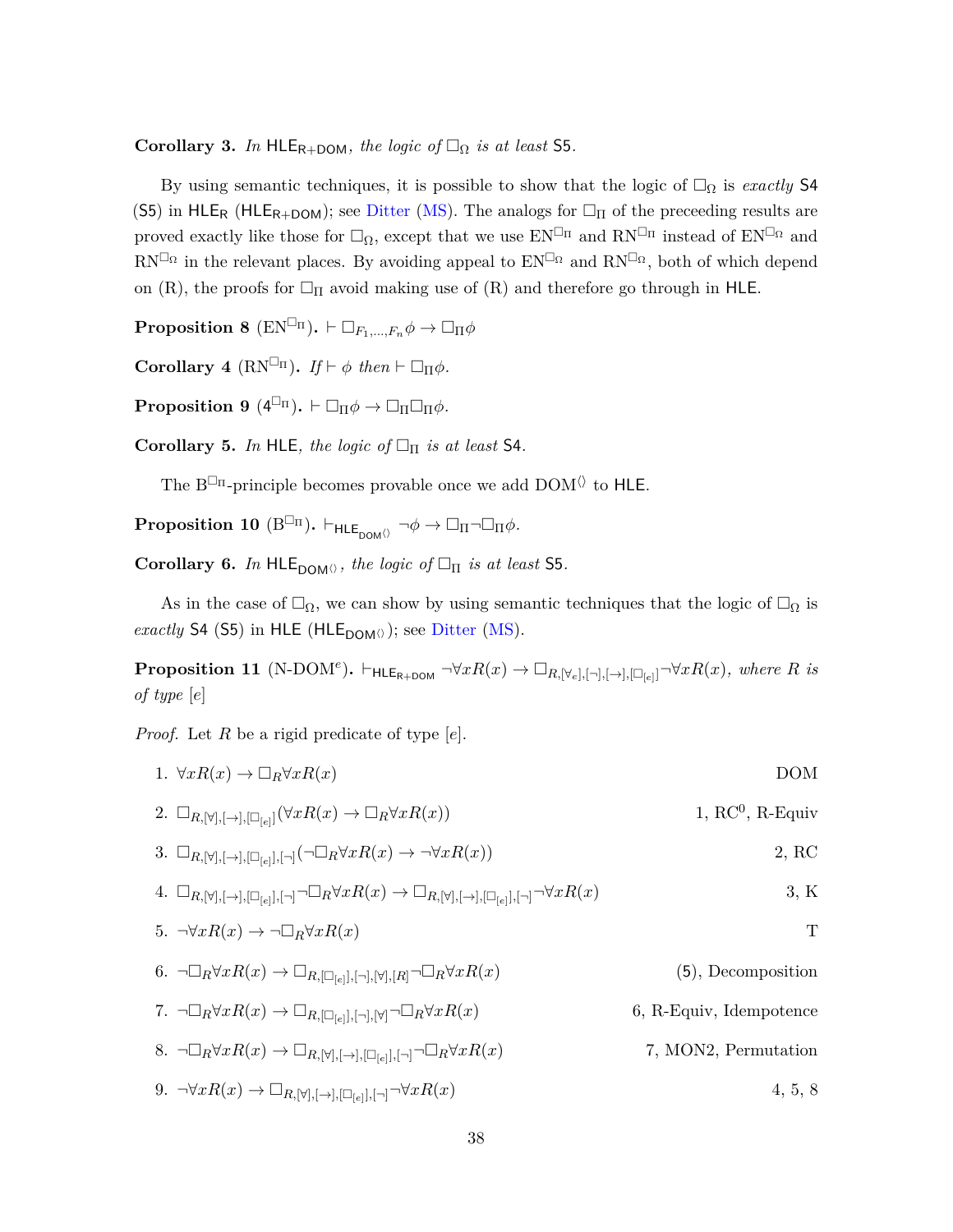**Corollary 3.** *In* $\mathsf{HLE}_{\mathsf{R+DOM}}$*, the logic of* $\Box_\Omega$ *is at least* $\mathsf{S5}$*.*

By using semantic techniques, it is possible to show that the logic of $\Box_\Omega$ is *exactly* $\mathsf{S4}$ ($\mathsf{S5}$) in $\mathsf{HLE}_\mathsf{R}$ ($\mathsf{HLE}_{\mathsf{R+DOM}}$); see Ditter (MS). The analogs for $\Box_\Pi$ of the preceeding results are proved exactly like those for $\Box_\Omega$, except that we use $\mathrm{EN}^{\Box_\Pi}$ and $\mathrm{RN}^{\Box_\Pi}$ instead of $\mathrm{EN}^{\Box_\Omega}$ and $\mathrm{RN}^{\Box_\Omega}$ in the relevant places. By avoiding appeal to $\mathrm{EN}^{\Box_\Omega}$ and $\mathrm{RN}^{\Box_\Omega}$, both of which depend on (R), the proofs for $\Box_\Pi$ avoid making use of (R) and therefore go through in $\mathsf{HLE}$.

**Proposition 8** ($\mathrm{EN}^{\Box_\Pi}$)**.** $\vdash \Box_{F_1,\ldots,F_n}\phi \to \Box_\Pi\phi$

**Corollary 4** ($\mathrm{RN}^{\Box_\Pi}$)**.** *If* $\vdash \phi$ *then* $\vdash \Box_\Pi\phi$*.*

**Proposition 9** ($\mathsf{4}^{\Box_\Pi}$)**.** $\vdash \Box_\Pi\phi \to \Box_\Pi\Box_\Pi\phi$*.*

**Corollary 5.** *In* $\mathsf{HLE}$*, the logic of* $\Box_\Pi$ *is at least* $\mathsf{S4}$*.*

The $\mathrm{B}^{\Box_\Pi}$-principle becomes provable once we add $\mathrm{DOM}^{\langle\rangle}$ to $\mathsf{HLE}$.

**Proposition 10** ($\mathrm{B}^{\Box_\Pi}$)**.** $\vdash_{\mathsf{HLE}_{\mathsf{DOM}^{\langle\rangle}}} \neg\phi \to \Box_\Pi\neg\Box_\Pi\phi$*.*

**Corollary 6.** *In* $\mathsf{HLE}_{\mathsf{DOM}^{\langle\rangle}}$*, the logic of* $\Box_\Pi$ *is at least* $\mathsf{S5}$*.*

As in the case of $\Box_\Omega$, we can show by using semantic techniques that the logic of $\Box_\Omega$ is *exactly* $\mathsf{S4}$ ($\mathsf{S5}$) in $\mathsf{HLE}$ ($\mathsf{HLE}_{\mathsf{DOM}^{\langle\rangle}}$); see Ditter (MS).

**Proposition 11** ($\mathrm{N\text{-}DOM}^e$)**.** $\vdash_{\mathsf{HLE}_{\mathsf{R+DOM}}} \neg\forall xR(x) \to \Box_{R,[\forall_e],[\neg],[\to],[\Box_{[e]}]}\neg\forall xR(x)$*, where* $R$ *is of type* $[e]$

*Proof.* Let $R$ be a rigid predicate of type $[e]$.

1. $\forall xR(x) \to \Box_R\forall xR(x)$ — DOM
2. $\Box_{R,[\forall],[\to],[\Box_{[e]}]}(\forall xR(x) \to \Box_R\forall xR(x))$ — 1, $\mathrm{RC}^0$, R-Equiv
3. $\Box_{R,[\forall],[\to],[\Box_{[e]}],[\neg]}(\neg\Box_R\forall xR(x) \to \neg\forall xR(x))$ — 2, RC
4. $\Box_{R,[\forall],[\to],[\Box_{[e]}],[\neg]}\neg\Box_R\forall xR(x) \to \Box_{R,[\forall],[\to],[\Box_{[e]}],[\neg]}\neg\forall xR(x)$ — 3, K
5. $\neg\forall xR(x) \to \neg\Box_R\forall xR(x)$ — T
6. $\neg\Box_R\forall xR(x) \to \Box_{R,[\Box_{[e]}],[\neg],[\forall],[R]}\neg\Box_R\forall xR(x)$ — (5), Decomposition
7. $\neg\Box_R\forall xR(x) \to \Box_{R,[\Box_{[e]}],[\neg],[\forall]}\neg\Box_R\forall xR(x)$ — 6, R-Equiv, Idempotence
8. $\neg\Box_R\forall xR(x) \to \Box_{R,[\forall],[\to],[\Box_{[e]}],[\neg]}\neg\Box_R\forall xR(x)$ — 7, MON2, Permutation
9. $\neg\forall xR(x) \to \Box_{R,[\forall],[\to],[\Box_{[e]}],[\neg]}\neg\forall xR(x)$ — 4, 5, 8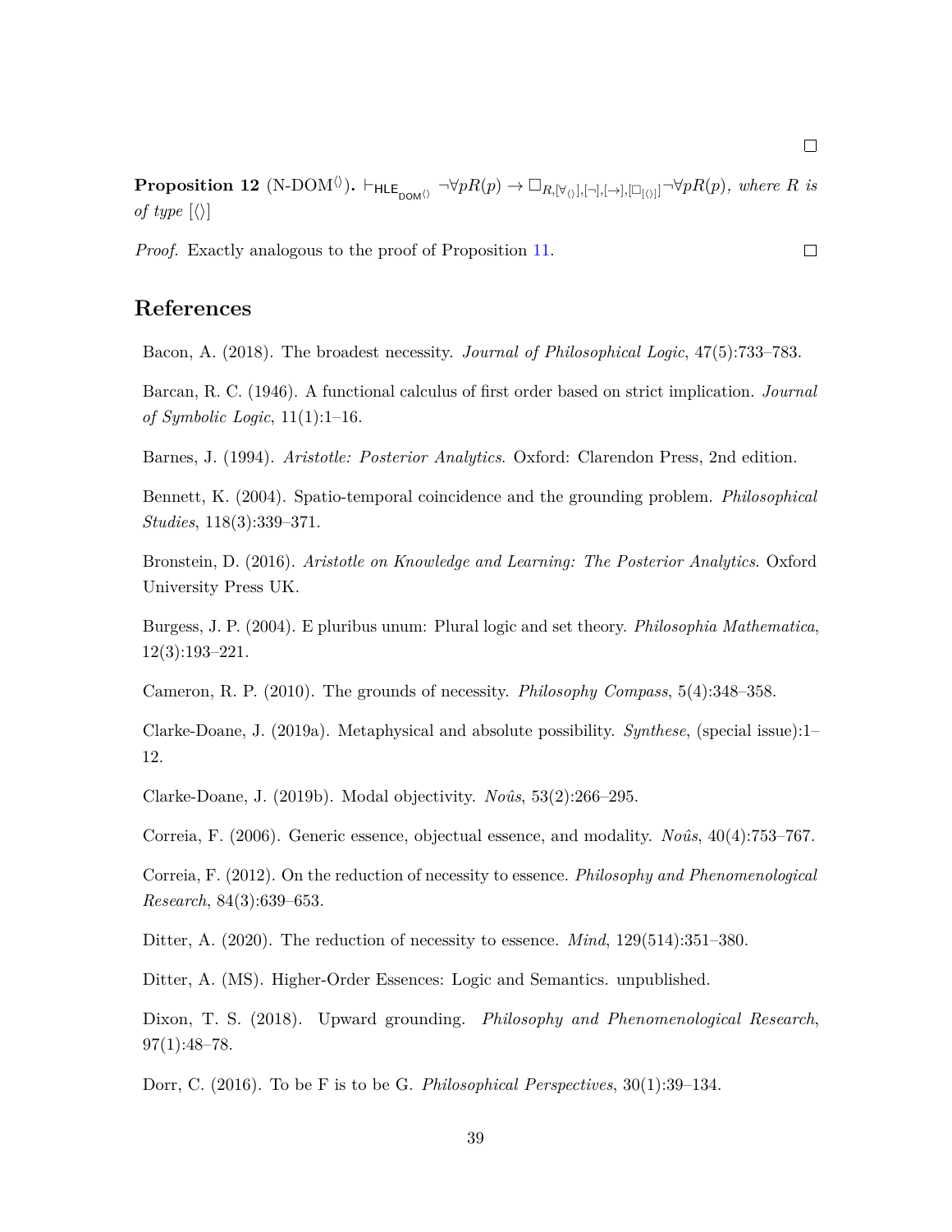□

**Proposition 12** (N-DOM$^{\langle\rangle}$)**.** $\vdash_{\mathsf{HLE}_{\mathsf{DOM}\langle\rangle}} \neg\forall pR(p) \to \Box_{R,[\forall_{\langle\rangle}],[\neg],[\to],[\Box_{[\langle\rangle]}]}\neg\forall pR(p)$*, where R is of type* $[\langle\rangle]$

*Proof.* Exactly analogous to the proof of Proposition 11. □

## References

Bacon, A. (2018). The broadest necessity. *Journal of Philosophical Logic*, 47(5):733–783.

Barcan, R. C. (1946). A functional calculus of first order based on strict implication. *Journal of Symbolic Logic*, 11(1):1–16.

Barnes, J. (1994). *Aristotle: Posterior Analytics*. Oxford: Clarendon Press, 2nd edition.

Bennett, K. (2004). Spatio-temporal coincidence and the grounding problem. *Philosophical Studies*, 118(3):339–371.

Bronstein, D. (2016). *Aristotle on Knowledge and Learning: The Posterior Analytics*. Oxford University Press UK.

Burgess, J. P. (2004). E pluribus unum: Plural logic and set theory. *Philosophia Mathematica*, 12(3):193–221.

Cameron, R. P. (2010). The grounds of necessity. *Philosophy Compass*, 5(4):348–358.

Clarke-Doane, J. (2019a). Metaphysical and absolute possibility. *Synthese*, (special issue):1–12.

Clarke-Doane, J. (2019b). Modal objectivity. *Noûs*, 53(2):266–295.

Correia, F. (2006). Generic essence, objectual essence, and modality. *Noûs*, 40(4):753–767.

Correia, F. (2012). On the reduction of necessity to essence. *Philosophy and Phenomenological Research*, 84(3):639–653.

Ditter, A. (2020). The reduction of necessity to essence. *Mind*, 129(514):351–380.

Ditter, A. (MS). Higher-Order Essences: Logic and Semantics. unpublished.

Dixon, T. S. (2018). Upward grounding. *Philosophy and Phenomenological Research*, 97(1):48–78.

Dorr, C. (2016). To be F is to be G. *Philosophical Perspectives*, 30(1):39–134.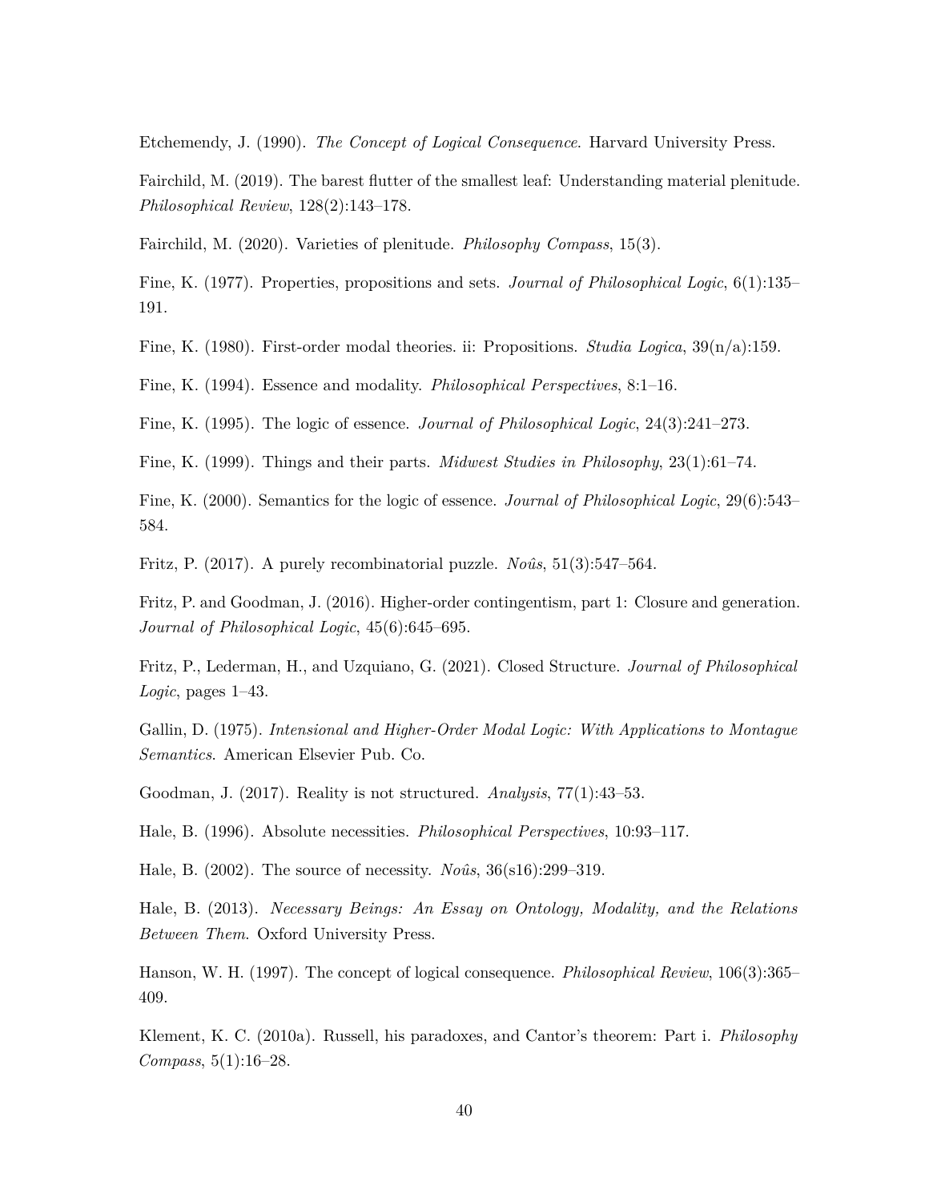Etchemendy, J. (1990). *The Concept of Logical Consequence*. Harvard University Press.

Fairchild, M. (2019). The barest flutter of the smallest leaf: Understanding material plenitude. *Philosophical Review*, 128(2):143–178.

Fairchild, M. (2020). Varieties of plenitude. *Philosophy Compass*, 15(3).

Fine, K. (1977). Properties, propositions and sets. *Journal of Philosophical Logic*, 6(1):135–191.

Fine, K. (1980). First-order modal theories. ii: Propositions. *Studia Logica*, 39(n/a):159.

Fine, K. (1994). Essence and modality. *Philosophical Perspectives*, 8:1–16.

Fine, K. (1995). The logic of essence. *Journal of Philosophical Logic*, 24(3):241–273.

Fine, K. (1999). Things and their parts. *Midwest Studies in Philosophy*, 23(1):61–74.

Fine, K. (2000). Semantics for the logic of essence. *Journal of Philosophical Logic*, 29(6):543–584.

Fritz, P. (2017). A purely recombinatorial puzzle. *Noûs*, 51(3):547–564.

Fritz, P. and Goodman, J. (2016). Higher-order contingentism, part 1: Closure and generation. *Journal of Philosophical Logic*, 45(6):645–695.

Fritz, P., Lederman, H., and Uzquiano, G. (2021). Closed Structure. *Journal of Philosophical Logic*, pages 1–43.

Gallin, D. (1975). *Intensional and Higher-Order Modal Logic: With Applications to Montague Semantics*. American Elsevier Pub. Co.

Goodman, J. (2017). Reality is not structured. *Analysis*, 77(1):43–53.

Hale, B. (1996). Absolute necessities. *Philosophical Perspectives*, 10:93–117.

Hale, B. (2002). The source of necessity. *Noûs*, 36(s16):299–319.

Hale, B. (2013). *Necessary Beings: An Essay on Ontology, Modality, and the Relations Between Them*. Oxford University Press.

Hanson, W. H. (1997). The concept of logical consequence. *Philosophical Review*, 106(3):365–409.

Klement, K. C. (2010a). Russell, his paradoxes, and Cantor's theorem: Part i. *Philosophy Compass*, 5(1):16–28.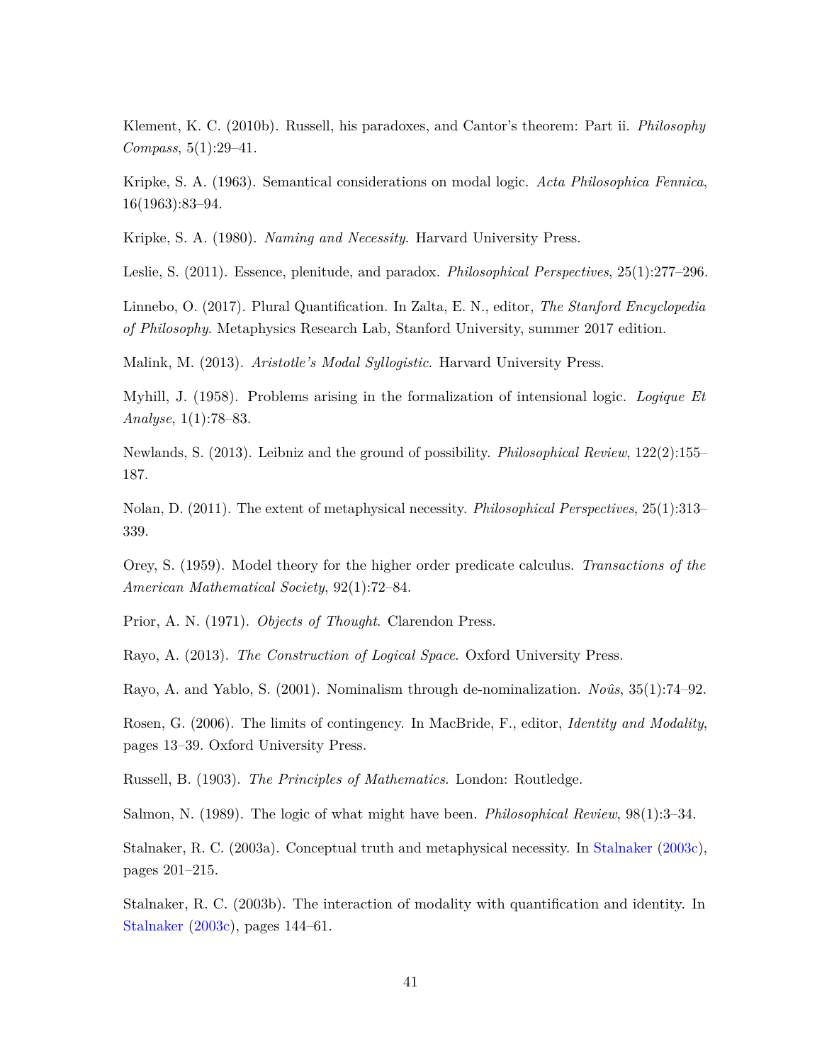Klement, K. C. (2010b). Russell, his paradoxes, and Cantor's theorem: Part ii. *Philosophy Compass*, 5(1):29–41.

Kripke, S. A. (1963). Semantical considerations on modal logic. *Acta Philosophica Fennica*, 16(1963):83–94.

Kripke, S. A. (1980). *Naming and Necessity*. Harvard University Press.

Leslie, S. (2011). Essence, plenitude, and paradox. *Philosophical Perspectives*, 25(1):277–296.

Linnebo, O. (2017). Plural Quantification. In Zalta, E. N., editor, *The Stanford Encyclopedia of Philosophy*. Metaphysics Research Lab, Stanford University, summer 2017 edition.

Malink, M. (2013). *Aristotle's Modal Syllogistic*. Harvard University Press.

Myhill, J. (1958). Problems arising in the formalization of intensional logic. *Logique Et Analyse*, 1(1):78–83.

Newlands, S. (2013). Leibniz and the ground of possibility. *Philosophical Review*, 122(2):155–187.

Nolan, D. (2011). The extent of metaphysical necessity. *Philosophical Perspectives*, 25(1):313–339.

Orey, S. (1959). Model theory for the higher order predicate calculus. *Transactions of the American Mathematical Society*, 92(1):72–84.

Prior, A. N. (1971). *Objects of Thought*. Clarendon Press.

Rayo, A. (2013). *The Construction of Logical Space*. Oxford University Press.

Rayo, A. and Yablo, S. (2001). Nominalism through de-nominalization. *Noûs*, 35(1):74–92.

Rosen, G. (2006). The limits of contingency. In MacBride, F., editor, *Identity and Modality*, pages 13–39. Oxford University Press.

Russell, B. (1903). *The Principles of Mathematics*. London: Routledge.

Salmon, N. (1989). The logic of what might have been. *Philosophical Review*, 98(1):3–34.

Stalnaker, R. C. (2003a). Conceptual truth and metaphysical necessity. In Stalnaker (2003c), pages 201–215.

Stalnaker, R. C. (2003b). The interaction of modality with quantification and identity. In Stalnaker (2003c), pages 144–61.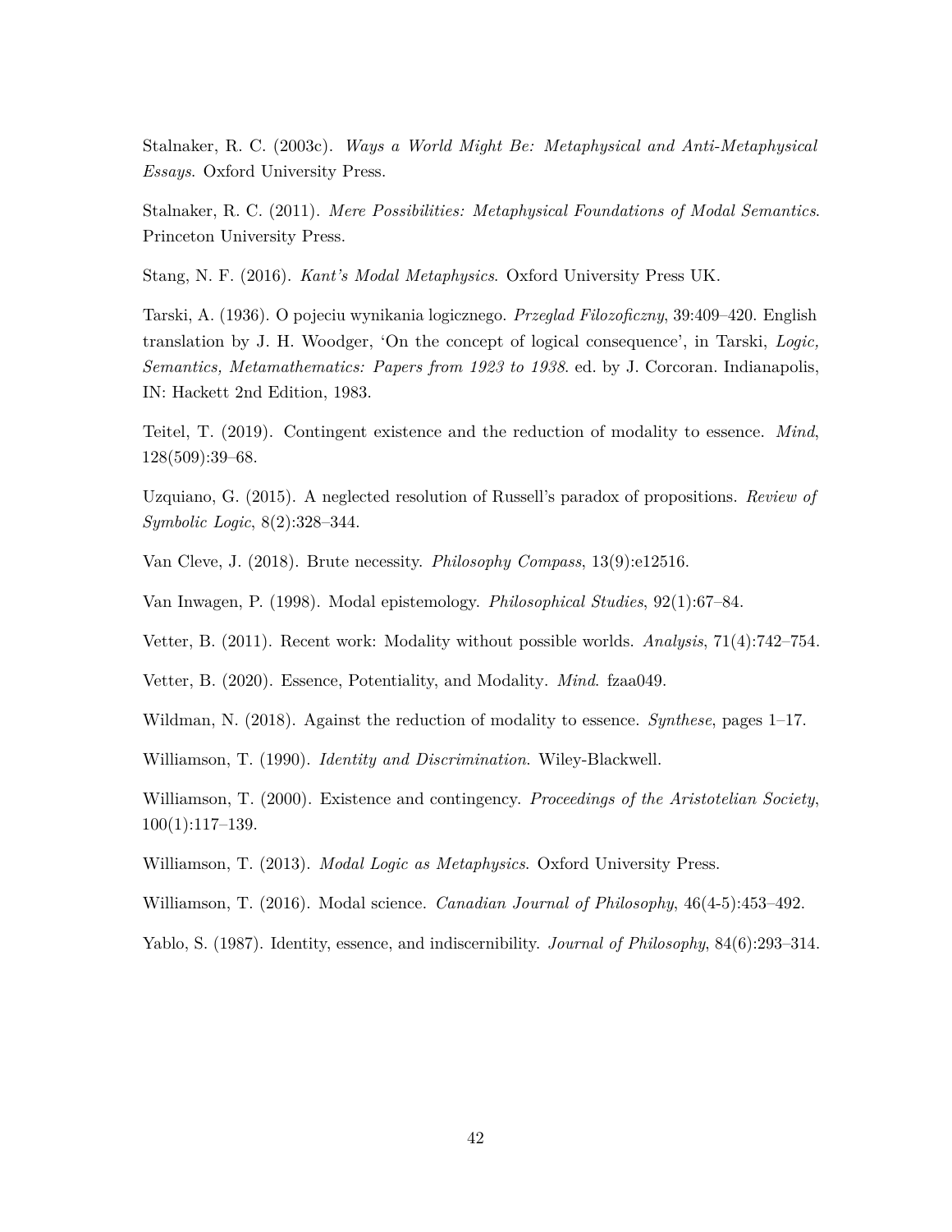Stalnaker, R. C. (2003c). *Ways a World Might Be: Metaphysical and Anti-Metaphysical Essays*. Oxford University Press.

Stalnaker, R. C. (2011). *Mere Possibilities: Metaphysical Foundations of Modal Semantics*. Princeton University Press.

Stang, N. F. (2016). *Kant's Modal Metaphysics*. Oxford University Press UK.

Tarski, A. (1936). O pojeciu wynikania logicznego. *Przeglad Filozoficzny*, 39:409–420. English translation by J. H. Woodger, 'On the concept of logical consequence', in Tarski, *Logic, Semantics, Metamathematics: Papers from 1923 to 1938*. ed. by J. Corcoran. Indianapolis, IN: Hackett 2nd Edition, 1983.

Teitel, T. (2019). Contingent existence and the reduction of modality to essence. *Mind*, 128(509):39–68.

Uzquiano, G. (2015). A neglected resolution of Russell's paradox of propositions. *Review of Symbolic Logic*, 8(2):328–344.

Van Cleve, J. (2018). Brute necessity. *Philosophy Compass*, 13(9):e12516.

Van Inwagen, P. (1998). Modal epistemology. *Philosophical Studies*, 92(1):67–84.

Vetter, B. (2011). Recent work: Modality without possible worlds. *Analysis*, 71(4):742–754.

Vetter, B. (2020). Essence, Potentiality, and Modality. *Mind*. fzaa049.

Wildman, N. (2018). Against the reduction of modality to essence. *Synthese*, pages 1–17.

Williamson, T. (1990). *Identity and Discrimination*. Wiley-Blackwell.

Williamson, T. (2000). Existence and contingency. *Proceedings of the Aristotelian Society*, 100(1):117–139.

Williamson, T. (2013). *Modal Logic as Metaphysics*. Oxford University Press.

Williamson, T. (2016). Modal science. *Canadian Journal of Philosophy*, 46(4-5):453–492.

Yablo, S. (1987). Identity, essence, and indiscernibility. *Journal of Philosophy*, 84(6):293–314.